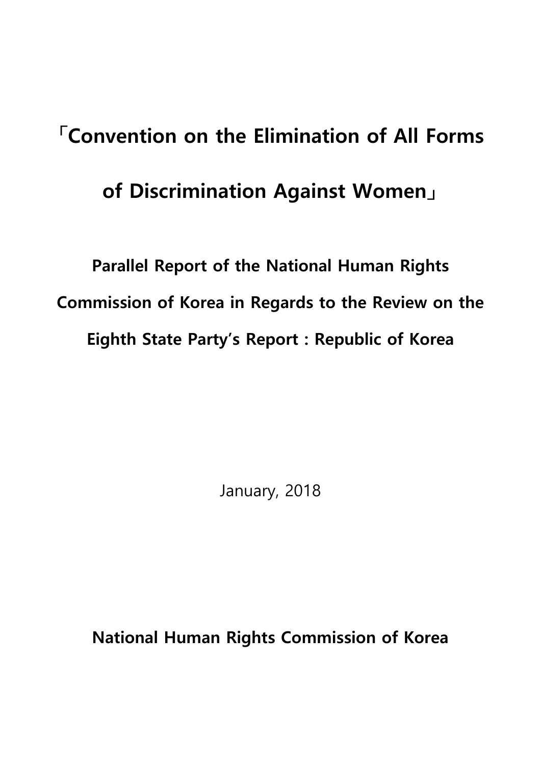# 「Convention on the Elimination of All Forms of Discrimination Against Women」

## Parallel Report of the National Human Rights Commission of Korea in Regards to the Review on the Eighth State Party's Report : Republic of Korea

January, 2018

**National Human Rights Commission of Korea**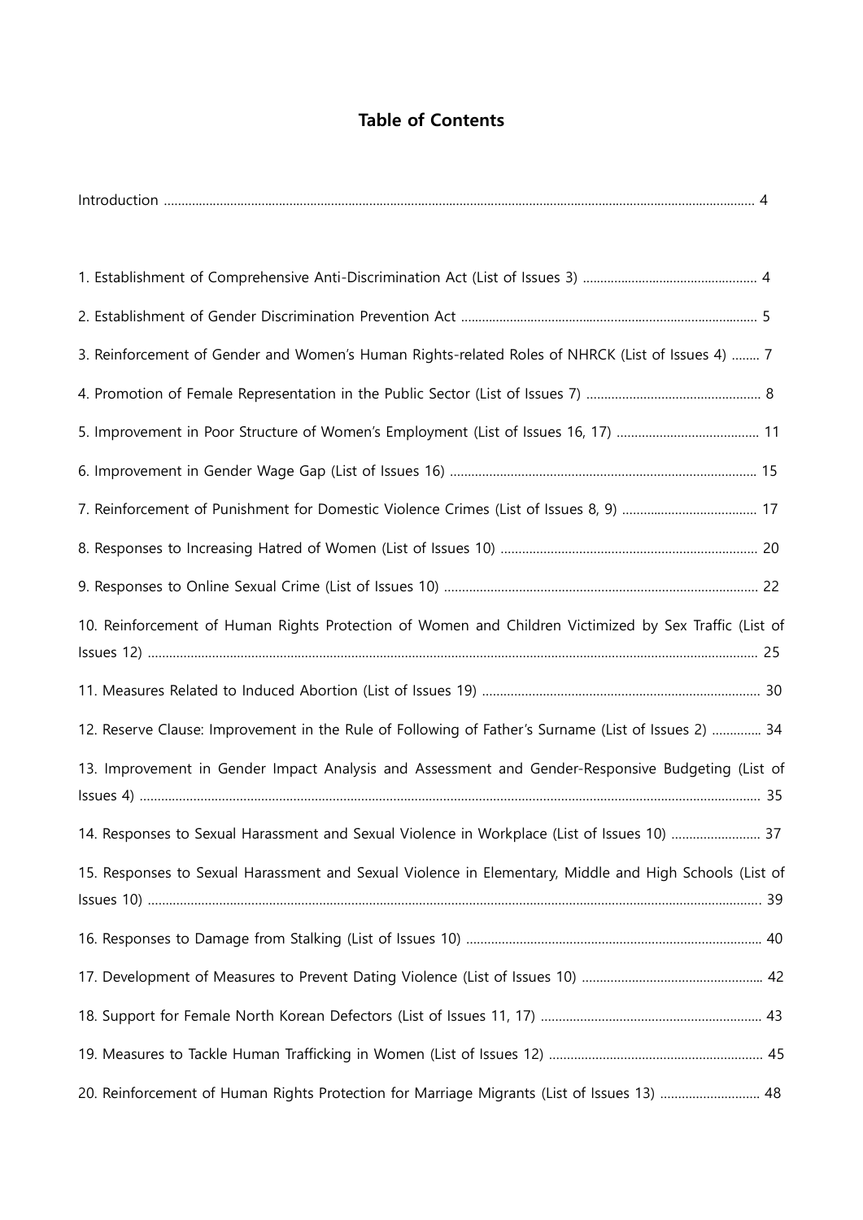# Table of Contents

Introduction ........................................................................................................................................................ 4

1. Establishment of Comprehensive Anti-Discrimination Act (List of Issues 3) ................................................. 4
2. Establishment of Gender Discrimination Prevention Act .................................................................................... 5
3. Reinforcement of Gender and Women's Human Rights-related Roles of NHRCK (List of Issues 4) ........ 7
4. Promotion of Female Representation in the Public Sector (List of Issues 7) ................................................. 8
5. Improvement in Poor Structure of Women's Employment (List of Issues 16, 17) ........................................ 11
6. Improvement in Gender Wage Gap (List of Issues 16) ...................................................................................... 15
7. Reinforcement of Punishment for Domestic Violence Crimes (List of Issues 8, 9) ...................................... 17
8. Responses to Increasing Hatred of Women (List of Issues 10) ........................................................................ 20
9. Responses to Online Sexual Crime (List of Issues 10) ........................................................................................ 22
10. Reinforcement of Human Rights Protection of Women and Children Victimized by Sex Traffic (List of Issues 12) ........................................................................................................................................................ 25
11. Measures Related to Induced Abortion (List of Issues 19) .............................................................................. 30
12. Reserve Clause: Improvement in the Rule of Following of Father's Surname (List of Issues 2) ............. 34
13. Improvement in Gender Impact Analysis and Assessment and Gender-Responsive Budgeting (List of Issues 4) ........................................................................................................................................................ 35
14. Responses to Sexual Harassment and Sexual Violence in Workplace (List of Issues 10) ......................... 37
15. Responses to Sexual Harassment and Sexual Violence in Elementary, Middle and High Schools (List of Issues 10) ........................................................................................................................................................ 39
16. Responses to Damage from Stalking (List of Issues 10) ................................................................................... 40
17. Development of Measures to Prevent Dating Violence (List of Issues 10) .................................................. 42
18. Support for Female North Korean Defectors (List of Issues 11, 17) .............................................................. 43
19. Measures to Tackle Human Trafficking in Women (List of Issues 12) ............................................................ 45
20. Reinforcement of Human Rights Protection for Marriage Migrants (List of Issues 13) ............................ 48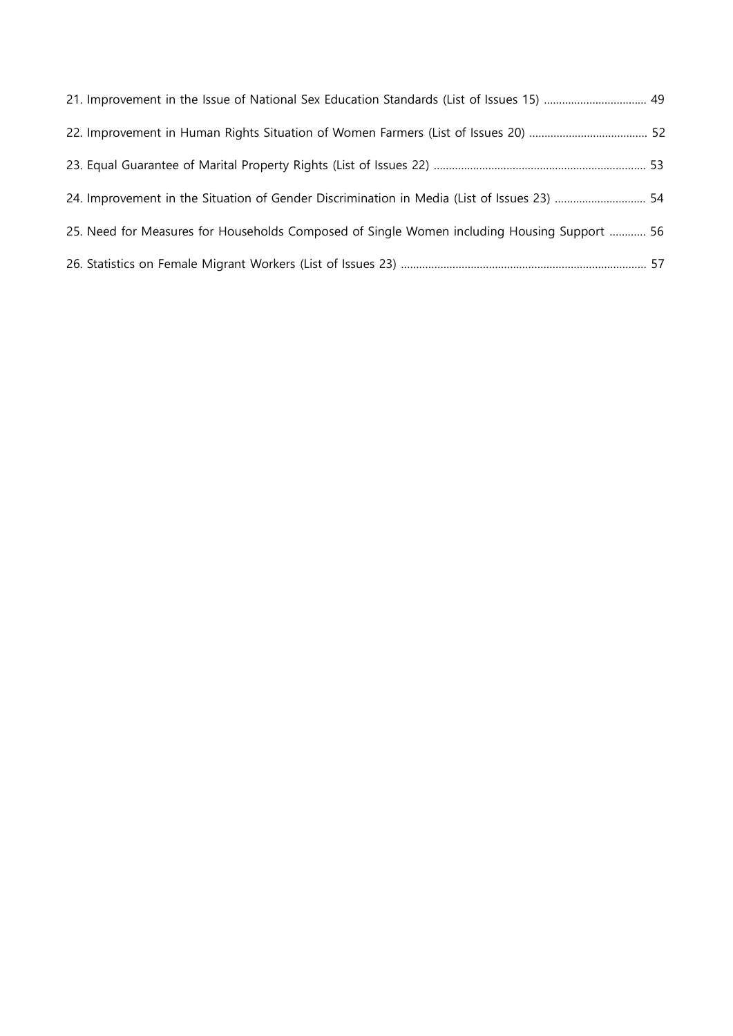21. Improvement in the Issue of National Sex Education Standards (List of Issues 15) .................................. 49

22. Improvement in Human Rights Situation of Women Farmers (List of Issues 20) ....................................... 52

23. Equal Guarantee of Marital Property Rights (List of Issues 22) ...................................................................... 53

24. Improvement in the Situation of Gender Discrimination in Media (List of Issues 23) .............................. 54

25. Need for Measures for Households Composed of Single Women including Housing Support ............ 56

26. Statistics on Female Migrant Workers (List of Issues 23) ................................................................................. 57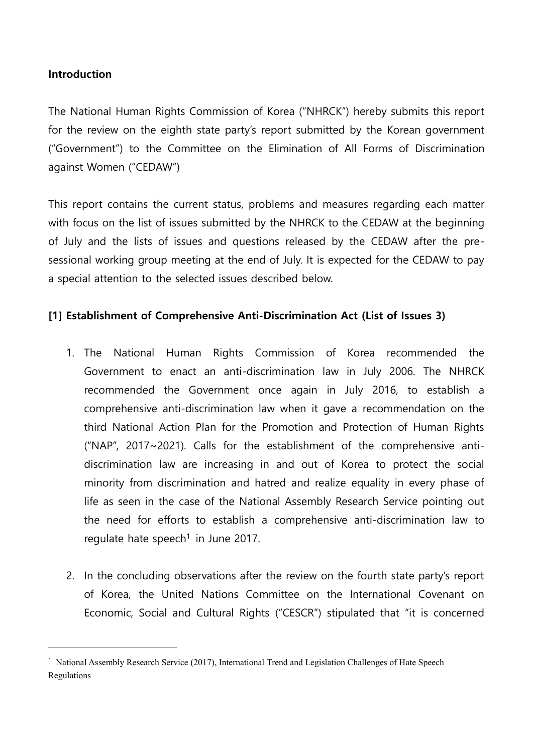**Introduction**

The National Human Rights Commission of Korea ("NHRCK") hereby submits this report for the review on the eighth state party's report submitted by the Korean government ("Government") to the Committee on the Elimination of All Forms of Discrimination against Women ("CEDAW")

This report contains the current status, problems and measures regarding each matter with focus on the list of issues submitted by the NHRCK to the CEDAW at the beginning of July and the lists of issues and questions released by the CEDAW after the pre-sessional working group meeting at the end of July. It is expected for the CEDAW to pay a special attention to the selected issues described below.

**[1] Establishment of Comprehensive Anti-Discrimination Act (List of Issues 3)**

1. The National Human Rights Commission of Korea recommended the Government to enact an anti-discrimination law in July 2006. The NHRCK recommended the Government once again in July 2016, to establish a comprehensive anti-discrimination law when it gave a recommendation on the third National Action Plan for the Promotion and Protection of Human Rights ("NAP", 2017~2021). Calls for the establishment of the comprehensive anti-discrimination law are increasing in and out of Korea to protect the social minority from discrimination and hatred and realize equality in every phase of life as seen in the case of the National Assembly Research Service pointing out the need for efforts to establish a comprehensive anti-discrimination law to regulate hate speech[1] in June 2017.

2. In the concluding observations after the review on the fourth state party's report of Korea, the United Nations Committee on the International Covenant on Economic, Social and Cultural Rights ("CESCR") stipulated that "it is concerned

[1] National Assembly Research Service (2017), International Trend and Legislation Challenges of Hate Speech Regulations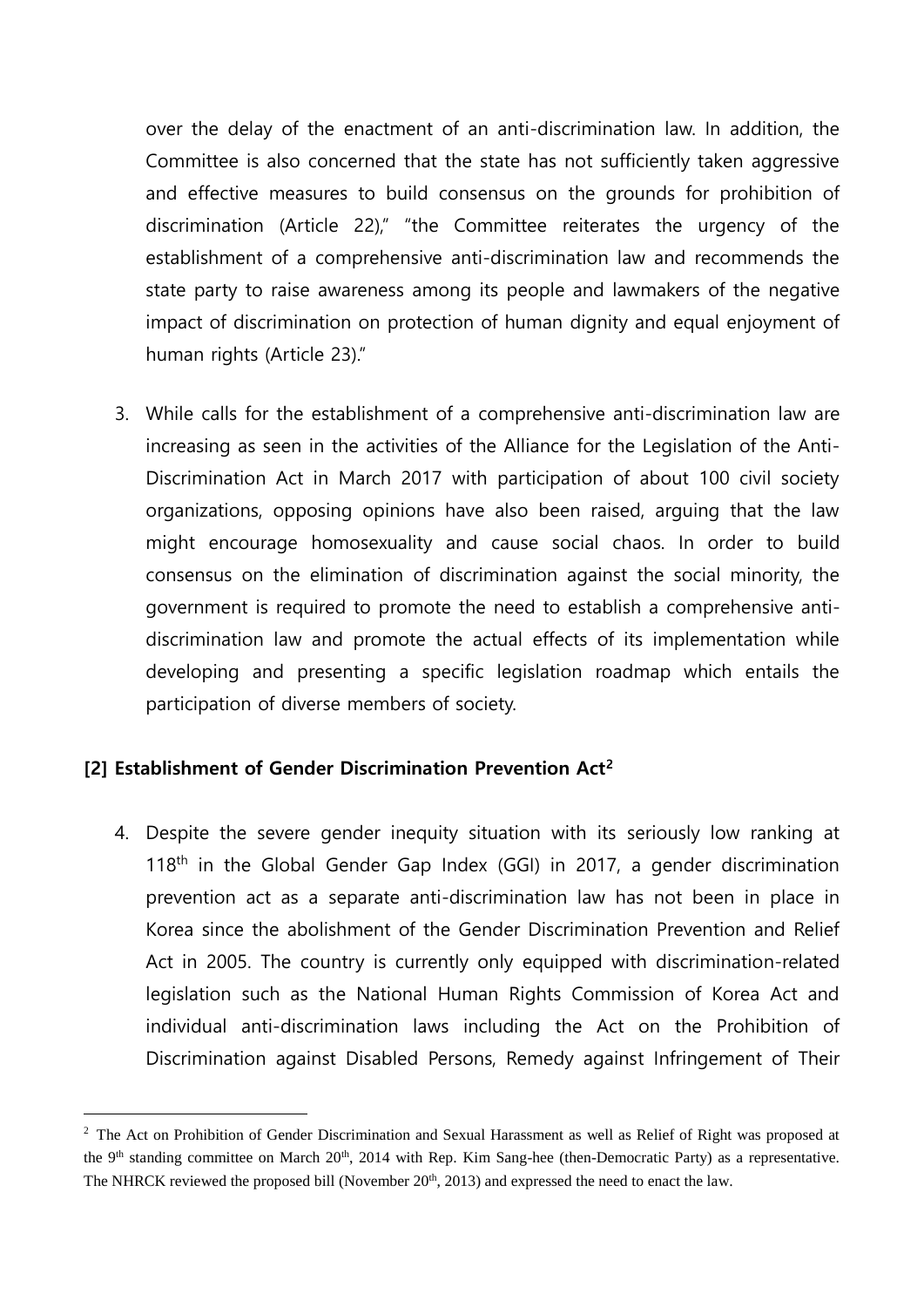over the delay of the enactment of an anti-discrimination law. In addition, the Committee is also concerned that the state has not sufficiently taken aggressive and effective measures to build consensus on the grounds for prohibition of discrimination (Article 22)," "the Committee reiterates the urgency of the establishment of a comprehensive anti-discrimination law and recommends the state party to raise awareness among its people and lawmakers of the negative impact of discrimination on protection of human dignity and equal enjoyment of human rights (Article 23)."

3. While calls for the establishment of a comprehensive anti-discrimination law are increasing as seen in the activities of the Alliance for the Legislation of the Anti-Discrimination Act in March 2017 with participation of about 100 civil society organizations, opposing opinions have also been raised, arguing that the law might encourage homosexuality and cause social chaos. In order to build consensus on the elimination of discrimination against the social minority, the government is required to promote the need to establish a comprehensive anti-discrimination law and promote the actual effects of its implementation while developing and presenting a specific legislation roadmap which entails the participation of diverse members of society.

**[2] Establishment of Gender Discrimination Prevention Act[2]**

4. Despite the severe gender inequity situation with its seriously low ranking at 118th in the Global Gender Gap Index (GGI) in 2017, a gender discrimination prevention act as a separate anti-discrimination law has not been in place in Korea since the abolishment of the Gender Discrimination Prevention and Relief Act in 2005. The country is currently only equipped with discrimination-related legislation such as the National Human Rights Commission of Korea Act and individual anti-discrimination laws including the Act on the Prohibition of Discrimination against Disabled Persons, Remedy against Infringement of Their

---

[2] The Act on Prohibition of Gender Discrimination and Sexual Harassment as well as Relief of Right was proposed at the 9th standing committee on March 20th, 2014 with Rep. Kim Sang-hee (then-Democratic Party) as a representative. The NHRCK reviewed the proposed bill (November 20th, 2013) and expressed the need to enact the law.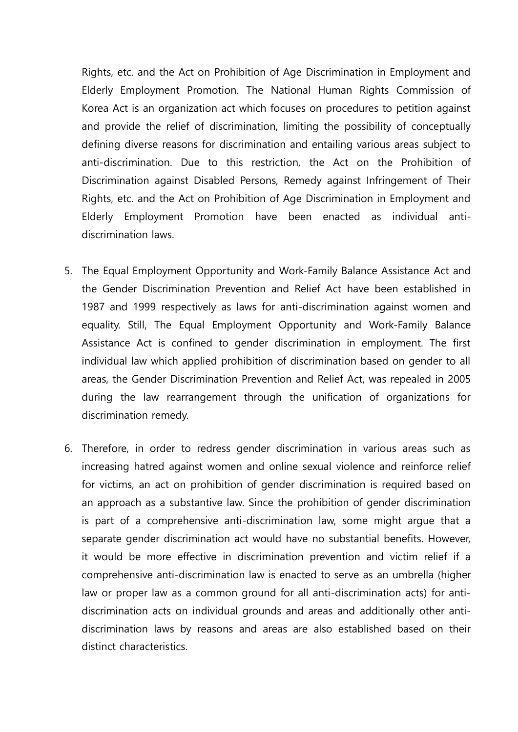Rights, etc. and the Act on Prohibition of Age Discrimination in Employment and Elderly Employment Promotion. The National Human Rights Commission of Korea Act is an organization act which focuses on procedures to petition against and provide the relief of discrimination, limiting the possibility of conceptually defining diverse reasons for discrimination and entailing various areas subject to anti-discrimination. Due to this restriction, the Act on the Prohibition of Discrimination against Disabled Persons, Remedy against Infringement of Their Rights, etc. and the Act on Prohibition of Age Discrimination in Employment and Elderly Employment Promotion have been enacted as individual anti-discrimination laws.

5. The Equal Employment Opportunity and Work-Family Balance Assistance Act and the Gender Discrimination Prevention and Relief Act have been established in 1987 and 1999 respectively as laws for anti-discrimination against women and equality. Still, The Equal Employment Opportunity and Work-Family Balance Assistance Act is confined to gender discrimination in employment. The first individual law which applied prohibition of discrimination based on gender to all areas, the Gender Discrimination Prevention and Relief Act, was repealed in 2005 during the law rearrangement through the unification of organizations for discrimination remedy.

6. Therefore, in order to redress gender discrimination in various areas such as increasing hatred against women and online sexual violence and reinforce relief for victims, an act on prohibition of gender discrimination is required based on an approach as a substantive law. Since the prohibition of gender discrimination is part of a comprehensive anti-discrimination law, some might argue that a separate gender discrimination act would have no substantial benefits. However, it would be more effective in discrimination prevention and victim relief if a comprehensive anti-discrimination law is enacted to serve as an umbrella (higher law or proper law as a common ground for all anti-discrimination acts) for anti-discrimination acts on individual grounds and areas and additionally other anti-discrimination laws by reasons and areas are also established based on their distinct characteristics.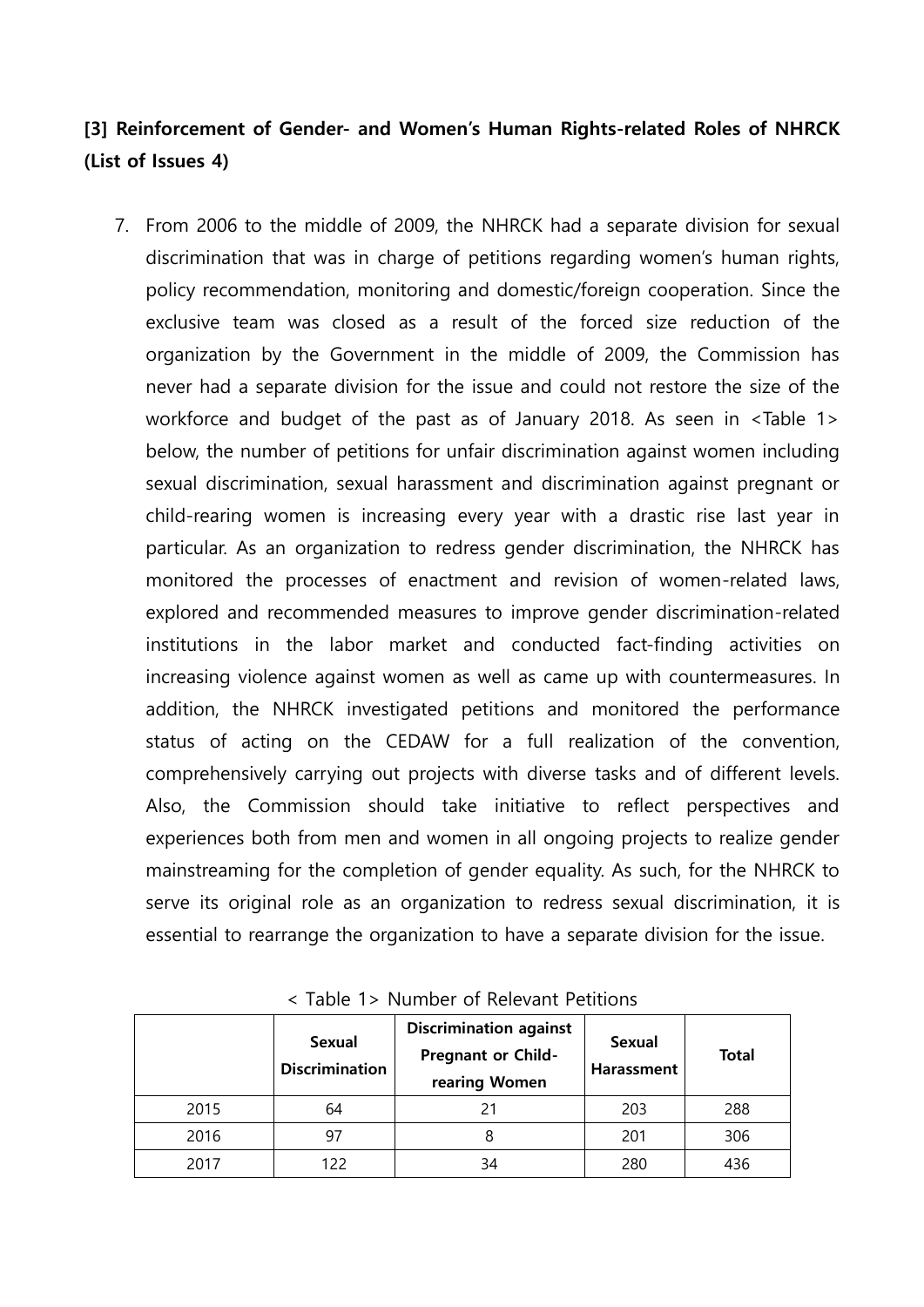### [3] Reinforcement of Gender- and Women's Human Rights-related Roles of NHRCK (List of Issues 4)

7. From 2006 to the middle of 2009, the NHRCK had a separate division for sexual discrimination that was in charge of petitions regarding women's human rights, policy recommendation, monitoring and domestic/foreign cooperation. Since the exclusive team was closed as a result of the forced size reduction of the organization by the Government in the middle of 2009, the Commission has never had a separate division for the issue and could not restore the size of the workforce and budget of the past as of January 2018. As seen in <Table 1> below, the number of petitions for unfair discrimination against women including sexual discrimination, sexual harassment and discrimination against pregnant or child-rearing women is increasing every year with a drastic rise last year in particular. As an organization to redress gender discrimination, the NHRCK has monitored the processes of enactment and revision of women-related laws, explored and recommended measures to improve gender discrimination-related institutions in the labor market and conducted fact-finding activities on increasing violence against women as well as came up with countermeasures. In addition, the NHRCK investigated petitions and monitored the performance status of acting on the CEDAW for a full realization of the convention, comprehensively carrying out projects with diverse tasks and of different levels. Also, the Commission should take initiative to reflect perspectives and experiences both from men and women in all ongoing projects to realize gender mainstreaming for the completion of gender equality. As such, for the NHRCK to serve its original role as an organization to redress sexual discrimination, it is essential to rearrange the organization to have a separate division for the issue.

< Table 1> Number of Relevant Petitions

| | Sexual Discrimination | Discrimination against Pregnant or Child-rearing Women | Sexual Harassment | Total |
|---|---|---|---|---|
| 2015 | 64 | 21 | 203 | 288 |
| 2016 | 97 | 8 | 201 | 306 |
| 2017 | 122 | 34 | 280 | 436 |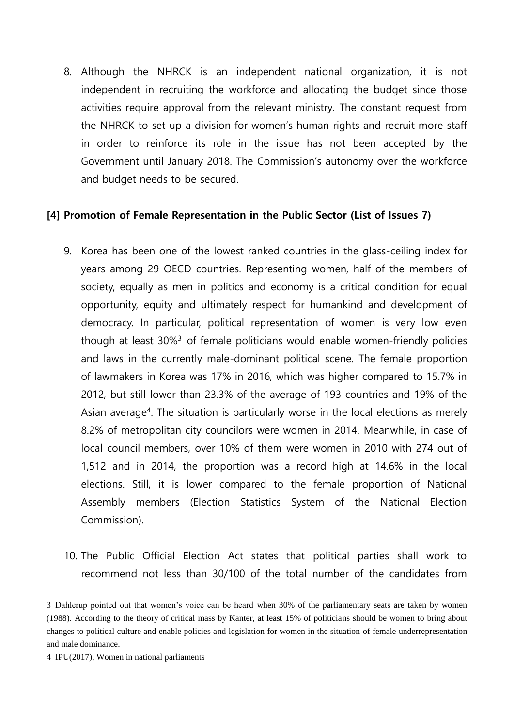8. Although the NHRCK is an independent national organization, it is not independent in recruiting the workforce and allocating the budget since those activities require approval from the relevant ministry. The constant request from the NHRCK to set up a division for women's human rights and recruit more staff in order to reinforce its role in the issue has not been accepted by the Government until January 2018. The Commission's autonomy over the workforce and budget needs to be secured.

### [4] Promotion of Female Representation in the Public Sector (List of Issues 7)

9. Korea has been one of the lowest ranked countries in the glass-ceiling index for years among 29 OECD countries. Representing women, half of the members of society, equally as men in politics and economy is a critical condition for equal opportunity, equity and ultimately respect for humankind and development of democracy. In particular, political representation of women is very low even though at least 30%[3] of female politicians would enable women-friendly policies and laws in the currently male-dominant political scene. The female proportion of lawmakers in Korea was 17% in 2016, which was higher compared to 15.7% in 2012, but still lower than 23.3% of the average of 193 countries and 19% of the Asian average[4]. The situation is particularly worse in the local elections as merely 8.2% of metropolitan city councilors were women in 2014. Meanwhile, in case of local council members, over 10% of them were women in 2010 with 274 out of 1,512 and in 2014, the proportion was a record high at 14.6% in the local elections. Still, it is lower compared to the female proportion of National Assembly members (Election Statistics System of the National Election Commission).

10. The Public Official Election Act states that political parties shall work to recommend not less than 30/100 of the total number of the candidates from

---

3 Dahlerup pointed out that women's voice can be heard when 30% of the parliamentary seats are taken by women (1988). According to the theory of critical mass by Kanter, at least 15% of politicians should be women to bring about changes to political culture and enable policies and legislation for women in the situation of female underrepresentation and male dominance.

4 IPU(2017), Women in national parliaments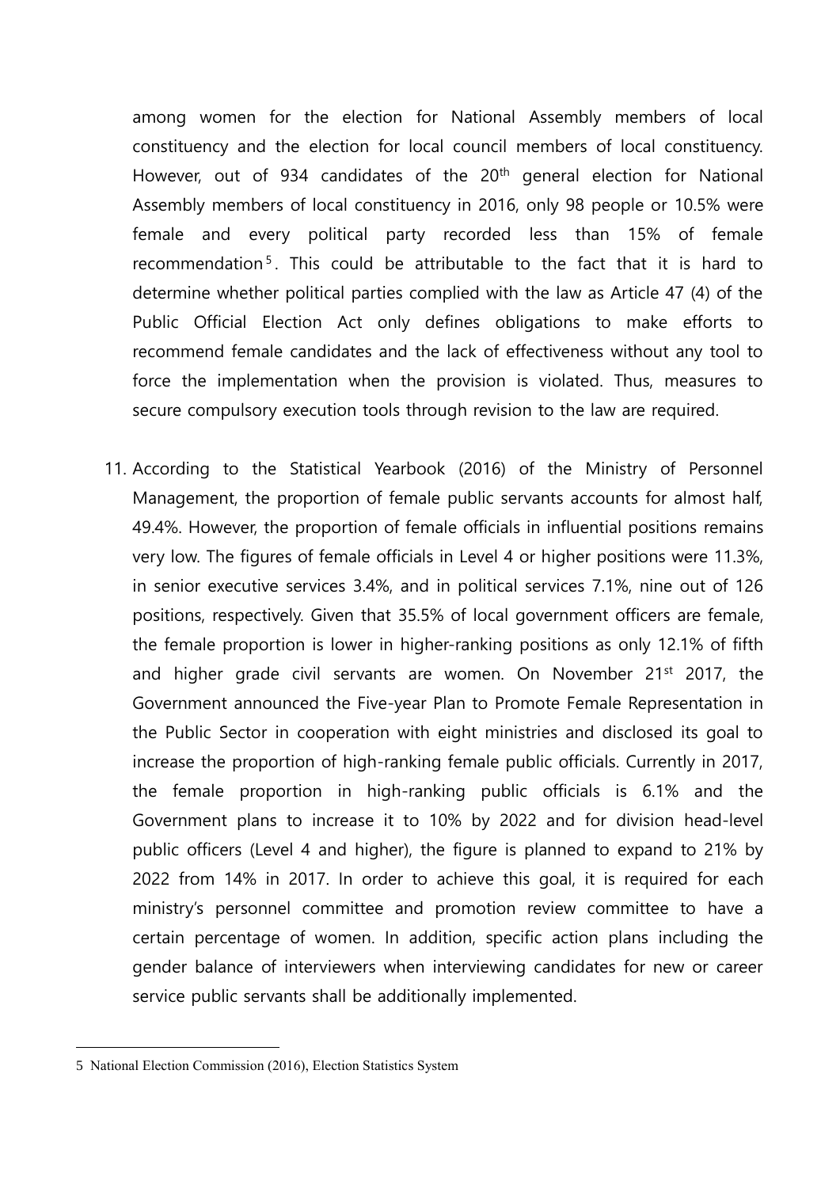among women for the election for National Assembly members of local constituency and the election for local council members of local constituency. However, out of 934 candidates of the 20th general election for National Assembly members of local constituency in 2016, only 98 people or 10.5% were female and every political party recorded less than 15% of female recommendation[5]. This could be attributable to the fact that it is hard to determine whether political parties complied with the law as Article 47 (4) of the Public Official Election Act only defines obligations to make efforts to recommend female candidates and the lack of effectiveness without any tool to force the implementation when the provision is violated. Thus, measures to secure compulsory execution tools through revision to the law are required.

11. According to the Statistical Yearbook (2016) of the Ministry of Personnel Management, the proportion of female public servants accounts for almost half, 49.4%. However, the proportion of female officials in influential positions remains very low. The figures of female officials in Level 4 or higher positions were 11.3%, in senior executive services 3.4%, and in political services 7.1%, nine out of 126 positions, respectively. Given that 35.5% of local government officers are female, the female proportion is lower in higher-ranking positions as only 12.1% of fifth and higher grade civil servants are women. On November 21st 2017, the Government announced the Five-year Plan to Promote Female Representation in the Public Sector in cooperation with eight ministries and disclosed its goal to increase the proportion of high-ranking female public officials. Currently in 2017, the female proportion in high-ranking public officials is 6.1% and the Government plans to increase it to 10% by 2022 and for division head-level public officers (Level 4 and higher), the figure is planned to expand to 21% by 2022 from 14% in 2017. In order to achieve this goal, it is required for each ministry's personnel committee and promotion review committee to have a certain percentage of women. In addition, specific action plans including the gender balance of interviewers when interviewing candidates for new or career service public servants shall be additionally implemented.

[5] National Election Commission (2016), Election Statistics System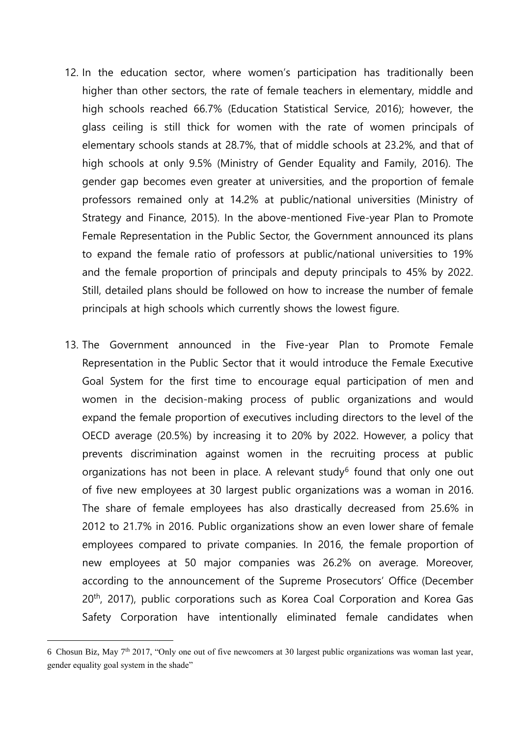12. In the education sector, where women's participation has traditionally been higher than other sectors, the rate of female teachers in elementary, middle and high schools reached 66.7% (Education Statistical Service, 2016); however, the glass ceiling is still thick for women with the rate of women principals of elementary schools stands at 28.7%, that of middle schools at 23.2%, and that of high schools at only 9.5% (Ministry of Gender Equality and Family, 2016). The gender gap becomes even greater at universities, and the proportion of female professors remained only at 14.2% at public/national universities (Ministry of Strategy and Finance, 2015). In the above-mentioned Five-year Plan to Promote Female Representation in the Public Sector, the Government announced its plans to expand the female ratio of professors at public/national universities to 19% and the female proportion of principals and deputy principals to 45% by 2022. Still, detailed plans should be followed on how to increase the number of female principals at high schools which currently shows the lowest figure.

13. The Government announced in the Five-year Plan to Promote Female Representation in the Public Sector that it would introduce the Female Executive Goal System for the first time to encourage equal participation of men and women in the decision-making process of public organizations and would expand the female proportion of executives including directors to the level of the OECD average (20.5%) by increasing it to 20% by 2022. However, a policy that prevents discrimination against women in the recruiting process at public organizations has not been in place. A relevant study[6] found that only one out of five new employees at 30 largest public organizations was a woman in 2016. The share of female employees has also drastically decreased from 25.6% in 2012 to 21.7% in 2016. Public organizations show an even lower share of female employees compared to private companies. In 2016, the female proportion of new employees at 50 major companies was 26.2% on average. Moreover, according to the announcement of the Supreme Prosecutors' Office (December 20th, 2017), public corporations such as Korea Coal Corporation and Korea Gas Safety Corporation have intentionally eliminated female candidates when

---

6 Chosun Biz, May 7th 2017, "Only one out of five newcomers at 30 largest public organizations was woman last year, gender equality goal system in the shade"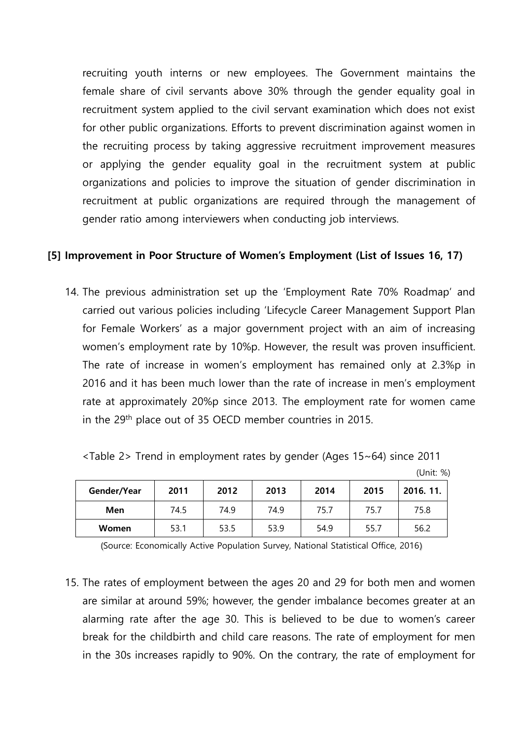recruiting youth interns or new employees. The Government maintains the female share of civil servants above 30% through the gender equality goal in recruitment system applied to the civil servant examination which does not exist for other public organizations. Efforts to prevent discrimination against women in the recruiting process by taking aggressive recruitment improvement measures or applying the gender equality goal in the recruitment system at public organizations and policies to improve the situation of gender discrimination in recruitment at public organizations are required through the management of gender ratio among interviewers when conducting job interviews.

### [5] Improvement in Poor Structure of Women's Employment (List of Issues 16, 17)

14. The previous administration set up the 'Employment Rate 70% Roadmap' and carried out various policies including 'Lifecycle Career Management Support Plan for Female Workers' as a major government project with an aim of increasing women's employment rate by 10%p. However, the result was proven insufficient. The rate of increase in women's employment has remained only at 2.3%p in 2016 and it has been much lower than the rate of increase in men's employment rate at approximately 20%p since 2013. The employment rate for women came in the 29th place out of 35 OECD member countries in 2015.

<Table 2> Trend in employment rates by gender (Ages 15~64) since 2011

(Unit: %)

| Gender/Year | 2011 | 2012 | 2013 | 2014 | 2015 | 2016. 11. |
|---|---|---|---|---|---|---|
| Men | 74.5 | 74.9 | 74.9 | 75.7 | 75.7 | 75.8 |
| Women | 53.1 | 53.5 | 53.9 | 54.9 | 55.7 | 56.2 |

(Source: Economically Active Population Survey, National Statistical Office, 2016)

15. The rates of employment between the ages 20 and 29 for both men and women are similar at around 59%; however, the gender imbalance becomes greater at an alarming rate after the age 30. This is believed to be due to women's career break for the childbirth and child care reasons. The rate of employment for men in the 30s increases rapidly to 90%. On the contrary, the rate of employment for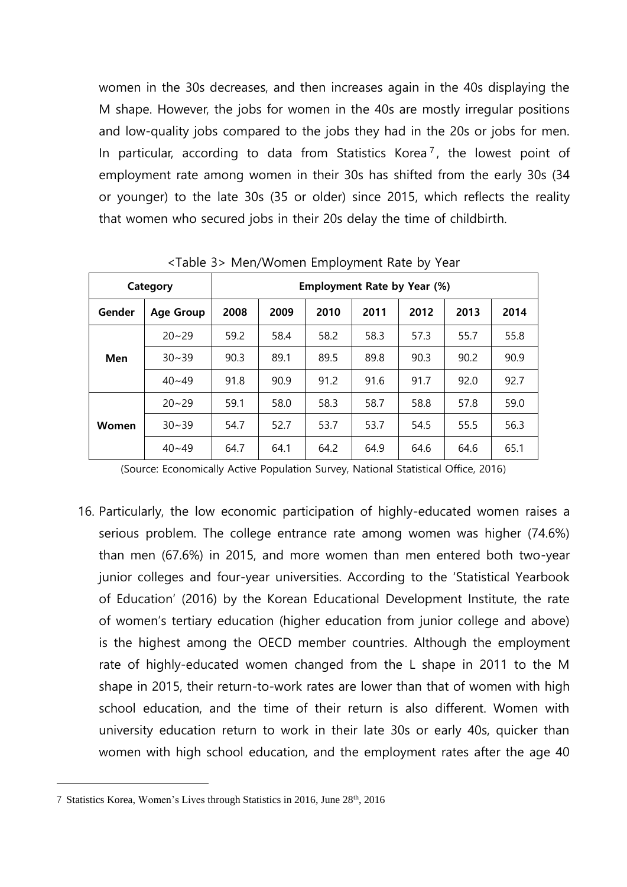women in the 30s decreases, and then increases again in the 40s displaying the M shape. However, the jobs for women in the 40s are mostly irregular positions and low-quality jobs compared to the jobs they had in the 20s or jobs for men. In particular, according to data from Statistics Korea[7], the lowest point of employment rate among women in their 30s has shifted from the early 30s (34 or younger) to the late 30s (35 or older) since 2015, which reflects the reality that women who secured jobs in their 20s delay the time of childbirth.

<Table 3> Men/Women Employment Rate by Year

| Category | | Employment Rate by Year (%) | | | | | | |
|---|---|---|---|---|---|---|---|---|
| **Gender** | **Age Group** | **2008** | **2009** | **2010** | **2011** | **2012** | **2013** | **2014** |
| **Men** | 20~29 | 59.2 | 58.4 | 58.2 | 58.3 | 57.3 | 55.7 | 55.8 |
| | 30~39 | 90.3 | 89.1 | 89.5 | 89.8 | 90.3 | 90.2 | 90.9 |
| | 40~49 | 91.8 | 90.9 | 91.2 | 91.6 | 91.7 | 92.0 | 92.7 |
| **Women** | 20~29 | 59.1 | 58.0 | 58.3 | 58.7 | 58.8 | 57.8 | 59.0 |
| | 30~39 | 54.7 | 52.7 | 53.7 | 53.7 | 54.5 | 55.5 | 56.3 |
| | 40~49 | 64.7 | 64.1 | 64.2 | 64.9 | 64.6 | 64.6 | 65.1 |

(Source: Economically Active Population Survey, National Statistical Office, 2016)

16. Particularly, the low economic participation of highly-educated women raises a serious problem. The college entrance rate among women was higher (74.6%) than men (67.6%) in 2015, and more women than men entered both two-year junior colleges and four-year universities. According to the 'Statistical Yearbook of Education' (2016) by the Korean Educational Development Institute, the rate of women's tertiary education (higher education from junior college and above) is the highest among the OECD member countries. Although the employment rate of highly-educated women changed from the L shape in 2011 to the M shape in 2015, their return-to-work rates are lower than that of women with high school education, and the time of their return is also different. Women with university education return to work in their late 30s or early 40s, quicker than women with high school education, and the employment rates after the age 40

7 Statistics Korea, Women's Lives through Statistics in 2016, June 28th, 2016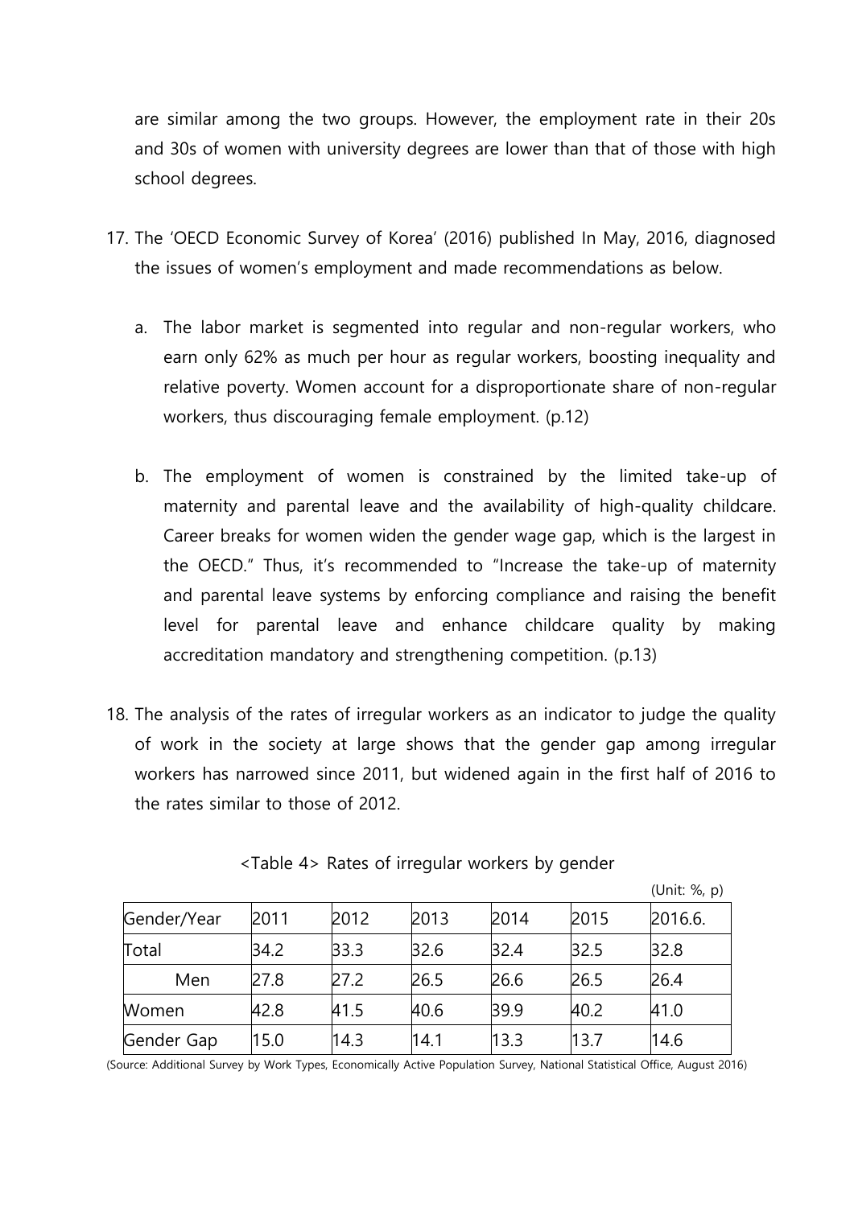are similar among the two groups. However, the employment rate in their 20s and 30s of women with university degrees are lower than that of those with high school degrees.

17. The 'OECD Economic Survey of Korea' (2016) published In May, 2016, diagnosed the issues of women's employment and made recommendations as below.

    a. The labor market is segmented into regular and non-regular workers, who earn only 62% as much per hour as regular workers, boosting inequality and relative poverty. Women account for a disproportionate share of non-regular workers, thus discouraging female employment. (p.12)

    b. The employment of women is constrained by the limited take-up of maternity and parental leave and the availability of high-quality childcare. Career breaks for women widen the gender wage gap, which is the largest in the OECD." Thus, it's recommended to "Increase the take-up of maternity and parental leave systems by enforcing compliance and raising the benefit level for parental leave and enhance childcare quality by making accreditation mandatory and strengthening competition. (p.13)

18. The analysis of the rates of irregular workers as an indicator to judge the quality of work in the society at large shows that the gender gap among irregular workers has narrowed since 2011, but widened again in the first half of 2016 to the rates similar to those of 2012.

<Table 4> Rates of irregular workers by gender

(Unit: %, p)

| Gender/Year | 2011 | 2012 | 2013 | 2014 | 2015 | 2016.6. |
|---|---|---|---|---|---|---|
| Total | 34.2 | 33.3 | 32.6 | 32.4 | 32.5 | 32.8 |
| Men | 27.8 | 27.2 | 26.5 | 26.6 | 26.5 | 26.4 |
| Women | 42.8 | 41.5 | 40.6 | 39.9 | 40.2 | 41.0 |
| Gender Gap | 15.0 | 14.3 | 14.1 | 13.3 | 13.7 | 14.6 |

(Source: Additional Survey by Work Types, Economically Active Population Survey, National Statistical Office, August 2016)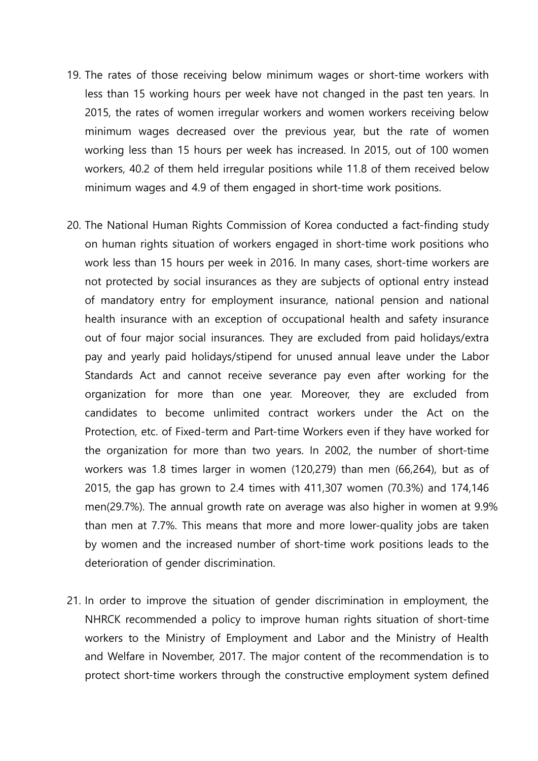19. The rates of those receiving below minimum wages or short-time workers with less than 15 working hours per week have not changed in the past ten years. In 2015, the rates of women irregular workers and women workers receiving below minimum wages decreased over the previous year, but the rate of women working less than 15 hours per week has increased. In 2015, out of 100 women workers, 40.2 of them held irregular positions while 11.8 of them received below minimum wages and 4.9 of them engaged in short-time work positions.

20. The National Human Rights Commission of Korea conducted a fact-finding study on human rights situation of workers engaged in short-time work positions who work less than 15 hours per week in 2016. In many cases, short-time workers are not protected by social insurances as they are subjects of optional entry instead of mandatory entry for employment insurance, national pension and national health insurance with an exception of occupational health and safety insurance out of four major social insurances. They are excluded from paid holidays/extra pay and yearly paid holidays/stipend for unused annual leave under the Labor Standards Act and cannot receive severance pay even after working for the organization for more than one year. Moreover, they are excluded from candidates to become unlimited contract workers under the Act on the Protection, etc. of Fixed-term and Part-time Workers even if they have worked for the organization for more than two years. In 2002, the number of short-time workers was 1.8 times larger in women (120,279) than men (66,264), but as of 2015, the gap has grown to 2.4 times with 411,307 women (70.3%) and 174,146 men(29.7%). The annual growth rate on average was also higher in women at 9.9% than men at 7.7%. This means that more and more lower-quality jobs are taken by women and the increased number of short-time work positions leads to the deterioration of gender discrimination.

21. In order to improve the situation of gender discrimination in employment, the NHRCK recommended a policy to improve human rights situation of short-time workers to the Ministry of Employment and Labor and the Ministry of Health and Welfare in November, 2017. The major content of the recommendation is to protect short-time workers through the constructive employment system defined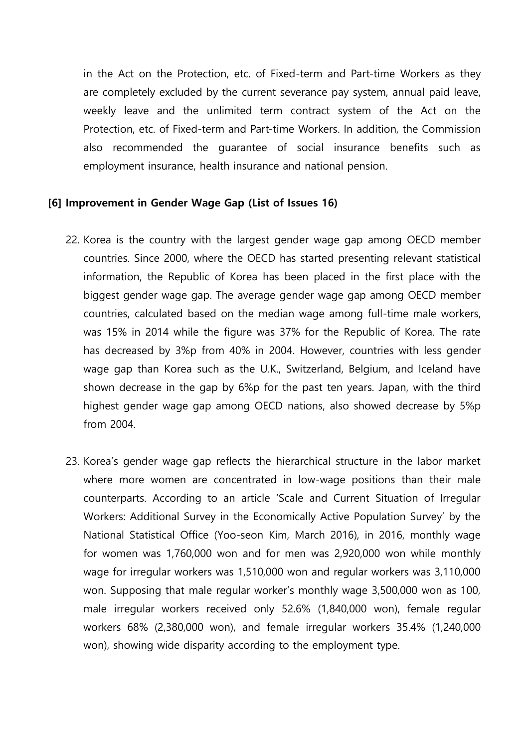in the Act on the Protection, etc. of Fixed-term and Part-time Workers as they are completely excluded by the current severance pay system, annual paid leave, weekly leave and the unlimited term contract system of the Act on the Protection, etc. of Fixed-term and Part-time Workers. In addition, the Commission also recommended the guarantee of social insurance benefits such as employment insurance, health insurance and national pension.

**[6] Improvement in Gender Wage Gap (List of Issues 16)**

22. Korea is the country with the largest gender wage gap among OECD member countries. Since 2000, where the OECD has started presenting relevant statistical information, the Republic of Korea has been placed in the first place with the biggest gender wage gap. The average gender wage gap among OECD member countries, calculated based on the median wage among full-time male workers, was 15% in 2014 while the figure was 37% for the Republic of Korea. The rate has decreased by 3%p from 40% in 2004. However, countries with less gender wage gap than Korea such as the U.K., Switzerland, Belgium, and Iceland have shown decrease in the gap by 6%p for the past ten years. Japan, with the third highest gender wage gap among OECD nations, also showed decrease by 5%p from 2004.

23. Korea's gender wage gap reflects the hierarchical structure in the labor market where more women are concentrated in low-wage positions than their male counterparts. According to an article 'Scale and Current Situation of Irregular Workers: Additional Survey in the Economically Active Population Survey' by the National Statistical Office (Yoo-seon Kim, March 2016), in 2016, monthly wage for women was 1,760,000 won and for men was 2,920,000 won while monthly wage for irregular workers was 1,510,000 won and regular workers was 3,110,000 won. Supposing that male regular worker's monthly wage 3,500,000 won as 100, male irregular workers received only 52.6% (1,840,000 won), female regular workers 68% (2,380,000 won), and female irregular workers 35.4% (1,240,000 won), showing wide disparity according to the employment type.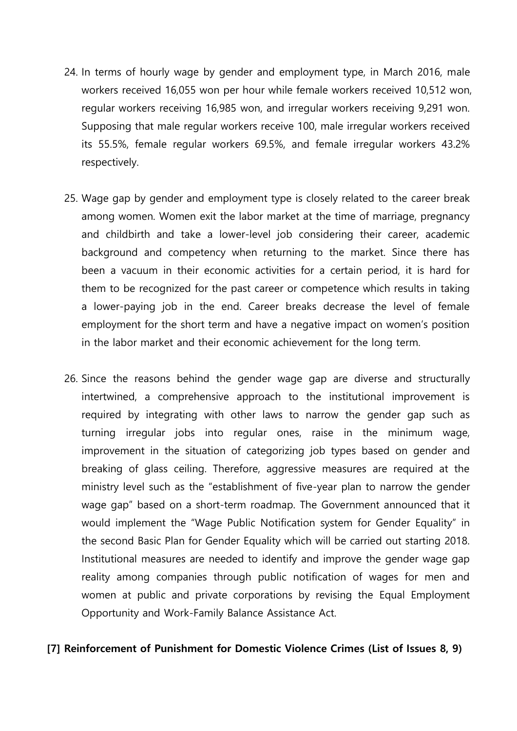24. In terms of hourly wage by gender and employment type, in March 2016, male workers received 16,055 won per hour while female workers received 10,512 won, regular workers receiving 16,985 won, and irregular workers receiving 9,291 won. Supposing that male regular workers receive 100, male irregular workers received its 55.5%, female regular workers 69.5%, and female irregular workers 43.2% respectively.

25. Wage gap by gender and employment type is closely related to the career break among women. Women exit the labor market at the time of marriage, pregnancy and childbirth and take a lower-level job considering their career, academic background and competency when returning to the market. Since there has been a vacuum in their economic activities for a certain period, it is hard for them to be recognized for the past career or competence which results in taking a lower-paying job in the end. Career breaks decrease the level of female employment for the short term and have a negative impact on women's position in the labor market and their economic achievement for the long term.

26. Since the reasons behind the gender wage gap are diverse and structurally intertwined, a comprehensive approach to the institutional improvement is required by integrating with other laws to narrow the gender gap such as turning irregular jobs into regular ones, raise in the minimum wage, improvement in the situation of categorizing job types based on gender and breaking of glass ceiling. Therefore, aggressive measures are required at the ministry level such as the "establishment of five-year plan to narrow the gender wage gap" based on a short-term roadmap. The Government announced that it would implement the "Wage Public Notification system for Gender Equality" in the second Basic Plan for Gender Equality which will be carried out starting 2018. Institutional measures are needed to identify and improve the gender wage gap reality among companies through public notification of wages for men and women at public and private corporations by revising the Equal Employment Opportunity and Work-Family Balance Assistance Act.

**[7] Reinforcement of Punishment for Domestic Violence Crimes (List of Issues 8, 9)**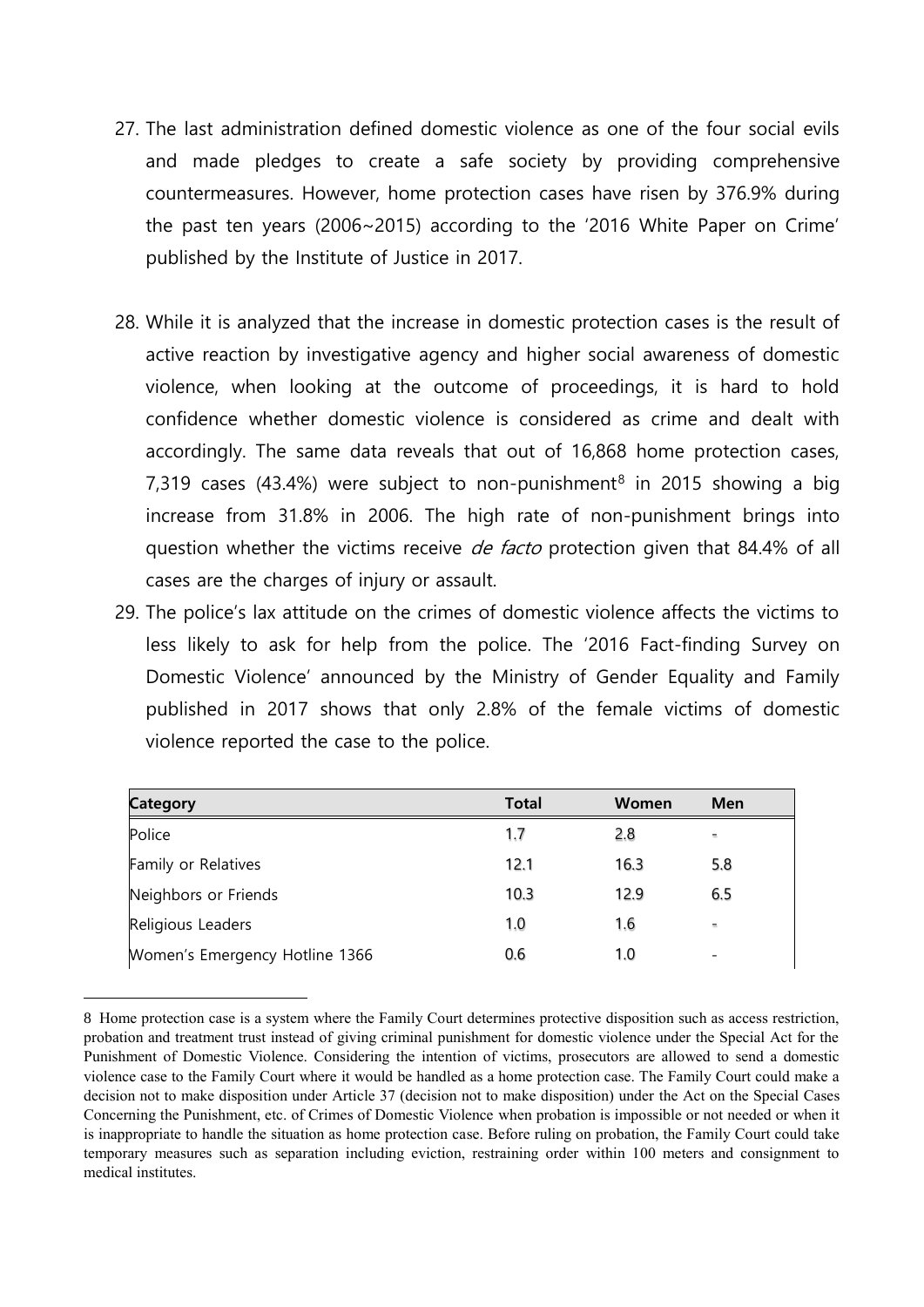27. The last administration defined domestic violence as one of the four social evils and made pledges to create a safe society by providing comprehensive countermeasures. However, home protection cases have risen by 376.9% during the past ten years (2006~2015) according to the '2016 White Paper on Crime' published by the Institute of Justice in 2017.

28. While it is analyzed that the increase in domestic protection cases is the result of active reaction by investigative agency and higher social awareness of domestic violence, when looking at the outcome of proceedings, it is hard to hold confidence whether domestic violence is considered as crime and dealt with accordingly. The same data reveals that out of 16,868 home protection cases, 7,319 cases (43.4%) were subject to non-punishment[8] in 2015 showing a big increase from 31.8% in 2006. The high rate of non-punishment brings into question whether the victims receive *de facto* protection given that 84.4% of all cases are the charges of injury or assault.

29. The police's lax attitude on the crimes of domestic violence affects the victims to less likely to ask for help from the police. The '2016 Fact-finding Survey on Domestic Violence' announced by the Ministry of Gender Equality and Family published in 2017 shows that only 2.8% of the female victims of domestic violence reported the case to the police.

| Category | Total | Women | Men |
|---|---|---|---|
| Police | 1.7 | 2.8 | - |
| Family or Relatives | 12.1 | 16.3 | 5.8 |
| Neighbors or Friends | 10.3 | 12.9 | 6.5 |
| Religious Leaders | 1.0 | 1.6 | - |
| Women's Emergency Hotline 1366 | 0.6 | 1.0 | - |

8 Home protection case is a system where the Family Court determines protective disposition such as access restriction, probation and treatment trust instead of giving criminal punishment for domestic violence under the Special Act for the Punishment of Domestic Violence. Considering the intention of victims, prosecutors are allowed to send a domestic violence case to the Family Court where it would be handled as a home protection case. The Family Court could make a decision not to make disposition under Article 37 (decision not to make disposition) under the Act on the Special Cases Concerning the Punishment, etc. of Crimes of Domestic Violence when probation is impossible or not needed or when it is inappropriate to handle the situation as home protection case. Before ruling on probation, the Family Court could take temporary measures such as separation including eviction, restraining order within 100 meters and consignment to medical institutes.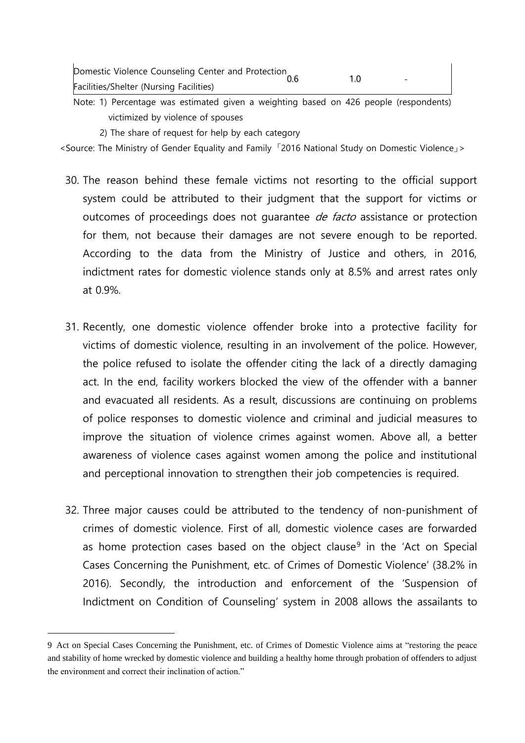| | | | |
|---|---|---|---|
| Domestic Violence Counseling Center and Protection Facilities/Shelter (Nursing Facilities) | 0.6 | 1.0 | - |

Note: 1) Percentage was estimated given a weighting based on 426 people (respondents) victimized by violence of spouses

2) The share of request for help by each category

<Source: The Ministry of Gender Equality and Family 「2016 National Study on Domestic Violence」>

30. The reason behind these female victims not resorting to the official support system could be attributed to their judgment that the support for victims or outcomes of proceedings does not guarantee *de facto* assistance or protection for them, not because their damages are not severe enough to be reported. According to the data from the Ministry of Justice and others, in 2016, indictment rates for domestic violence stands only at 8.5% and arrest rates only at 0.9%.

31. Recently, one domestic violence offender broke into a protective facility for victims of domestic violence, resulting in an involvement of the police. However, the police refused to isolate the offender citing the lack of a directly damaging act. In the end, facility workers blocked the view of the offender with a banner and evacuated all residents. As a result, discussions are continuing on problems of police responses to domestic violence and criminal and judicial measures to improve the situation of violence crimes against women. Above all, a better awareness of violence cases against women among the police and institutional and perceptional innovation to strengthen their job competencies is required.

32. Three major causes could be attributed to the tendency of non-punishment of crimes of domestic violence. First of all, domestic violence cases are forwarded as home protection cases based on the object clause[9] in the 'Act on Special Cases Concerning the Punishment, etc. of Crimes of Domestic Violence' (38.2% in 2016). Secondly, the introduction and enforcement of the 'Suspension of Indictment on Condition of Counseling' system in 2008 allows the assailants to

---

9 Act on Special Cases Concerning the Punishment, etc. of Crimes of Domestic Violence aims at "restoring the peace and stability of home wrecked by domestic violence and building a healthy home through probation of offenders to adjust the environment and correct their inclination of action."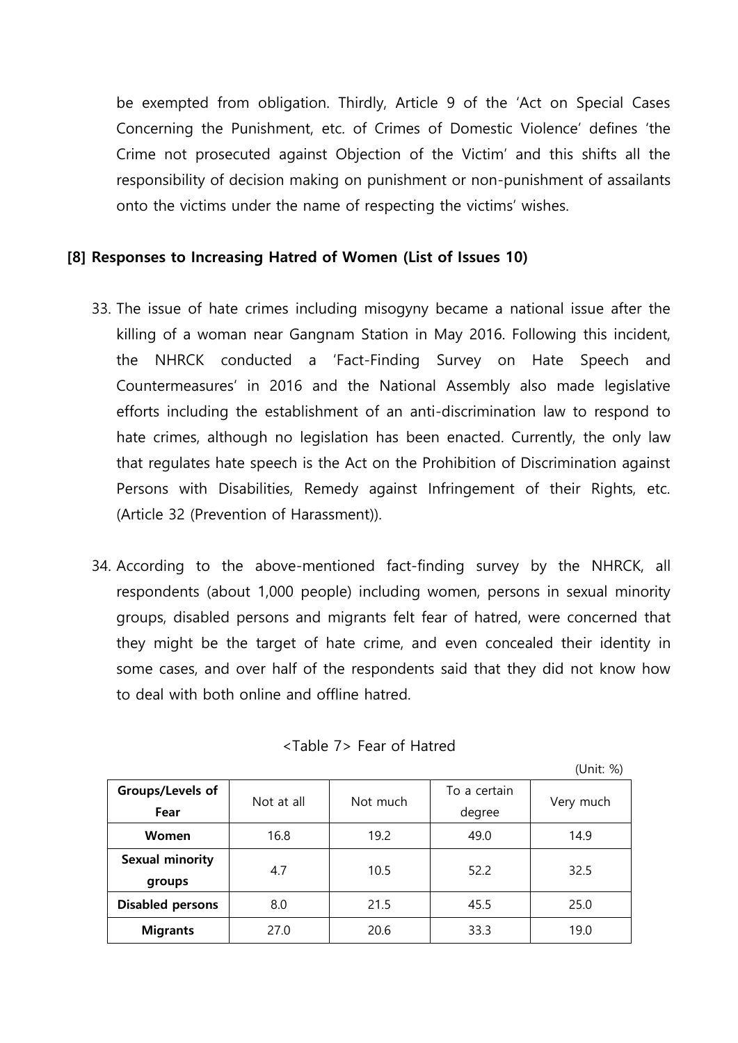be exempted from obligation. Thirdly, Article 9 of the 'Act on Special Cases Concerning the Punishment, etc. of Crimes of Domestic Violence' defines 'the Crime not prosecuted against Objection of the Victim' and this shifts all the responsibility of decision making on punishment or non-punishment of assailants onto the victims under the name of respecting the victims' wishes.

### [8] Responses to Increasing Hatred of Women (List of Issues 10)

33. The issue of hate crimes including misogyny became a national issue after the killing of a woman near Gangnam Station in May 2016. Following this incident, the NHRCK conducted a 'Fact-Finding Survey on Hate Speech and Countermeasures' in 2016 and the National Assembly also made legislative efforts including the establishment of an anti-discrimination law to respond to hate crimes, although no legislation has been enacted. Currently, the only law that regulates hate speech is the Act on the Prohibition of Discrimination against Persons with Disabilities, Remedy against Infringement of their Rights, etc. (Article 32 (Prevention of Harassment)).

34. According to the above-mentioned fact-finding survey by the NHRCK, all respondents (about 1,000 people) including women, persons in sexual minority groups, disabled persons and migrants felt fear of hatred, were concerned that they might be the target of hate crime, and even concealed their identity in some cases, and over half of the respondents said that they did not know how to deal with both online and offline hatred.

<Table 7> Fear of Hatred

(Unit: %)

| Groups/Levels of Fear | Not at all | Not much | To a certain degree | Very much |
|---|---|---|---|---|
| **Women** | 16.8 | 19.2 | 49.0 | 14.9 |
| **Sexual minority groups** | 4.7 | 10.5 | 52.2 | 32.5 |
| **Disabled persons** | 8.0 | 21.5 | 45.5 | 25.0 |
| **Migrants** | 27.0 | 20.6 | 33.3 | 19.0 |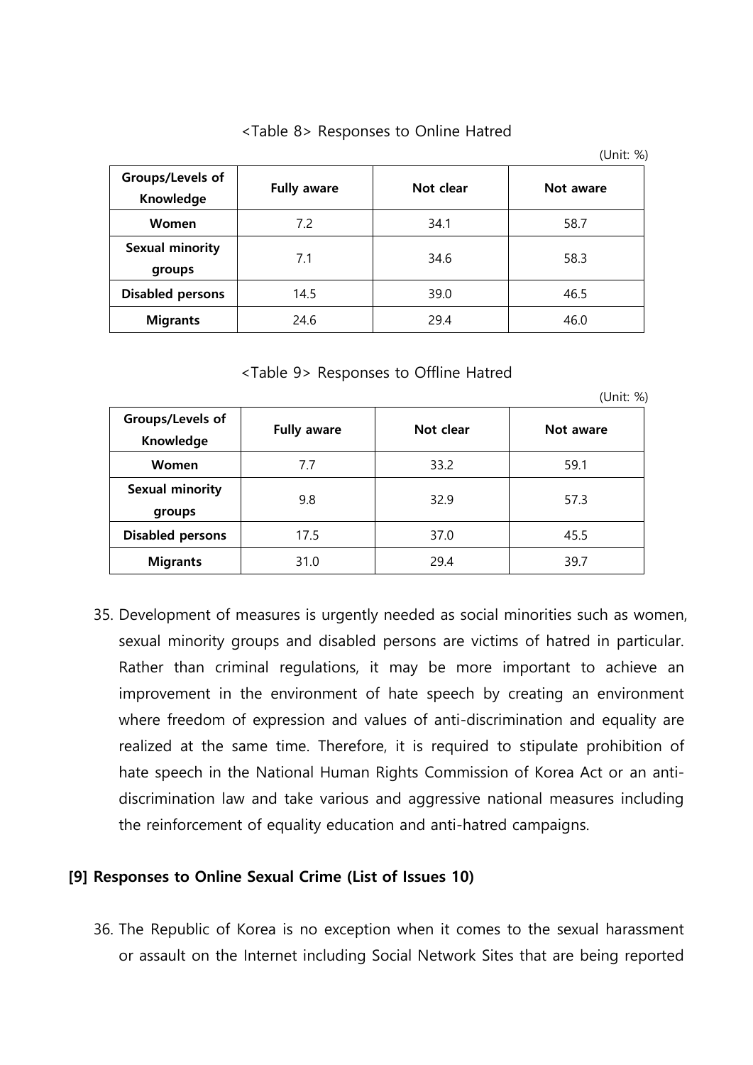<Table 8> Responses to Online Hatred

(Unit: %)

| Groups/Levels of Knowledge | Fully aware | Not clear | Not aware |
|---|---|---|---|
| Women | 7.2 | 34.1 | 58.7 |
| Sexual minority groups | 7.1 | 34.6 | 58.3 |
| Disabled persons | 14.5 | 39.0 | 46.5 |
| Migrants | 24.6 | 29.4 | 46.0 |

<Table 9> Responses to Offline Hatred

(Unit: %)

| Groups/Levels of Knowledge | Fully aware | Not clear | Not aware |
|---|---|---|---|
| Women | 7.7 | 33.2 | 59.1 |
| Sexual minority groups | 9.8 | 32.9 | 57.3 |
| Disabled persons | 17.5 | 37.0 | 45.5 |
| Migrants | 31.0 | 29.4 | 39.7 |

35. Development of measures is urgently needed as social minorities such as women, sexual minority groups and disabled persons are victims of hatred in particular. Rather than criminal regulations, it may be more important to achieve an improvement in the environment of hate speech by creating an environment where freedom of expression and values of anti-discrimination and equality are realized at the same time. Therefore, it is required to stipulate prohibition of hate speech in the National Human Rights Commission of Korea Act or an anti-discrimination law and take various and aggressive national measures including the reinforcement of equality education and anti-hatred campaigns.

### [9] Responses to Online Sexual Crime (List of Issues 10)

36. The Republic of Korea is no exception when it comes to the sexual harassment or assault on the Internet including Social Network Sites that are being reported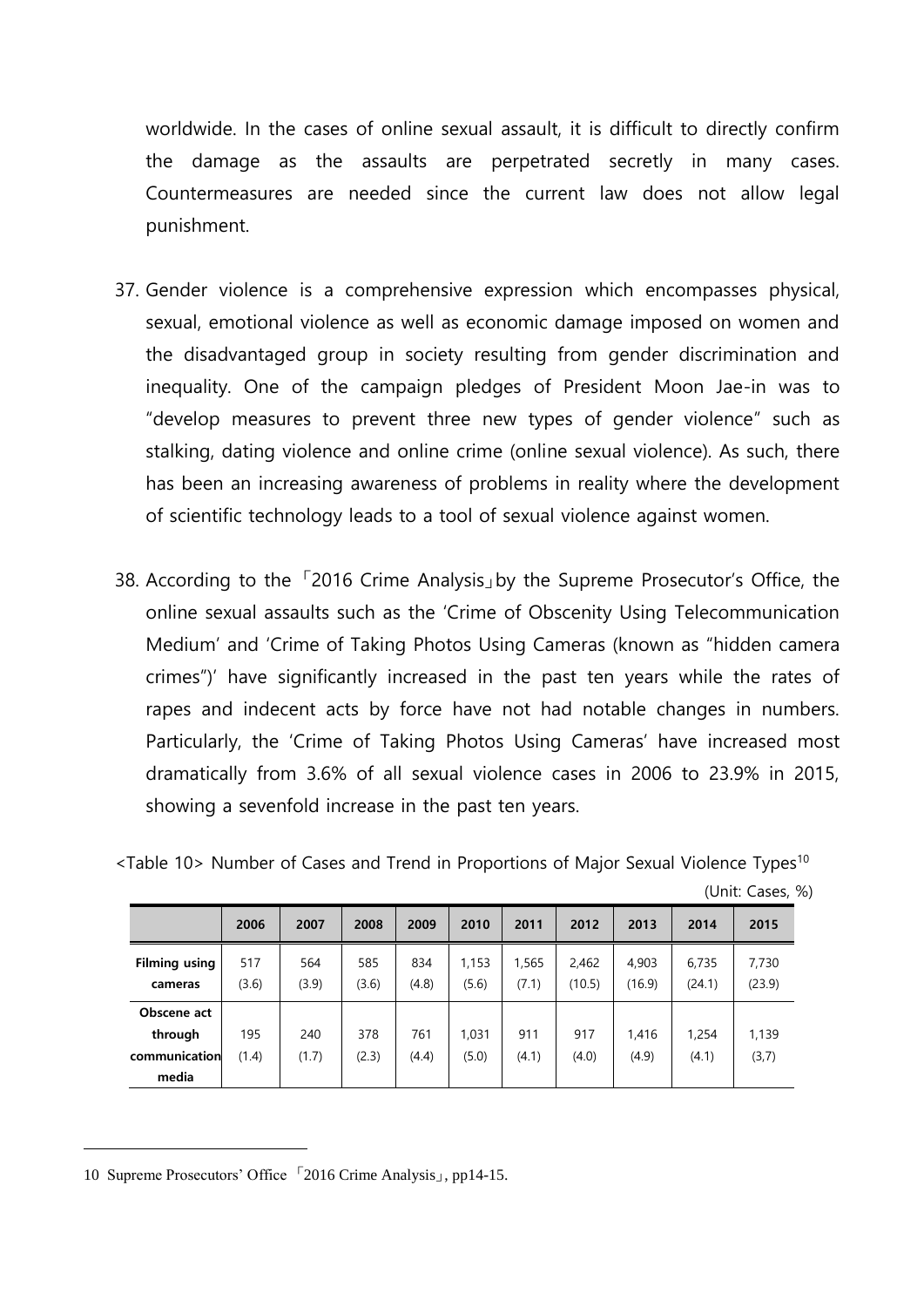worldwide. In the cases of online sexual assault, it is difficult to directly confirm the damage as the assaults are perpetrated secretly in many cases. Countermeasures are needed since the current law does not allow legal punishment.

37. Gender violence is a comprehensive expression which encompasses physical, sexual, emotional violence as well as economic damage imposed on women and the disadvantaged group in society resulting from gender discrimination and inequality. One of the campaign pledges of President Moon Jae-in was to "develop measures to prevent three new types of gender violence" such as stalking, dating violence and online crime (online sexual violence). As such, there has been an increasing awareness of problems in reality where the development of scientific technology leads to a tool of sexual violence against women.

38. According to the 「2016 Crime Analysis」by the Supreme Prosecutor's Office, the online sexual assaults such as the 'Crime of Obscenity Using Telecommunication Medium' and 'Crime of Taking Photos Using Cameras (known as "hidden camera crimes")' have significantly increased in the past ten years while the rates of rapes and indecent acts by force have not had notable changes in numbers. Particularly, the 'Crime of Taking Photos Using Cameras' have increased most dramatically from 3.6% of all sexual violence cases in 2006 to 23.9% in 2015, showing a sevenfold increase in the past ten years.

<Table 10> Number of Cases and Trend in Proportions of Major Sexual Violence Types[10]

(Unit: Cases, %)

| | 2006 | 2007 | 2008 | 2009 | 2010 | 2011 | 2012 | 2013 | 2014 | 2015 |
|---|---|---|---|---|---|---|---|---|---|---|
| **Filming using cameras** | 517 (3.6) | 564 (3.9) | 585 (3.6) | 834 (4.8) | 1,153 (5.6) | 1,565 (7.1) | 2,462 (10.5) | 4,903 (16.9) | 6,735 (24.1) | 7,730 (23.9) |
| **Obscene act through communication media** | 195 (1.4) | 240 (1.7) | 378 (2.3) | 761 (4.4) | 1,031 (5.0) | 911 (4.1) | 917 (4.0) | 1,416 (4.9) | 1,254 (4.1) | 1,139 (3,7) |

10 Supreme Prosecutors' Office 「2016 Crime Analysis」, pp14-15.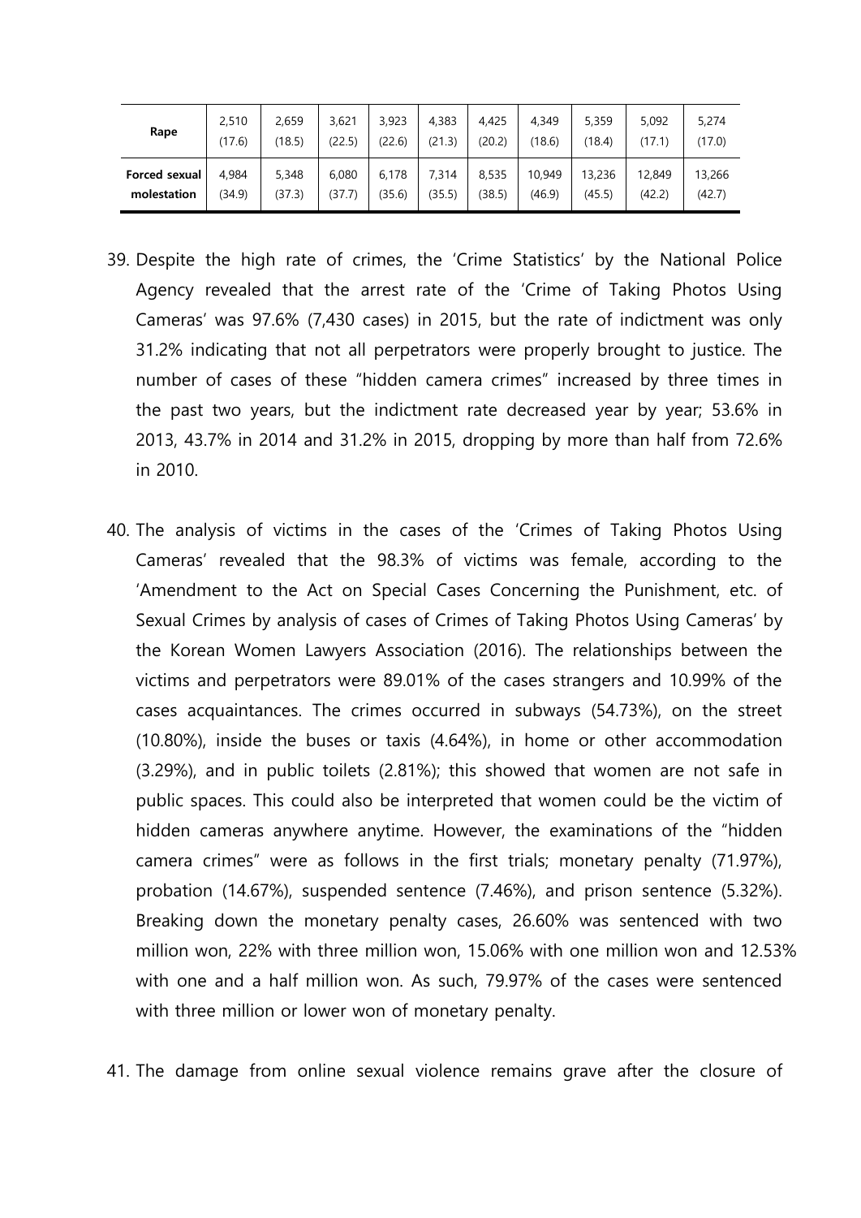| | | | | | | | | | | |
|---|---|---|---|---|---|---|---|---|---|---|
| **Rape** | 2,510 (17.6) | 2,659 (18.5) | 3,621 (22.5) | 3,923 (22.6) | 4,383 (21.3) | 4,425 (20.2) | 4,349 (18.6) | 5,359 (18.4) | 5,092 (17.1) | 5,274 (17.0) |
| **Forced sexual molestation** | 4,984 (34.9) | 5,348 (37.3) | 6,080 (37.7) | 6,178 (35.6) | 7,314 (35.5) | 8,535 (38.5) | 10,949 (46.9) | 13,236 (45.5) | 12,849 (42.2) | 13,266 (42.7) |

39. Despite the high rate of crimes, the 'Crime Statistics' by the National Police Agency revealed that the arrest rate of the 'Crime of Taking Photos Using Cameras' was 97.6% (7,430 cases) in 2015, but the rate of indictment was only 31.2% indicating that not all perpetrators were properly brought to justice. The number of cases of these "hidden camera crimes" increased by three times in the past two years, but the indictment rate decreased year by year; 53.6% in 2013, 43.7% in 2014 and 31.2% in 2015, dropping by more than half from 72.6% in 2010.

40. The analysis of victims in the cases of the 'Crimes of Taking Photos Using Cameras' revealed that the 98.3% of victims was female, according to the 'Amendment to the Act on Special Cases Concerning the Punishment, etc. of Sexual Crimes by analysis of cases of Crimes of Taking Photos Using Cameras' by the Korean Women Lawyers Association (2016). The relationships between the victims and perpetrators were 89.01% of the cases strangers and 10.99% of the cases acquaintances. The crimes occurred in subways (54.73%), on the street (10.80%), inside the buses or taxis (4.64%), in home or other accommodation (3.29%), and in public toilets (2.81%); this showed that women are not safe in public spaces. This could also be interpreted that women could be the victim of hidden cameras anywhere anytime. However, the examinations of the "hidden camera crimes" were as follows in the first trials; monetary penalty (71.97%), probation (14.67%), suspended sentence (7.46%), and prison sentence (5.32%). Breaking down the monetary penalty cases, 26.60% was sentenced with two million won, 22% with three million won, 15.06% with one million won and 12.53% with one and a half million won. As such, 79.97% of the cases were sentenced with three million or lower won of monetary penalty.

41. The damage from online sexual violence remains grave after the closure of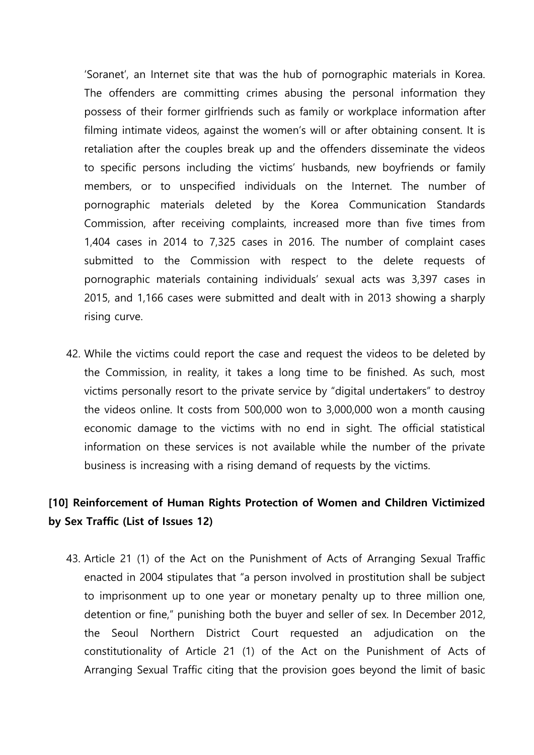'Soranet', an Internet site that was the hub of pornographic materials in Korea. The offenders are committing crimes abusing the personal information they possess of their former girlfriends such as family or workplace information after filming intimate videos, against the women's will or after obtaining consent. It is retaliation after the couples break up and the offenders disseminate the videos to specific persons including the victims' husbands, new boyfriends or family members, or to unspecified individuals on the Internet. The number of pornographic materials deleted by the Korea Communication Standards Commission, after receiving complaints, increased more than five times from 1,404 cases in 2014 to 7,325 cases in 2016. The number of complaint cases submitted to the Commission with respect to the delete requests of pornographic materials containing individuals' sexual acts was 3,397 cases in 2015, and 1,166 cases were submitted and dealt with in 2013 showing a sharply rising curve.

42. While the victims could report the case and request the videos to be deleted by the Commission, in reality, it takes a long time to be finished. As such, most victims personally resort to the private service by "digital undertakers" to destroy the videos online. It costs from 500,000 won to 3,000,000 won a month causing economic damage to the victims with no end in sight. The official statistical information on these services is not available while the number of the private business is increasing with a rising demand of requests by the victims.

## [10] Reinforcement of Human Rights Protection of Women and Children Victimized by Sex Traffic (List of Issues 12)

43. Article 21 (1) of the Act on the Punishment of Acts of Arranging Sexual Traffic enacted in 2004 stipulates that "a person involved in prostitution shall be subject to imprisonment up to one year or monetary penalty up to three million one, detention or fine," punishing both the buyer and seller of sex. In December 2012, the Seoul Northern District Court requested an adjudication on the constitutionality of Article 21 (1) of the Act on the Punishment of Acts of Arranging Sexual Traffic citing that the provision goes beyond the limit of basic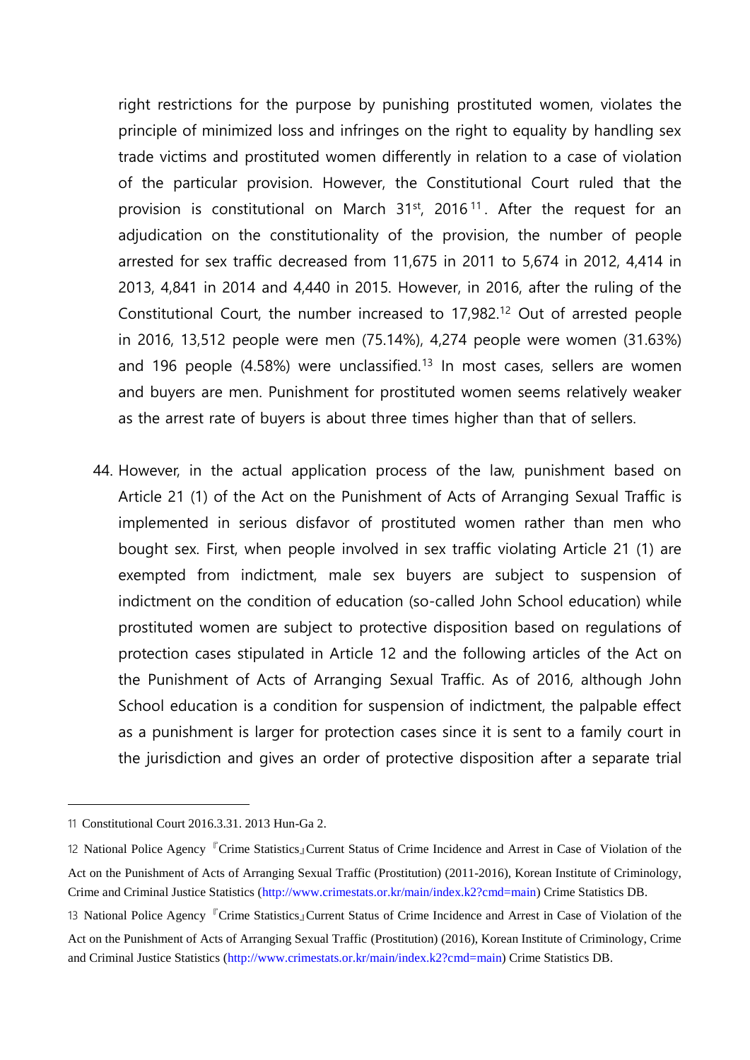right restrictions for the purpose by punishing prostituted women, violates the principle of minimized loss and infringes on the right to equality by handling sex trade victims and prostituted women differently in relation to a case of violation of the particular provision. However, the Constitutional Court ruled that the provision is constitutional on March 31st, 2016[11]. After the request for an adjudication on the constitutionality of the provision, the number of people arrested for sex traffic decreased from 11,675 in 2011 to 5,674 in 2012, 4,414 in 2013, 4,841 in 2014 and 4,440 in 2015. However, in 2016, after the ruling of the Constitutional Court, the number increased to 17,982.[12] Out of arrested people in 2016, 13,512 people were men (75.14%), 4,274 people were women (31.63%) and 196 people (4.58%) were unclassified.[13] In most cases, sellers are women and buyers are men. Punishment for prostituted women seems relatively weaker as the arrest rate of buyers is about three times higher than that of sellers.

44. However, in the actual application process of the law, punishment based on Article 21 (1) of the Act on the Punishment of Acts of Arranging Sexual Traffic is implemented in serious disfavor of prostituted women rather than men who bought sex. First, when people involved in sex traffic violating Article 21 (1) are exempted from indictment, male sex buyers are subject to suspension of indictment on the condition of education (so-called John School education) while prostituted women are subject to protective disposition based on regulations of protection cases stipulated in Article 12 and the following articles of the Act on the Punishment of Acts of Arranging Sexual Traffic. As of 2016, although John School education is a condition for suspension of indictment, the palpable effect as a punishment is larger for protection cases since it is sent to a family court in the jurisdiction and gives an order of protective disposition after a separate trial

---

11 Constitutional Court 2016.3.31. 2013 Hun-Ga 2.

12 National Police Agency 『Crime Statistics』Current Status of Crime Incidence and Arrest in Case of Violation of the Act on the Punishment of Acts of Arranging Sexual Traffic (Prostitution) (2011-2016), Korean Institute of Criminology, Crime and Criminal Justice Statistics (http://www.crimestats.or.kr/main/index.k2?cmd=main) Crime Statistics DB.

13 National Police Agency 『Crime Statistics』Current Status of Crime Incidence and Arrest in Case of Violation of the Act on the Punishment of Acts of Arranging Sexual Traffic (Prostitution) (2016), Korean Institute of Criminology, Crime and Criminal Justice Statistics (http://www.crimestats.or.kr/main/index.k2?cmd=main) Crime Statistics DB.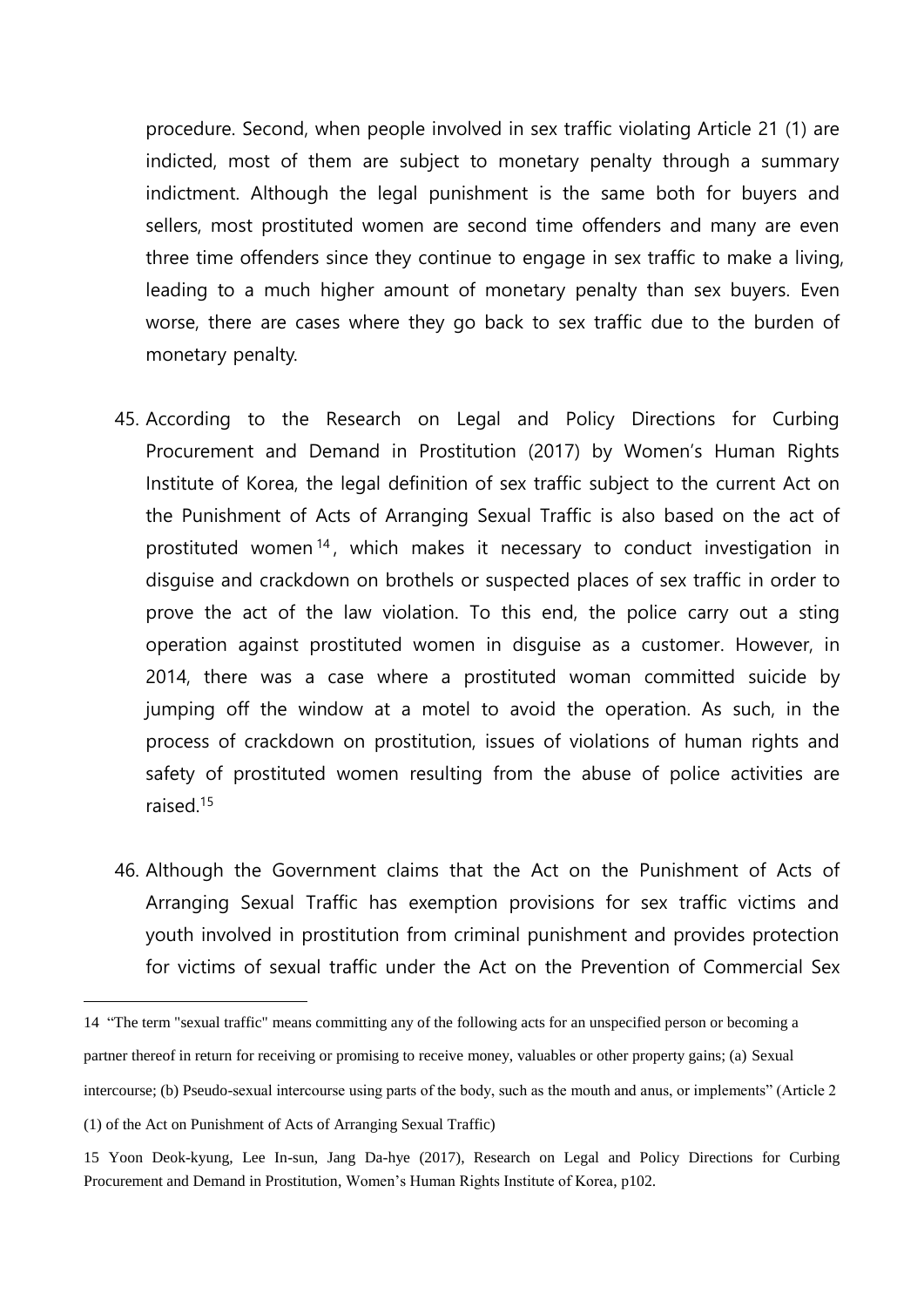procedure. Second, when people involved in sex traffic violating Article 21 (1) are indicted, most of them are subject to monetary penalty through a summary indictment. Although the legal punishment is the same both for buyers and sellers, most prostituted women are second time offenders and many are even three time offenders since they continue to engage in sex traffic to make a living, leading to a much higher amount of monetary penalty than sex buyers. Even worse, there are cases where they go back to sex traffic due to the burden of monetary penalty.

45. According to the Research on Legal and Policy Directions for Curbing Procurement and Demand in Prostitution (2017) by Women's Human Rights Institute of Korea, the legal definition of sex traffic subject to the current Act on the Punishment of Acts of Arranging Sexual Traffic is also based on the act of prostituted women[14], which makes it necessary to conduct investigation in disguise and crackdown on brothels or suspected places of sex traffic in order to prove the act of the law violation. To this end, the police carry out a sting operation against prostituted women in disguise as a customer. However, in 2014, there was a case where a prostituted woman committed suicide by jumping off the window at a motel to avoid the operation. As such, in the process of crackdown on prostitution, issues of violations of human rights and safety of prostituted women resulting from the abuse of police activities are raised.[15]

46. Although the Government claims that the Act on the Punishment of Acts of Arranging Sexual Traffic has exemption provisions for sex traffic victims and youth involved in prostitution from criminal punishment and provides protection for victims of sexual traffic under the Act on the Prevention of Commercial Sex

---

14 "The term "sexual traffic" means committing any of the following acts for an unspecified person or becoming a partner thereof in return for receiving or promising to receive money, valuables or other property gains; (a) Sexual intercourse; (b) Pseudo-sexual intercourse using parts of the body, such as the mouth and anus, or implements" (Article 2 (1) of the Act on Punishment of Acts of Arranging Sexual Traffic)

15 Yoon Deok-kyung, Lee In-sun, Jang Da-hye (2017), Research on Legal and Policy Directions for Curbing Procurement and Demand in Prostitution, Women's Human Rights Institute of Korea, p102.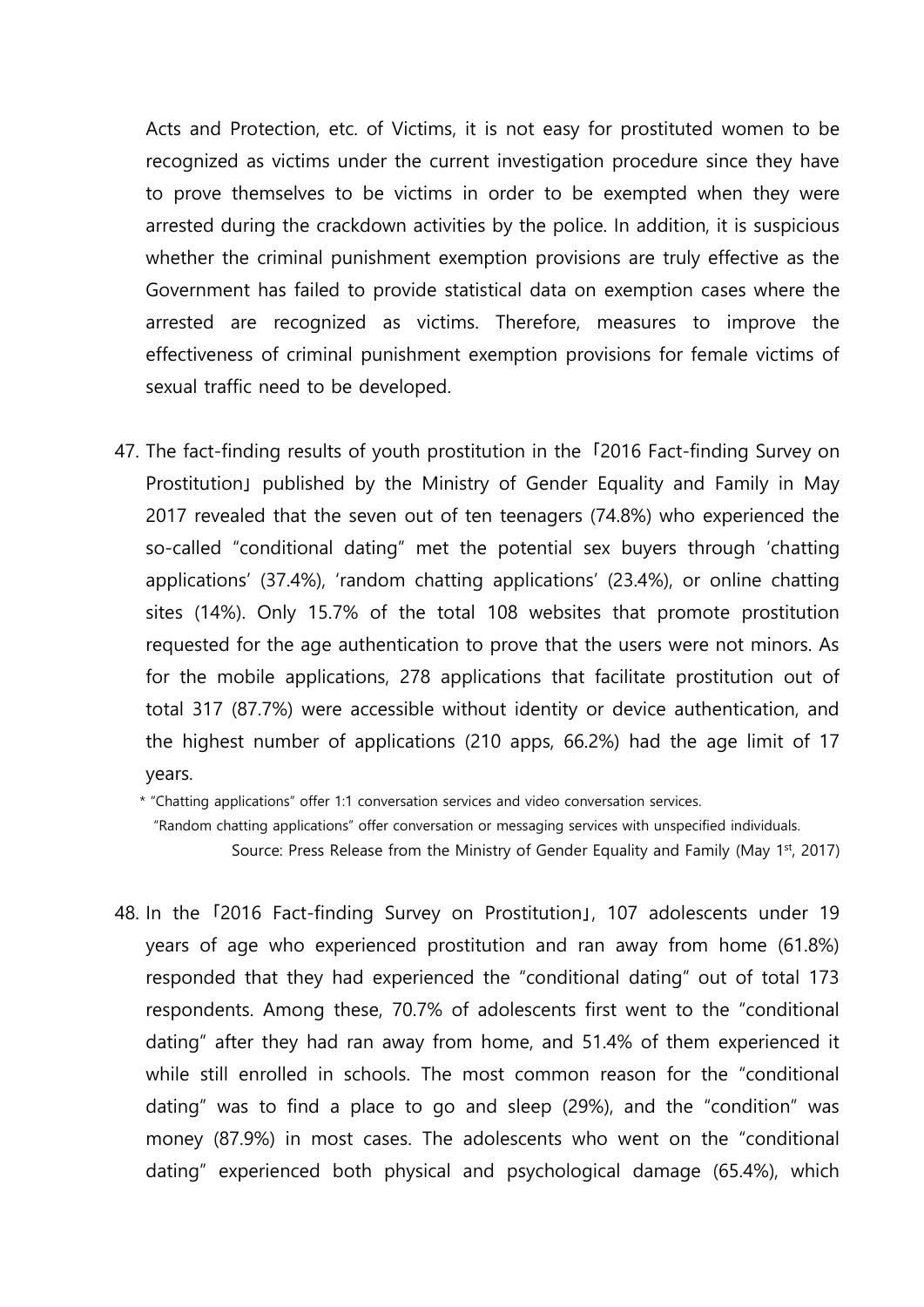Acts and Protection, etc. of Victims, it is not easy for prostituted women to be recognized as victims under the current investigation procedure since they have to prove themselves to be victims in order to be exempted when they were arrested during the crackdown activities by the police. In addition, it is suspicious whether the criminal punishment exemption provisions are truly effective as the Government has failed to provide statistical data on exemption cases where the arrested are recognized as victims. Therefore, measures to improve the effectiveness of criminal punishment exemption provisions for female victims of sexual traffic need to be developed.

47. The fact-finding results of youth prostitution in the 「2016 Fact-finding Survey on Prostitution」 published by the Ministry of Gender Equality and Family in May 2017 revealed that the seven out of ten teenagers (74.8%) who experienced the so-called "conditional dating" met the potential sex buyers through 'chatting applications' (37.4%), 'random chatting applications' (23.4%), or online chatting sites (14%). Only 15.7% of the total 108 websites that promote prostitution requested for the age authentication to prove that the users were not minors. As for the mobile applications, 278 applications that facilitate prostitution out of total 317 (87.7%) were accessible without identity or device authentication, and the highest number of applications (210 apps, 66.2%) had the age limit of 17 years.

\* "Chatting applications" offer 1:1 conversation services and video conversation services.
"Random chatting applications" offer conversation or messaging services with unspecified individuals.
Source: Press Release from the Ministry of Gender Equality and Family (May 1st, 2017)

48. In the 「2016 Fact-finding Survey on Prostitution」, 107 adolescents under 19 years of age who experienced prostitution and ran away from home (61.8%) responded that they had experienced the "conditional dating" out of total 173 respondents. Among these, 70.7% of adolescents first went to the "conditional dating" after they had ran away from home, and 51.4% of them experienced it while still enrolled in schools. The most common reason for the "conditional dating" was to find a place to go and sleep (29%), and the "condition" was money (87.9%) in most cases. The adolescents who went on the "conditional dating" experienced both physical and psychological damage (65.4%), which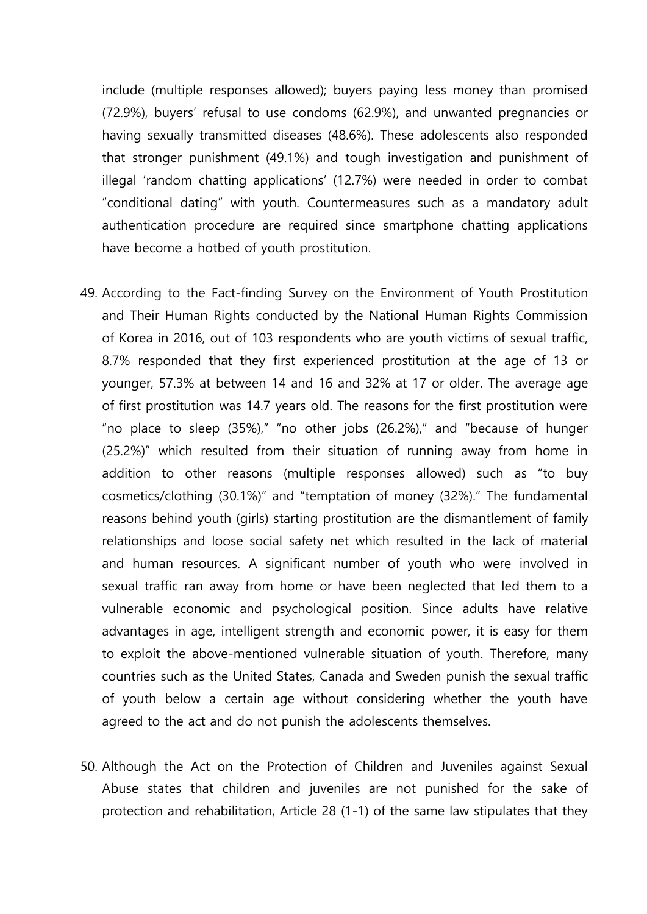include (multiple responses allowed); buyers paying less money than promised (72.9%), buyers' refusal to use condoms (62.9%), and unwanted pregnancies or having sexually transmitted diseases (48.6%). These adolescents also responded that stronger punishment (49.1%) and tough investigation and punishment of illegal 'random chatting applications' (12.7%) were needed in order to combat "conditional dating" with youth. Countermeasures such as a mandatory adult authentication procedure are required since smartphone chatting applications have become a hotbed of youth prostitution.

49. According to the Fact-finding Survey on the Environment of Youth Prostitution and Their Human Rights conducted by the National Human Rights Commission of Korea in 2016, out of 103 respondents who are youth victims of sexual traffic, 8.7% responded that they first experienced prostitution at the age of 13 or younger, 57.3% at between 14 and 16 and 32% at 17 or older. The average age of first prostitution was 14.7 years old. The reasons for the first prostitution were "no place to sleep (35%)," "no other jobs (26.2%)," and "because of hunger (25.2%)" which resulted from their situation of running away from home in addition to other reasons (multiple responses allowed) such as "to buy cosmetics/clothing (30.1%)" and "temptation of money (32%)." The fundamental reasons behind youth (girls) starting prostitution are the dismantlement of family relationships and loose social safety net which resulted in the lack of material and human resources. A significant number of youth who were involved in sexual traffic ran away from home or have been neglected that led them to a vulnerable economic and psychological position. Since adults have relative advantages in age, intelligent strength and economic power, it is easy for them to exploit the above-mentioned vulnerable situation of youth. Therefore, many countries such as the United States, Canada and Sweden punish the sexual traffic of youth below a certain age without considering whether the youth have agreed to the act and do not punish the adolescents themselves.

50. Although the Act on the Protection of Children and Juveniles against Sexual Abuse states that children and juveniles are not punished for the sake of protection and rehabilitation, Article 28 (1-1) of the same law stipulates that they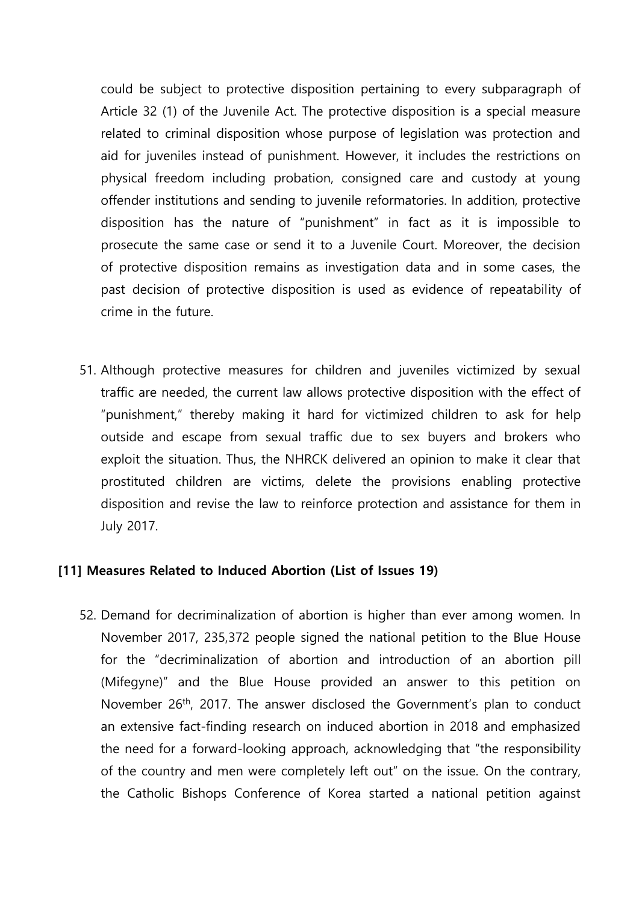could be subject to protective disposition pertaining to every subparagraph of Article 32 (1) of the Juvenile Act. The protective disposition is a special measure related to criminal disposition whose purpose of legislation was protection and aid for juveniles instead of punishment. However, it includes the restrictions on physical freedom including probation, consigned care and custody at young offender institutions and sending to juvenile reformatories. In addition, protective disposition has the nature of "punishment" in fact as it is impossible to prosecute the same case or send it to a Juvenile Court. Moreover, the decision of protective disposition remains as investigation data and in some cases, the past decision of protective disposition is used as evidence of repeatability of crime in the future.

51. Although protective measures for children and juveniles victimized by sexual traffic are needed, the current law allows protective disposition with the effect of "punishment," thereby making it hard for victimized children to ask for help outside and escape from sexual traffic due to sex buyers and brokers who exploit the situation. Thus, the NHRCK delivered an opinion to make it clear that prostituted children are victims, delete the provisions enabling protective disposition and revise the law to reinforce protection and assistance for them in July 2017.

**[11] Measures Related to Induced Abortion (List of Issues 19)**

52. Demand for decriminalization of abortion is higher than ever among women. In November 2017, 235,372 people signed the national petition to the Blue House for the "decriminalization of abortion and introduction of an abortion pill (Mifegyne)" and the Blue House provided an answer to this petition on November 26th, 2017. The answer disclosed the Government's plan to conduct an extensive fact-finding research on induced abortion in 2018 and emphasized the need for a forward-looking approach, acknowledging that "the responsibility of the country and men were completely left out" on the issue. On the contrary, the Catholic Bishops Conference of Korea started a national petition against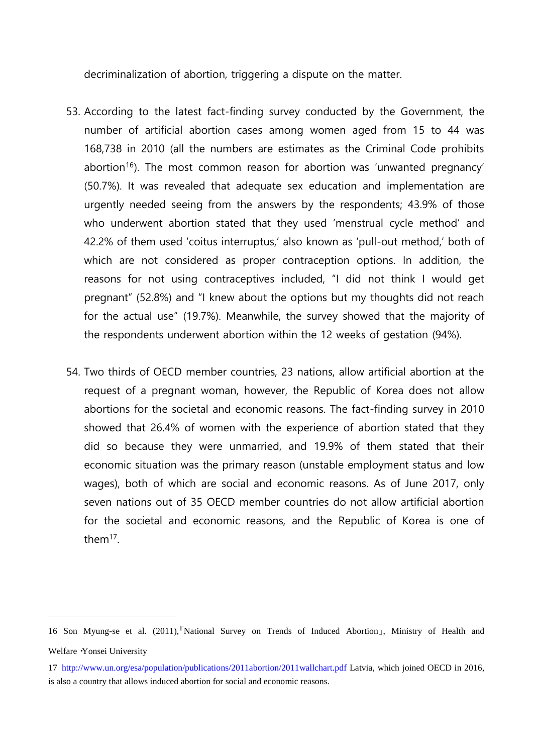decriminalization of abortion, triggering a dispute on the matter.

53. According to the latest fact-finding survey conducted by the Government, the number of artificial abortion cases among women aged from 15 to 44 was 168,738 in 2010 (all the numbers are estimates as the Criminal Code prohibits abortion[16]). The most common reason for abortion was 'unwanted pregnancy' (50.7%). It was revealed that adequate sex education and implementation are urgently needed seeing from the answers by the respondents; 43.9% of those who underwent abortion stated that they used 'menstrual cycle method' and 42.2% of them used 'coitus interruptus,' also known as 'pull-out method,' both of which are not considered as proper contraception options. In addition, the reasons for not using contraceptives included, "I did not think I would get pregnant" (52.8%) and "I knew about the options but my thoughts did not reach for the actual use" (19.7%). Meanwhile, the survey showed that the majority of the respondents underwent abortion within the 12 weeks of gestation (94%).

54. Two thirds of OECD member countries, 23 nations, allow artificial abortion at the request of a pregnant woman, however, the Republic of Korea does not allow abortions for the societal and economic reasons. The fact-finding survey in 2010 showed that 26.4% of women with the experience of abortion stated that they did so because they were unmarried, and 19.9% of them stated that their economic situation was the primary reason (unstable employment status and low wages), both of which are social and economic reasons. As of June 2017, only seven nations out of 35 OECD member countries do not allow artificial abortion for the societal and economic reasons, and the Republic of Korea is one of them[17].

---

16 Son Myung-se et al. (2011),『National Survey on Trends of Induced Abortion』, Ministry of Health and Welfare ·Yonsei University

17 http://www.un.org/esa/population/publications/2011abortion/2011wallchart.pdf Latvia, which joined OECD in 2016, is also a country that allows induced abortion for social and economic reasons.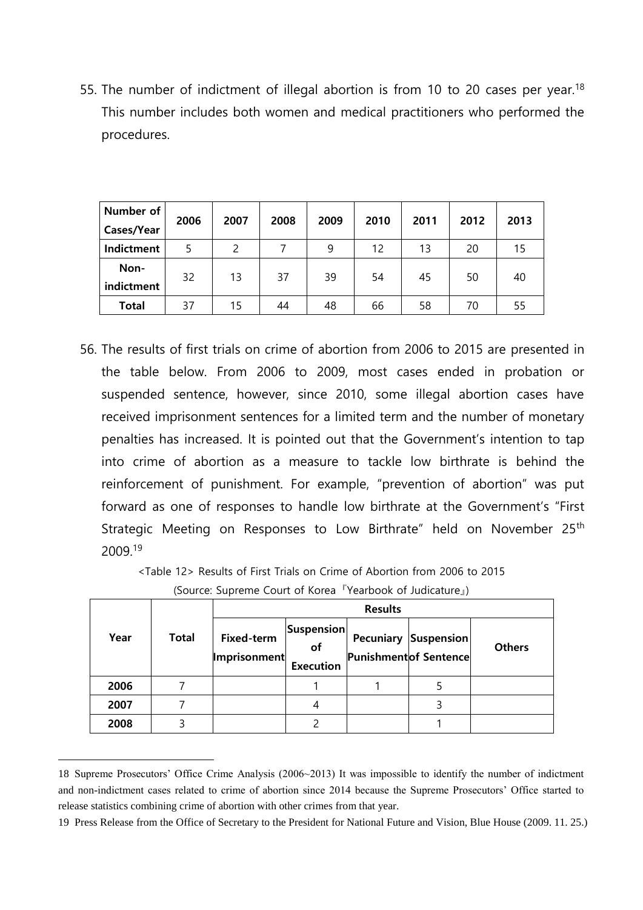55. The number of indictment of illegal abortion is from 10 to 20 cases per year.[18] This number includes both women and medical practitioners who performed the procedures.

| Number of Cases/Year | 2006 | 2007 | 2008 | 2009 | 2010 | 2011 | 2012 | 2013 |
|---|---|---|---|---|---|---|---|---|
| Indictment | 5 | 2 | 7 | 9 | 12 | 13 | 20 | 15 |
| Non-indictment | 32 | 13 | 37 | 39 | 54 | 45 | 50 | 40 |
| Total | 37 | 15 | 44 | 48 | 66 | 58 | 70 | 55 |

56. The results of first trials on crime of abortion from 2006 to 2015 are presented in the table below. From 2006 to 2009, most cases ended in probation or suspended sentence, however, since 2010, some illegal abortion cases have received imprisonment sentences for a limited term and the number of monetary penalties has increased. It is pointed out that the Government's intention to tap into crime of abortion as a measure to tackle low birthrate is behind the reinforcement of punishment. For example, "prevention of abortion" was put forward as one of responses to handle low birthrate at the Government's "First Strategic Meeting on Responses to Low Birthrate" held on November 25th 2009.[19]

<Table 12> Results of First Trials on Crime of Abortion from 2006 to 2015

(Source: Supreme Court of Korea 『Yearbook of Judicature』)

| Year | Total | Results | | | | |
|---|---|---|---|---|---|---|
| | | Fixed-term Imprisonment | Suspension of Execution | Pecuniary Punishment | Suspension of Sentence | Others |
| 2006 | 7 | | 1 | 1 | 5 | |
| 2007 | 7 | | 4 | | 3 | |
| 2008 | 3 | | 2 | | 1 | |

18 Supreme Prosecutors' Office Crime Analysis (2006~2013) It was impossible to identify the number of indictment and non-indictment cases related to crime of abortion since 2014 because the Supreme Prosecutors' Office started to release statistics combining crime of abortion with other crimes from that year.

19 Press Release from the Office of Secretary to the President for National Future and Vision, Blue House (2009. 11. 25.)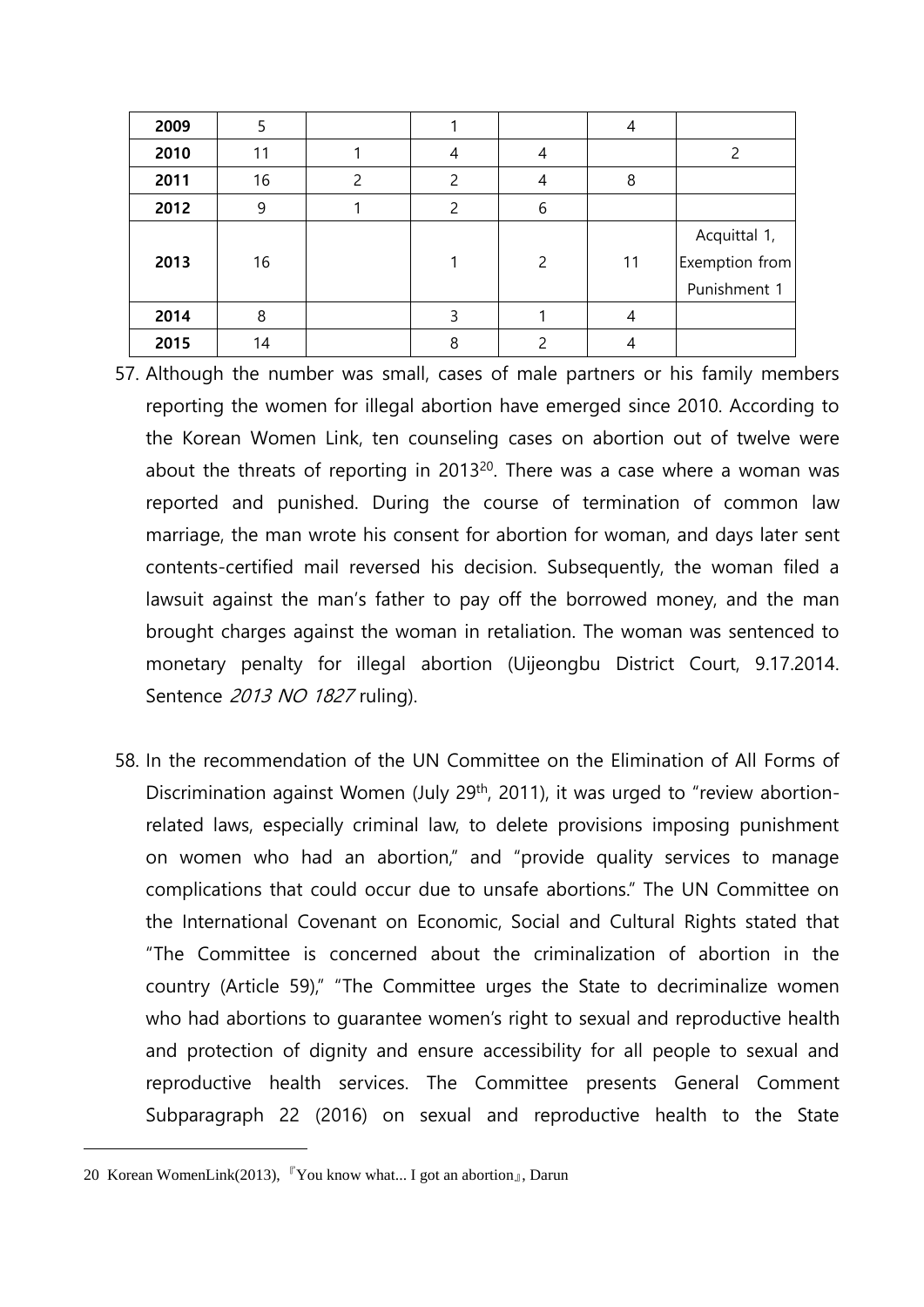| | | | | | | |
|---|---|---|---|---|---|---|
| **2009** | 5 | | 1 | | 4 | |
| **2010** | 11 | 1 | 4 | 4 | | 2 |
| **2011** | 16 | 2 | 2 | 4 | 8 | |
| **2012** | 9 | 1 | 2 | 6 | | |
| **2013** | 16 | | 1 | 2 | 11 | Acquittal 1, Exemption from Punishment 1 |
| **2014** | 8 | | 3 | 1 | 4 | |
| **2015** | 14 | | 8 | 2 | 4 | |

57. Although the number was small, cases of male partners or his family members reporting the women for illegal abortion have emerged since 2010. According to the Korean Women Link, ten counseling cases on abortion out of twelve were about the threats of reporting in 2013[20]. There was a case where a woman was reported and punished. During the course of termination of common law marriage, the man wrote his consent for abortion for woman, and days later sent contents-certified mail reversed his decision. Subsequently, the woman filed a lawsuit against the man's father to pay off the borrowed money, and the man brought charges against the woman in retaliation. The woman was sentenced to monetary penalty for illegal abortion (Uijeongbu District Court, 9.17.2014. Sentence *2013 NO 1827* ruling).

58. In the recommendation of the UN Committee on the Elimination of All Forms of Discrimination against Women (July 29th, 2011), it was urged to "review abortion-related laws, especially criminal law, to delete provisions imposing punishment on women who had an abortion," and "provide quality services to manage complications that could occur due to unsafe abortions." The UN Committee on the International Covenant on Economic, Social and Cultural Rights stated that "The Committee is concerned about the criminalization of abortion in the country (Article 59)," "The Committee urges the State to decriminalize women who had abortions to guarantee women's right to sexual and reproductive health and protection of dignity and ensure accessibility for all people to sexual and reproductive health services. The Committee presents General Comment Subparagraph 22 (2016) on sexual and reproductive health to the State

---

20 Korean WomenLink(2013), 『You know what... I got an abortion』, Darun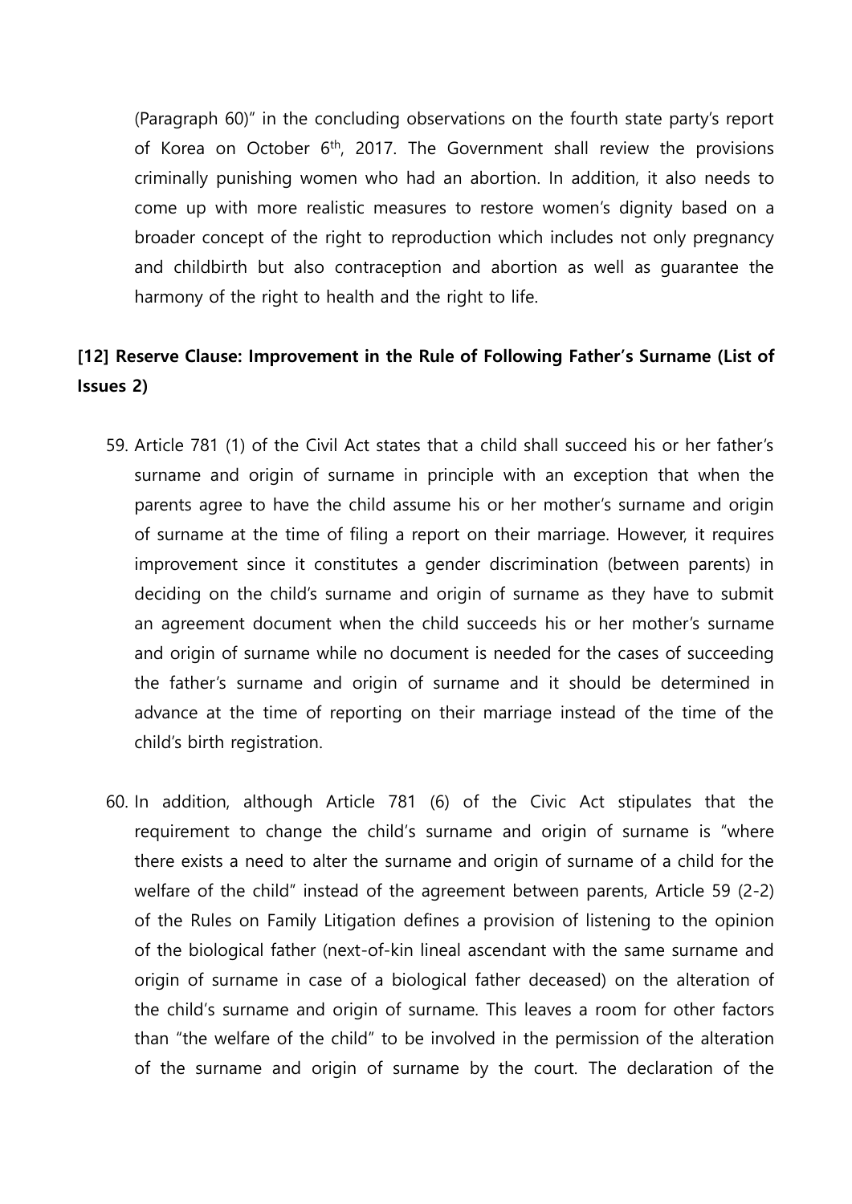(Paragraph 60)" in the concluding observations on the fourth state party's report of Korea on October 6th, 2017. The Government shall review the provisions criminally punishing women who had an abortion. In addition, it also needs to come up with more realistic measures to restore women's dignity based on a broader concept of the right to reproduction which includes not only pregnancy and childbirth but also contraception and abortion as well as guarantee the harmony of the right to health and the right to life.

**[12] Reserve Clause: Improvement in the Rule of Following Father's Surname (List of Issues 2)**

59. Article 781 (1) of the Civil Act states that a child shall succeed his or her father's surname and origin of surname in principle with an exception that when the parents agree to have the child assume his or her mother's surname and origin of surname at the time of filing a report on their marriage. However, it requires improvement since it constitutes a gender discrimination (between parents) in deciding on the child's surname and origin of surname as they have to submit an agreement document when the child succeeds his or her mother's surname and origin of surname while no document is needed for the cases of succeeding the father's surname and origin of surname and it should be determined in advance at the time of reporting on their marriage instead of the time of the child's birth registration.

60. In addition, although Article 781 (6) of the Civic Act stipulates that the requirement to change the child's surname and origin of surname is "where there exists a need to alter the surname and origin of surname of a child for the welfare of the child" instead of the agreement between parents, Article 59 (2-2) of the Rules on Family Litigation defines a provision of listening to the opinion of the biological father (next-of-kin lineal ascendant with the same surname and origin of surname in case of a biological father deceased) on the alteration of the child's surname and origin of surname. This leaves a room for other factors than "the welfare of the child" to be involved in the permission of the alteration of the surname and origin of surname by the court. The declaration of the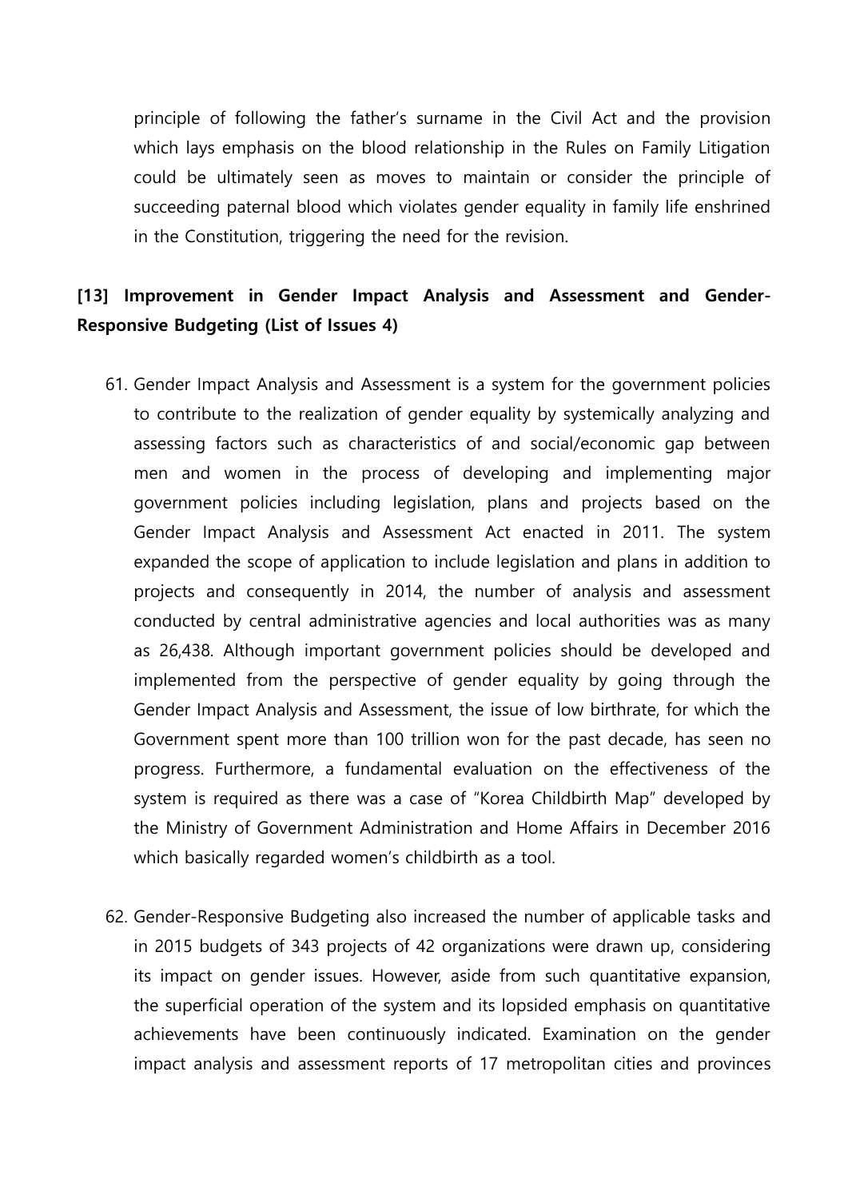principle of following the father's surname in the Civil Act and the provision which lays emphasis on the blood relationship in the Rules on Family Litigation could be ultimately seen as moves to maintain or consider the principle of succeeding paternal blood which violates gender equality in family life enshrined in the Constitution, triggering the need for the revision.

**[13] Improvement in Gender Impact Analysis and Assessment and Gender-Responsive Budgeting (List of Issues 4)**

61. Gender Impact Analysis and Assessment is a system for the government policies to contribute to the realization of gender equality by systemically analyzing and assessing factors such as characteristics of and social/economic gap between men and women in the process of developing and implementing major government policies including legislation, plans and projects based on the Gender Impact Analysis and Assessment Act enacted in 2011. The system expanded the scope of application to include legislation and plans in addition to projects and consequently in 2014, the number of analysis and assessment conducted by central administrative agencies and local authorities was as many as 26,438. Although important government policies should be developed and implemented from the perspective of gender equality by going through the Gender Impact Analysis and Assessment, the issue of low birthrate, for which the Government spent more than 100 trillion won for the past decade, has seen no progress. Furthermore, a fundamental evaluation on the effectiveness of the system is required as there was a case of "Korea Childbirth Map" developed by the Ministry of Government Administration and Home Affairs in December 2016 which basically regarded women's childbirth as a tool.

62. Gender-Responsive Budgeting also increased the number of applicable tasks and in 2015 budgets of 343 projects of 42 organizations were drawn up, considering its impact on gender issues. However, aside from such quantitative expansion, the superficial operation of the system and its lopsided emphasis on quantitative achievements have been continuously indicated. Examination on the gender impact analysis and assessment reports of 17 metropolitan cities and provinces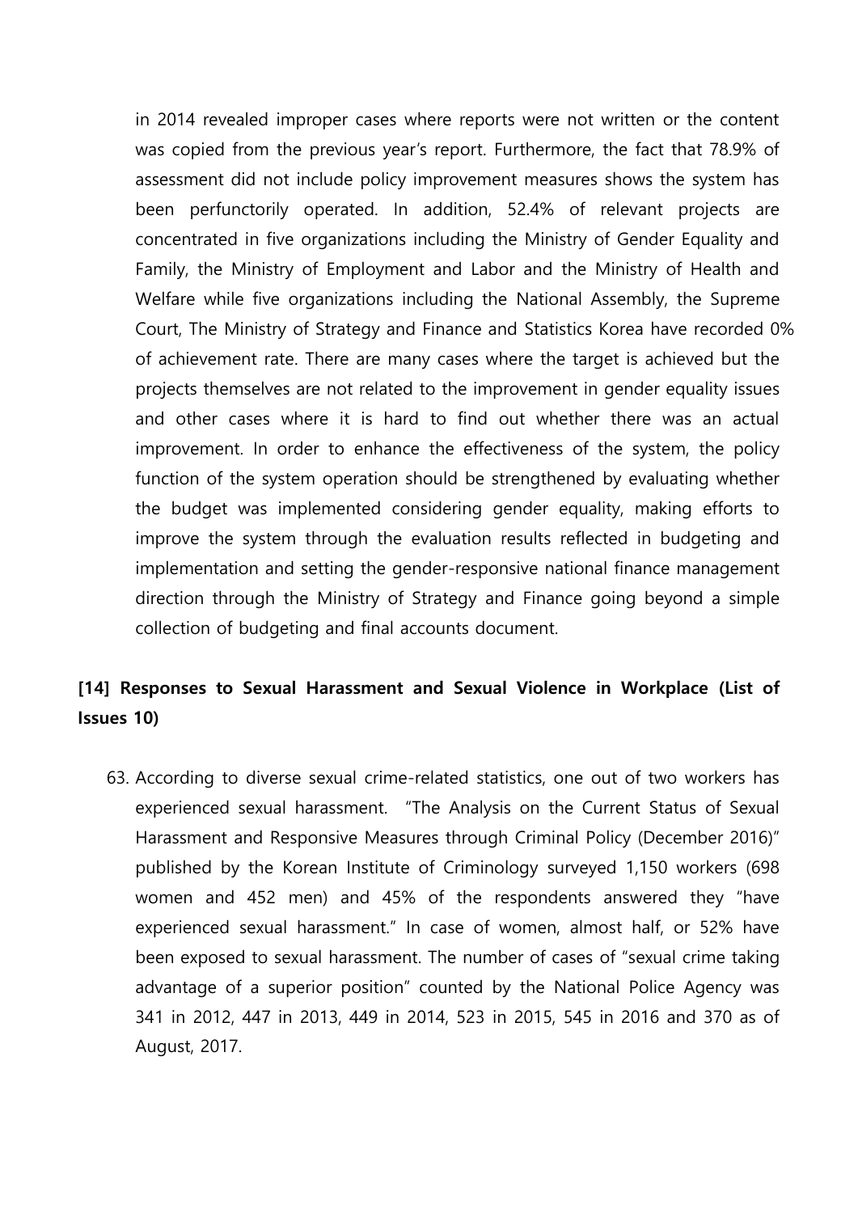in 2014 revealed improper cases where reports were not written or the content was copied from the previous year's report. Furthermore, the fact that 78.9% of assessment did not include policy improvement measures shows the system has been perfunctorily operated. In addition, 52.4% of relevant projects are concentrated in five organizations including the Ministry of Gender Equality and Family, the Ministry of Employment and Labor and the Ministry of Health and Welfare while five organizations including the National Assembly, the Supreme Court, The Ministry of Strategy and Finance and Statistics Korea have recorded 0% of achievement rate. There are many cases where the target is achieved but the projects themselves are not related to the improvement in gender equality issues and other cases where it is hard to find out whether there was an actual improvement. In order to enhance the effectiveness of the system, the policy function of the system operation should be strengthened by evaluating whether the budget was implemented considering gender equality, making efforts to improve the system through the evaluation results reflected in budgeting and implementation and setting the gender-responsive national finance management direction through the Ministry of Strategy and Finance going beyond a simple collection of budgeting and final accounts document.

## [14] Responses to Sexual Harassment and Sexual Violence in Workplace (List of Issues 10)

63. According to diverse sexual crime-related statistics, one out of two workers has experienced sexual harassment. "The Analysis on the Current Status of Sexual Harassment and Responsive Measures through Criminal Policy (December 2016)" published by the Korean Institute of Criminology surveyed 1,150 workers (698 women and 452 men) and 45% of the respondents answered they "have experienced sexual harassment." In case of women, almost half, or 52% have been exposed to sexual harassment. The number of cases of "sexual crime taking advantage of a superior position" counted by the National Police Agency was 341 in 2012, 447 in 2013, 449 in 2014, 523 in 2015, 545 in 2016 and 370 as of August, 2017.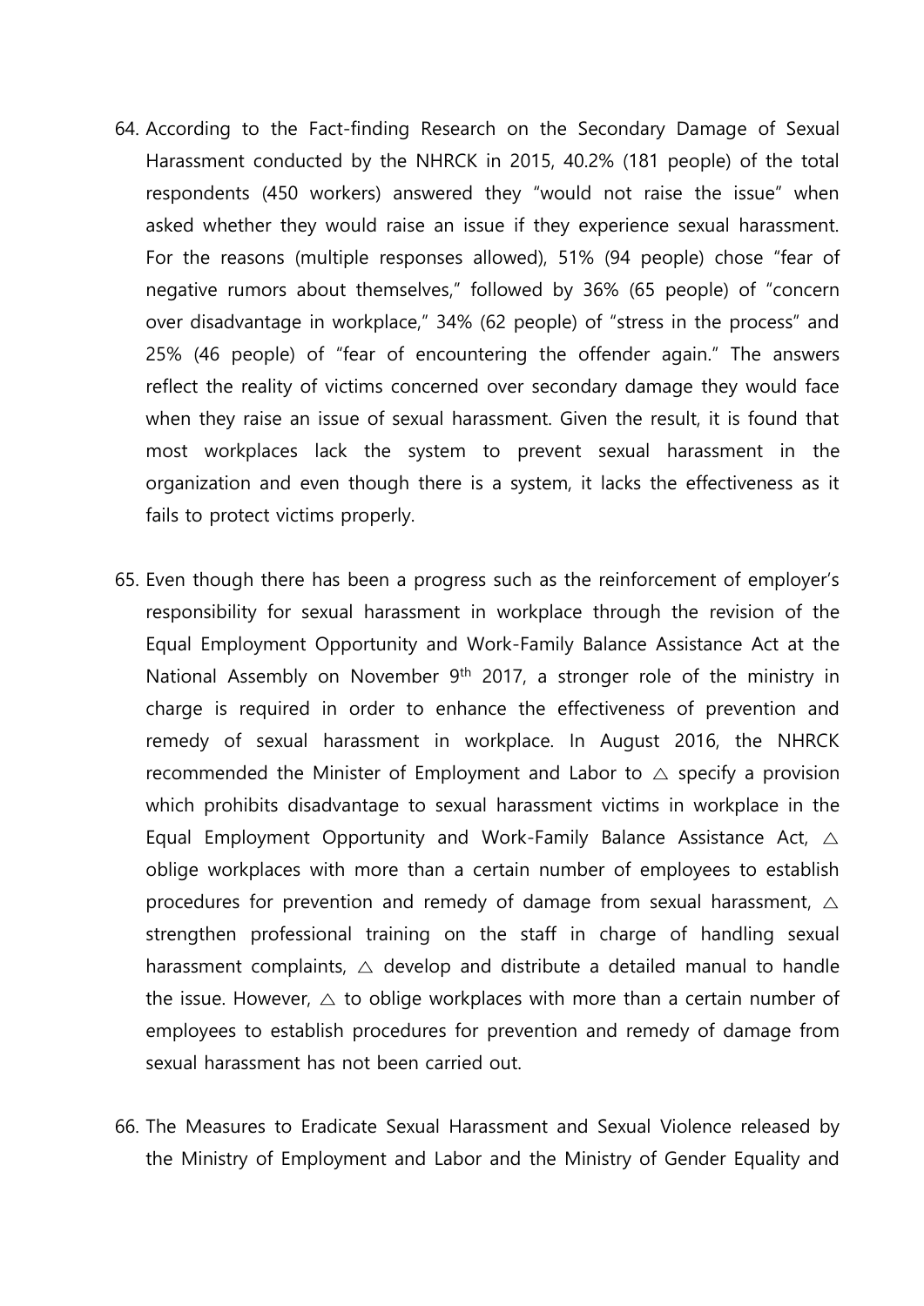64. According to the Fact-finding Research on the Secondary Damage of Sexual Harassment conducted by the NHRCK in 2015, 40.2% (181 people) of the total respondents (450 workers) answered they "would not raise the issue" when asked whether they would raise an issue if they experience sexual harassment. For the reasons (multiple responses allowed), 51% (94 people) chose "fear of negative rumors about themselves," followed by 36% (65 people) of "concern over disadvantage in workplace," 34% (62 people) of "stress in the process" and 25% (46 people) of "fear of encountering the offender again." The answers reflect the reality of victims concerned over secondary damage they would face when they raise an issue of sexual harassment. Given the result, it is found that most workplaces lack the system to prevent sexual harassment in the organization and even though there is a system, it lacks the effectiveness as it fails to protect victims properly.

65. Even though there has been a progress such as the reinforcement of employer's responsibility for sexual harassment in workplace through the revision of the Equal Employment Opportunity and Work-Family Balance Assistance Act at the National Assembly on November 9th 2017, a stronger role of the ministry in charge is required in order to enhance the effectiveness of prevention and remedy of sexual harassment in workplace. In August 2016, the NHRCK recommended the Minister of Employment and Labor to △ specify a provision which prohibits disadvantage to sexual harassment victims in workplace in the Equal Employment Opportunity and Work-Family Balance Assistance Act, △ oblige workplaces with more than a certain number of employees to establish procedures for prevention and remedy of damage from sexual harassment, △ strengthen professional training on the staff in charge of handling sexual harassment complaints, △ develop and distribute a detailed manual to handle the issue. However, △ to oblige workplaces with more than a certain number of employees to establish procedures for prevention and remedy of damage from sexual harassment has not been carried out.

66. The Measures to Eradicate Sexual Harassment and Sexual Violence released by the Ministry of Employment and Labor and the Ministry of Gender Equality and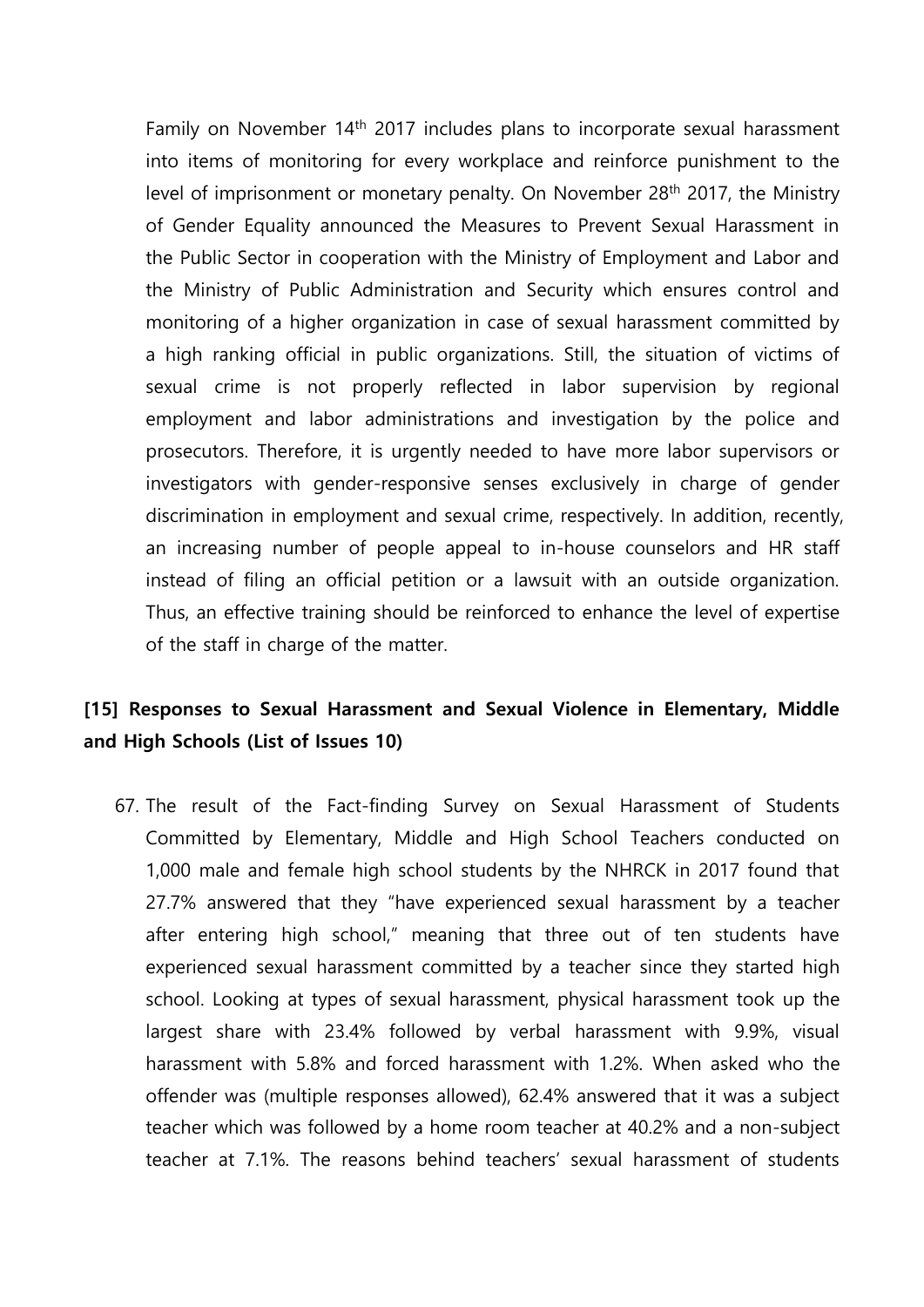Family on November 14th 2017 includes plans to incorporate sexual harassment into items of monitoring for every workplace and reinforce punishment to the level of imprisonment or monetary penalty. On November 28th 2017, the Ministry of Gender Equality announced the Measures to Prevent Sexual Harassment in the Public Sector in cooperation with the Ministry of Employment and Labor and the Ministry of Public Administration and Security which ensures control and monitoring of a higher organization in case of sexual harassment committed by a high ranking official in public organizations. Still, the situation of victims of sexual crime is not properly reflected in labor supervision by regional employment and labor administrations and investigation by the police and prosecutors. Therefore, it is urgently needed to have more labor supervisors or investigators with gender-responsive senses exclusively in charge of gender discrimination in employment and sexual crime, respectively. In addition, recently, an increasing number of people appeal to in-house counselors and HR staff instead of filing an official petition or a lawsuit with an outside organization. Thus, an effective training should be reinforced to enhance the level of expertise of the staff in charge of the matter.

## [15] Responses to Sexual Harassment and Sexual Violence in Elementary, Middle and High Schools (List of Issues 10)

67. The result of the Fact-finding Survey on Sexual Harassment of Students Committed by Elementary, Middle and High School Teachers conducted on 1,000 male and female high school students by the NHRCK in 2017 found that 27.7% answered that they "have experienced sexual harassment by a teacher after entering high school," meaning that three out of ten students have experienced sexual harassment committed by a teacher since they started high school. Looking at types of sexual harassment, physical harassment took up the largest share with 23.4% followed by verbal harassment with 9.9%, visual harassment with 5.8% and forced harassment with 1.2%. When asked who the offender was (multiple responses allowed), 62.4% answered that it was a subject teacher which was followed by a home room teacher at 40.2% and a non-subject teacher at 7.1%. The reasons behind teachers' sexual harassment of students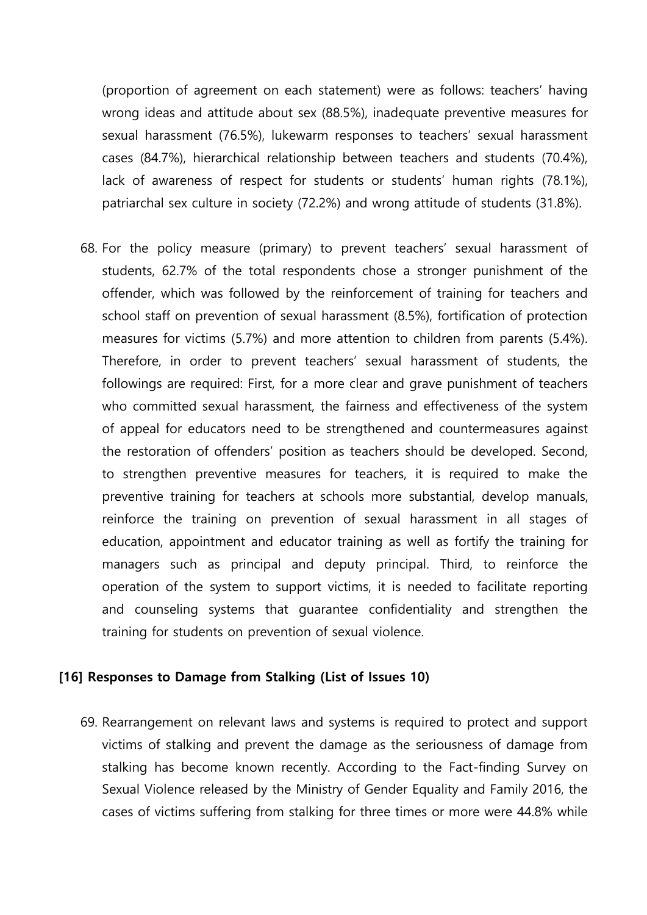(proportion of agreement on each statement) were as follows: teachers' having wrong ideas and attitude about sex (88.5%), inadequate preventive measures for sexual harassment (76.5%), lukewarm responses to teachers' sexual harassment cases (84.7%), hierarchical relationship between teachers and students (70.4%), lack of awareness of respect for students or students' human rights (78.1%), patriarchal sex culture in society (72.2%) and wrong attitude of students (31.8%).

68. For the policy measure (primary) to prevent teachers' sexual harassment of students, 62.7% of the total respondents chose a stronger punishment of the offender, which was followed by the reinforcement of training for teachers and school staff on prevention of sexual harassment (8.5%), fortification of protection measures for victims (5.7%) and more attention to children from parents (5.4%). Therefore, in order to prevent teachers' sexual harassment of students, the followings are required: First, for a more clear and grave punishment of teachers who committed sexual harassment, the fairness and effectiveness of the system of appeal for educators need to be strengthened and countermeasures against the restoration of offenders' position as teachers should be developed. Second, to strengthen preventive measures for teachers, it is required to make the preventive training for teachers at schools more substantial, develop manuals, reinforce the training on prevention of sexual harassment in all stages of education, appointment and educator training as well as fortify the training for managers such as principal and deputy principal. Third, to reinforce the operation of the system to support victims, it is needed to facilitate reporting and counseling systems that guarantee confidentiality and strengthen the training for students on prevention of sexual violence.

**[16] Responses to Damage from Stalking (List of Issues 10)**

69. Rearrangement on relevant laws and systems is required to protect and support victims of stalking and prevent the damage as the seriousness of damage from stalking has become known recently. According to the Fact-finding Survey on Sexual Violence released by the Ministry of Gender Equality and Family 2016, the cases of victims suffering from stalking for three times or more were 44.8% while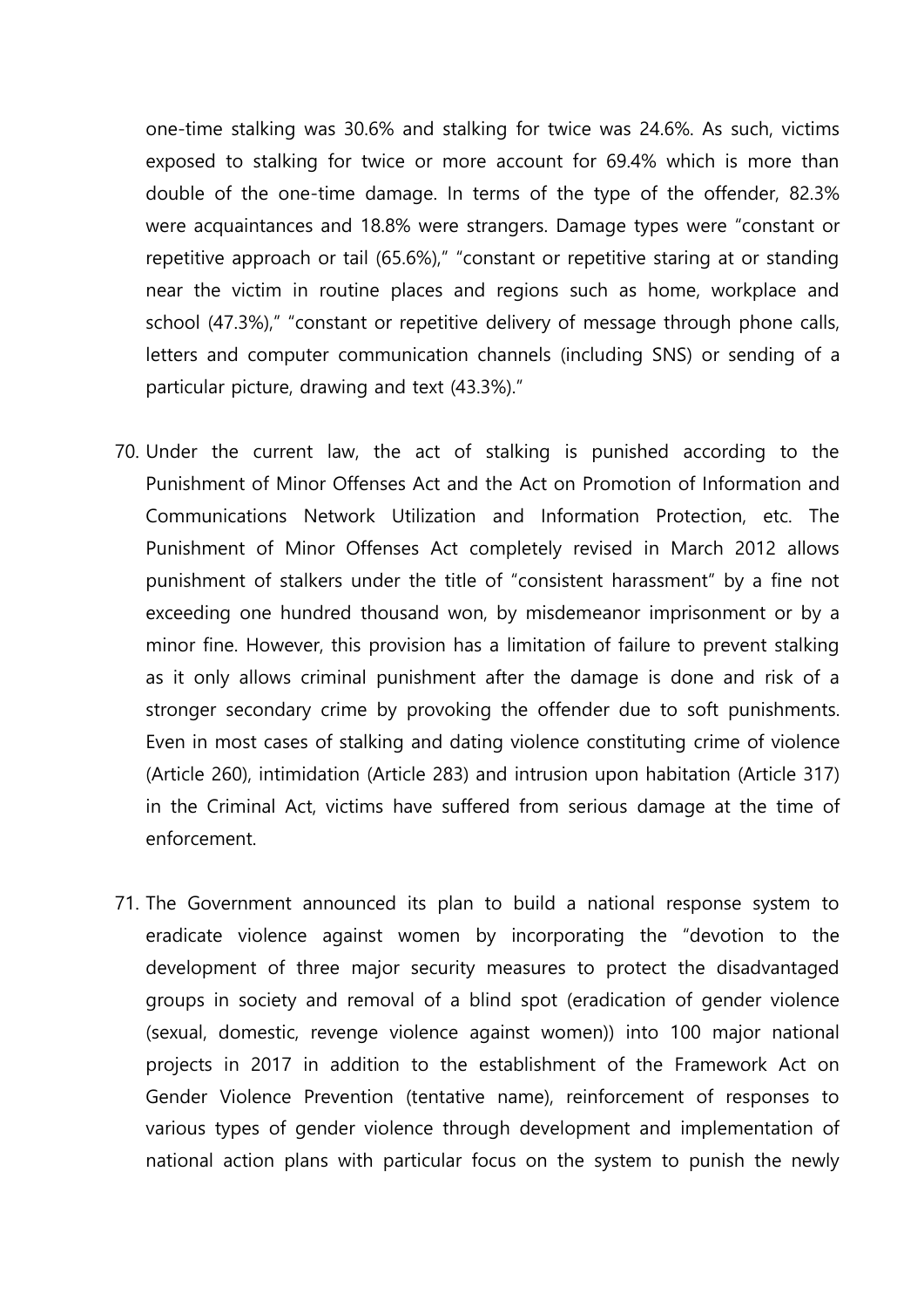one-time stalking was 30.6% and stalking for twice was 24.6%. As such, victims exposed to stalking for twice or more account for 69.4% which is more than double of the one-time damage. In terms of the type of the offender, 82.3% were acquaintances and 18.8% were strangers. Damage types were "constant or repetitive approach or tail (65.6%)," "constant or repetitive staring at or standing near the victim in routine places and regions such as home, workplace and school (47.3%)," "constant or repetitive delivery of message through phone calls, letters and computer communication channels (including SNS) or sending of a particular picture, drawing and text (43.3%)."

70. Under the current law, the act of stalking is punished according to the Punishment of Minor Offenses Act and the Act on Promotion of Information and Communications Network Utilization and Information Protection, etc. The Punishment of Minor Offenses Act completely revised in March 2012 allows punishment of stalkers under the title of "consistent harassment" by a fine not exceeding one hundred thousand won, by misdemeanor imprisonment or by a minor fine. However, this provision has a limitation of failure to prevent stalking as it only allows criminal punishment after the damage is done and risk of a stronger secondary crime by provoking the offender due to soft punishments. Even in most cases of stalking and dating violence constituting crime of violence (Article 260), intimidation (Article 283) and intrusion upon habitation (Article 317) in the Criminal Act, victims have suffered from serious damage at the time of enforcement.

71. The Government announced its plan to build a national response system to eradicate violence against women by incorporating the "devotion to the development of three major security measures to protect the disadvantaged groups in society and removal of a blind spot (eradication of gender violence (sexual, domestic, revenge violence against women)) into 100 major national projects in 2017 in addition to the establishment of the Framework Act on Gender Violence Prevention (tentative name), reinforcement of responses to various types of gender violence through development and implementation of national action plans with particular focus on the system to punish the newly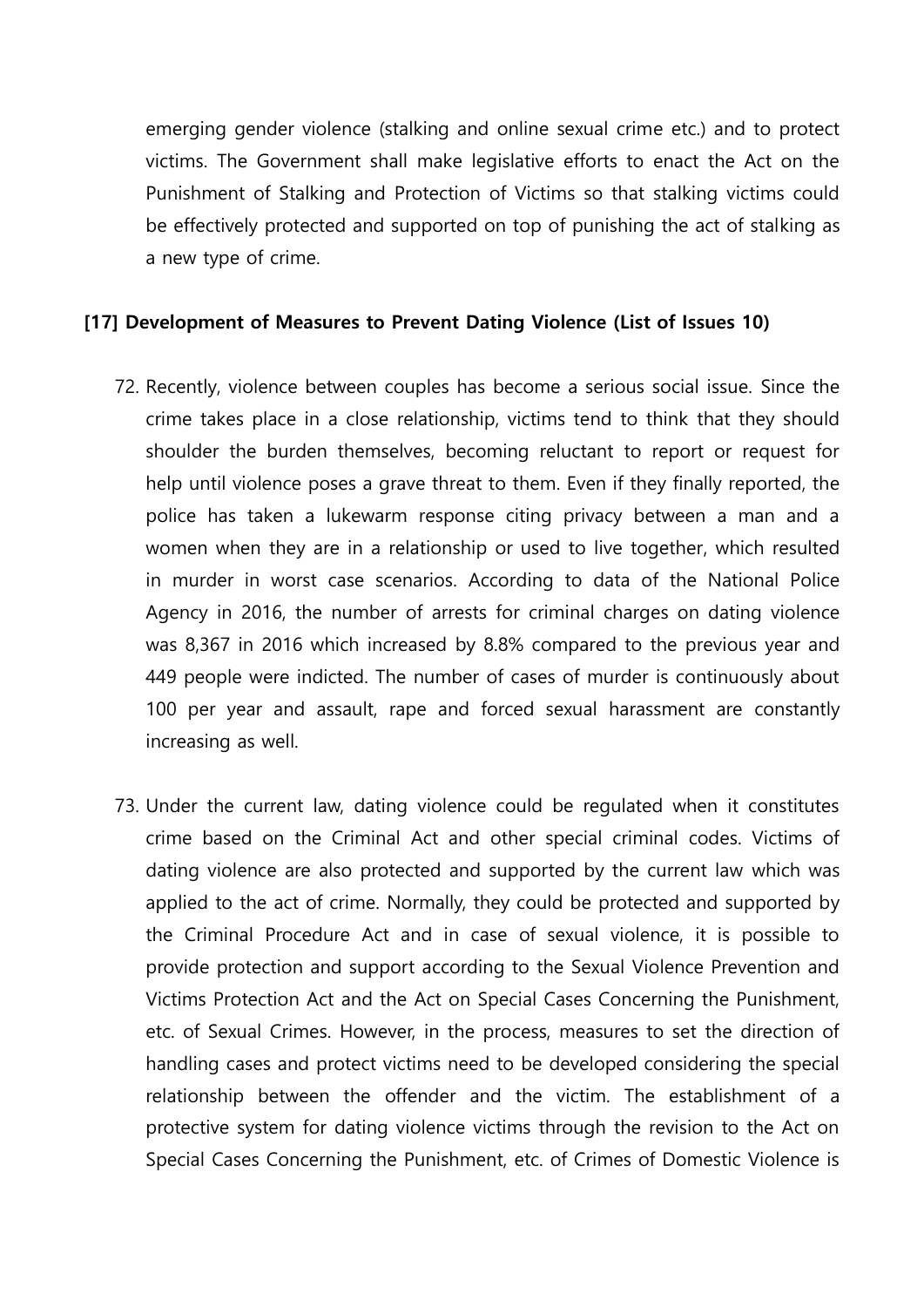emerging gender violence (stalking and online sexual crime etc.) and to protect victims. The Government shall make legislative efforts to enact the Act on the Punishment of Stalking and Protection of Victims so that stalking victims could be effectively protected and supported on top of punishing the act of stalking as a new type of crime.

### [17] Development of Measures to Prevent Dating Violence (List of Issues 10)

72. Recently, violence between couples has become a serious social issue. Since the crime takes place in a close relationship, victims tend to think that they should shoulder the burden themselves, becoming reluctant to report or request for help until violence poses a grave threat to them. Even if they finally reported, the police has taken a lukewarm response citing privacy between a man and a women when they are in a relationship or used to live together, which resulted in murder in worst case scenarios. According to data of the National Police Agency in 2016, the number of arrests for criminal charges on dating violence was 8,367 in 2016 which increased by 8.8% compared to the previous year and 449 people were indicted. The number of cases of murder is continuously about 100 per year and assault, rape and forced sexual harassment are constantly increasing as well.

73. Under the current law, dating violence could be regulated when it constitutes crime based on the Criminal Act and other special criminal codes. Victims of dating violence are also protected and supported by the current law which was applied to the act of crime. Normally, they could be protected and supported by the Criminal Procedure Act and in case of sexual violence, it is possible to provide protection and support according to the Sexual Violence Prevention and Victims Protection Act and the Act on Special Cases Concerning the Punishment, etc. of Sexual Crimes. However, in the process, measures to set the direction of handling cases and protect victims need to be developed considering the special relationship between the offender and the victim. The establishment of a protective system for dating violence victims through the revision to the Act on Special Cases Concerning the Punishment, etc. of Crimes of Domestic Violence is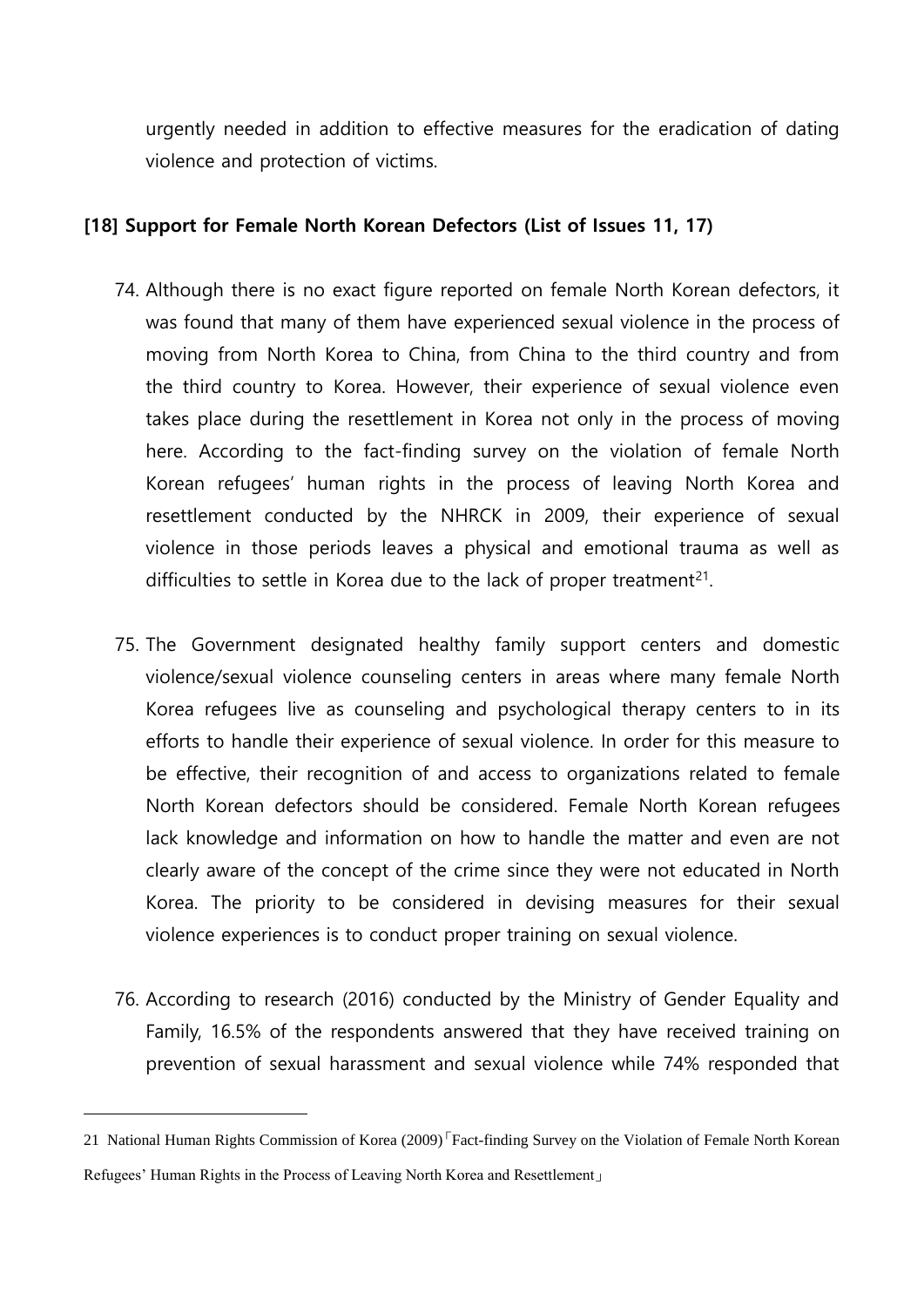urgently needed in addition to effective measures for the eradication of dating violence and protection of victims.

**[18] Support for Female North Korean Defectors (List of Issues 11, 17)**

74. Although there is no exact figure reported on female North Korean defectors, it was found that many of them have experienced sexual violence in the process of moving from North Korea to China, from China to the third country and from the third country to Korea. However, their experience of sexual violence even takes place during the resettlement in Korea not only in the process of moving here. According to the fact-finding survey on the violation of female North Korean refugees' human rights in the process of leaving North Korea and resettlement conducted by the NHRCK in 2009, their experience of sexual violence in those periods leaves a physical and emotional trauma as well as difficulties to settle in Korea due to the lack of proper treatment[21].

75. The Government designated healthy family support centers and domestic violence/sexual violence counseling centers in areas where many female North Korea refugees live as counseling and psychological therapy centers to in its efforts to handle their experience of sexual violence. In order for this measure to be effective, their recognition of and access to organizations related to female North Korean defectors should be considered. Female North Korean refugees lack knowledge and information on how to handle the matter and even are not clearly aware of the concept of the crime since they were not educated in North Korea. The priority to be considered in devising measures for their sexual violence experiences is to conduct proper training on sexual violence.

76. According to research (2016) conducted by the Ministry of Gender Equality and Family, 16.5% of the respondents answered that they have received training on prevention of sexual harassment and sexual violence while 74% responded that

---

21 National Human Rights Commission of Korea (2009)「Fact-finding Survey on the Violation of Female North Korean Refugees' Human Rights in the Process of Leaving North Korea and Resettlement」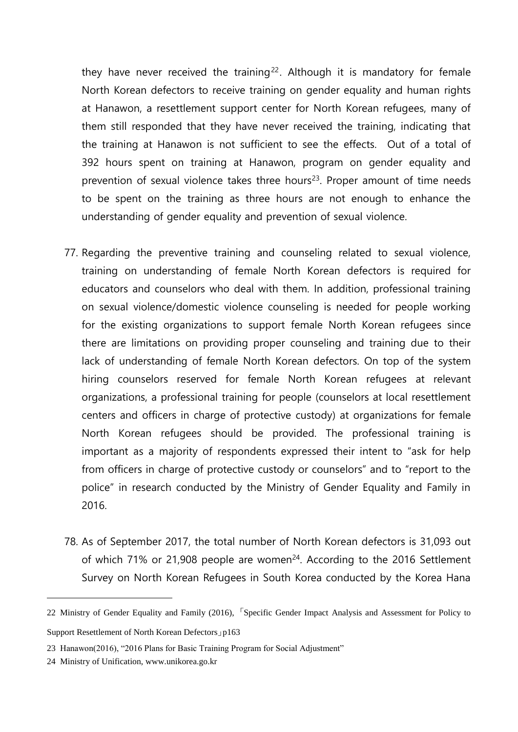they have never received the training[22]. Although it is mandatory for female North Korean defectors to receive training on gender equality and human rights at Hanawon, a resettlement support center for North Korean refugees, many of them still responded that they have never received the training, indicating that the training at Hanawon is not sufficient to see the effects. Out of a total of 392 hours spent on training at Hanawon, program on gender equality and prevention of sexual violence takes three hours[23]. Proper amount of time needs to be spent on the training as three hours are not enough to enhance the understanding of gender equality and prevention of sexual violence.

77. Regarding the preventive training and counseling related to sexual violence, training on understanding of female North Korean defectors is required for educators and counselors who deal with them. In addition, professional training on sexual violence/domestic violence counseling is needed for people working for the existing organizations to support female North Korean refugees since there are limitations on providing proper counseling and training due to their lack of understanding of female North Korean defectors. On top of the system hiring counselors reserved for female North Korean refugees at relevant organizations, a professional training for people (counselors at local resettlement centers and officers in charge of protective custody) at organizations for female North Korean refugees should be provided. The professional training is important as a majority of respondents expressed their intent to "ask for help from officers in charge of protective custody or counselors" and to "report to the police" in research conducted by the Ministry of Gender Equality and Family in 2016.

78. As of September 2017, the total number of North Korean defectors is 31,093 out of which 71% or 21,908 people are women[24]. According to the 2016 Settlement Survey on North Korean Refugees in South Korea conducted by the Korea Hana

---

22 Ministry of Gender Equality and Family (2016), 「Specific Gender Impact Analysis and Assessment for Policy to Support Resettlement of North Korean Defectors」p163

23 Hanawon(2016), "2016 Plans for Basic Training Program for Social Adjustment"

24 Ministry of Unification, www.unikorea.go.kr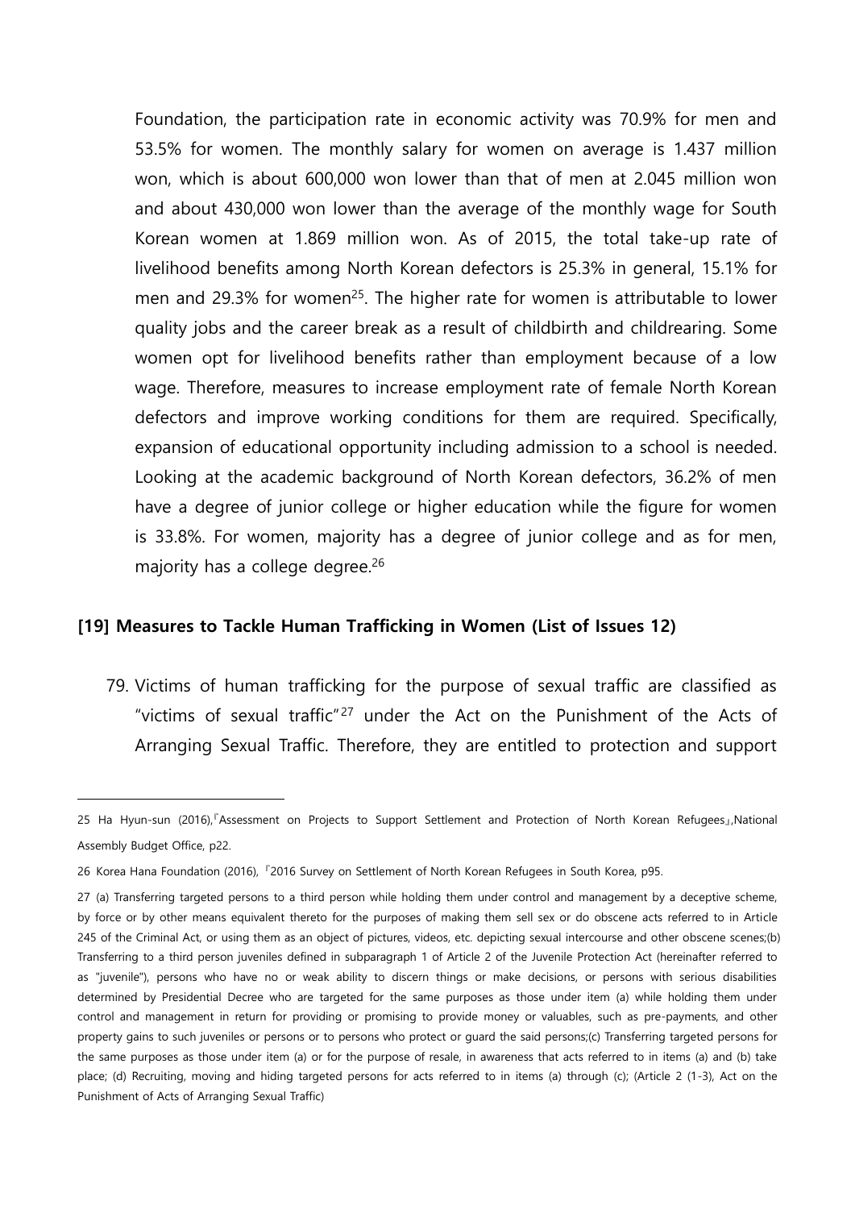Foundation, the participation rate in economic activity was 70.9% for men and 53.5% for women. The monthly salary for women on average is 1.437 million won, which is about 600,000 won lower than that of men at 2.045 million won and about 430,000 won lower than the average of the monthly wage for South Korean women at 1.869 million won. As of 2015, the total take-up rate of livelihood benefits among North Korean defectors is 25.3% in general, 15.1% for men and 29.3% for women[25]. The higher rate for women is attributable to lower quality jobs and the career break as a result of childbirth and childrearing. Some women opt for livelihood benefits rather than employment because of a low wage. Therefore, measures to increase employment rate of female North Korean defectors and improve working conditions for them are required. Specifically, expansion of educational opportunity including admission to a school is needed. Looking at the academic background of North Korean defectors, 36.2% of men have a degree of junior college or higher education while the figure for women is 33.8%. For women, majority has a degree of junior college and as for men, majority has a college degree.[26]

### [19] Measures to Tackle Human Trafficking in Women (List of Issues 12)

79. Victims of human trafficking for the purpose of sexual traffic are classified as "victims of sexual traffic"[27] under the Act on the Punishment of the Acts of Arranging Sexual Traffic. Therefore, they are entitled to protection and support

---

25 Ha Hyun-sun (2016),『Assessment on Projects to Support Settlement and Protection of North Korean Refugees』,National Assembly Budget Office, p22.

26 Korea Hana Foundation (2016), 『2016 Survey on Settlement of North Korean Refugees in South Korea, p95.

27 (a) Transferring targeted persons to a third person while holding them under control and management by a deceptive scheme, by force or by other means equivalent thereto for the purposes of making them sell sex or do obscene acts referred to in Article 245 of the Criminal Act, or using them as an object of pictures, videos, etc. depicting sexual intercourse and other obscene scenes;(b) Transferring to a third person juveniles defined in subparagraph 1 of Article 2 of the Juvenile Protection Act (hereinafter referred to as "juvenile"), persons who have no or weak ability to discern things or make decisions, or persons with serious disabilities determined by Presidential Decree who are targeted for the same purposes as those under item (a) while holding them under control and management in return for providing or promising to provide money or valuables, such as pre-payments, and other property gains to such juveniles or persons or to persons who protect or guard the said persons;(c) Transferring targeted persons for the same purposes as those under item (a) or for the purpose of resale, in awareness that acts referred to in items (a) and (b) take place; (d) Recruiting, moving and hiding targeted persons for acts referred to in items (a) through (c); (Article 2 (1-3), Act on the Punishment of Acts of Arranging Sexual Traffic)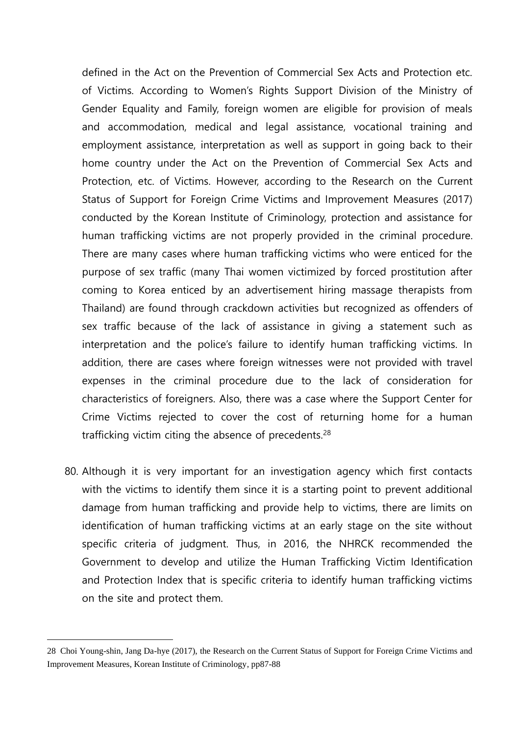defined in the Act on the Prevention of Commercial Sex Acts and Protection etc. of Victims. According to Women's Rights Support Division of the Ministry of Gender Equality and Family, foreign women are eligible for provision of meals and accommodation, medical and legal assistance, vocational training and employment assistance, interpretation as well as support in going back to their home country under the Act on the Prevention of Commercial Sex Acts and Protection, etc. of Victims. However, according to the Research on the Current Status of Support for Foreign Crime Victims and Improvement Measures (2017) conducted by the Korean Institute of Criminology, protection and assistance for human trafficking victims are not properly provided in the criminal procedure. There are many cases where human trafficking victims who were enticed for the purpose of sex traffic (many Thai women victimized by forced prostitution after coming to Korea enticed by an advertisement hiring massage therapists from Thailand) are found through crackdown activities but recognized as offenders of sex traffic because of the lack of assistance in giving a statement such as interpretation and the police's failure to identify human trafficking victims. In addition, there are cases where foreign witnesses were not provided with travel expenses in the criminal procedure due to the lack of consideration for characteristics of foreigners. Also, there was a case where the Support Center for Crime Victims rejected to cover the cost of returning home for a human trafficking victim citing the absence of precedents.[28]

80. Although it is very important for an investigation agency which first contacts with the victims to identify them since it is a starting point to prevent additional damage from human trafficking and provide help to victims, there are limits on identification of human trafficking victims at an early stage on the site without specific criteria of judgment. Thus, in 2016, the NHRCK recommended the Government to develop and utilize the Human Trafficking Victim Identification and Protection Index that is specific criteria to identify human trafficking victims on the site and protect them.

---

28 Choi Young-shin, Jang Da-hye (2017), the Research on the Current Status of Support for Foreign Crime Victims and Improvement Measures, Korean Institute of Criminology, pp87-88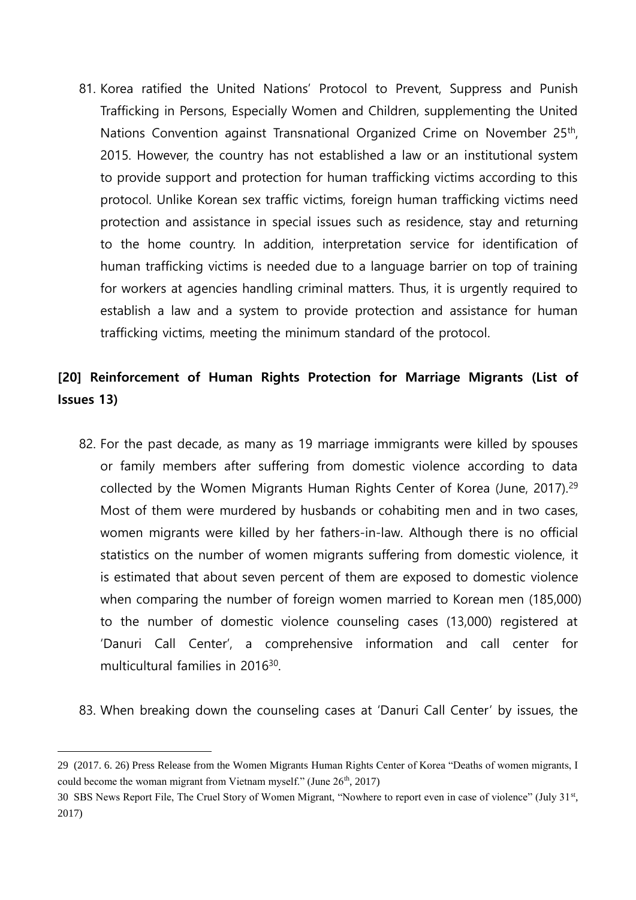81. Korea ratified the United Nations' Protocol to Prevent, Suppress and Punish Trafficking in Persons, Especially Women and Children, supplementing the United Nations Convention against Transnational Organized Crime on November 25th, 2015. However, the country has not established a law or an institutional system to provide support and protection for human trafficking victims according to this protocol. Unlike Korean sex traffic victims, foreign human trafficking victims need protection and assistance in special issues such as residence, stay and returning to the home country. In addition, interpretation service for identification of human trafficking victims is needed due to a language barrier on top of training for workers at agencies handling criminal matters. Thus, it is urgently required to establish a law and a system to provide protection and assistance for human trafficking victims, meeting the minimum standard of the protocol.

## [20] Reinforcement of Human Rights Protection for Marriage Migrants (List of Issues 13)

82. For the past decade, as many as 19 marriage immigrants were killed by spouses or family members after suffering from domestic violence according to data collected by the Women Migrants Human Rights Center of Korea (June, 2017).[29] Most of them were murdered by husbands or cohabiting men and in two cases, women migrants were killed by her fathers-in-law. Although there is no official statistics on the number of women migrants suffering from domestic violence, it is estimated that about seven percent of them are exposed to domestic violence when comparing the number of foreign women married to Korean men (185,000) to the number of domestic violence counseling cases (13,000) registered at 'Danuri Call Center', a comprehensive information and call center for multicultural families in 2016[30].

83. When breaking down the counseling cases at 'Danuri Call Center' by issues, the

---

29 (2017. 6. 26) Press Release from the Women Migrants Human Rights Center of Korea "Deaths of women migrants, I could become the woman migrant from Vietnam myself." (June 26th, 2017)

30 SBS News Report File, The Cruel Story of Women Migrant, "Nowhere to report even in case of violence" (July 31st, 2017)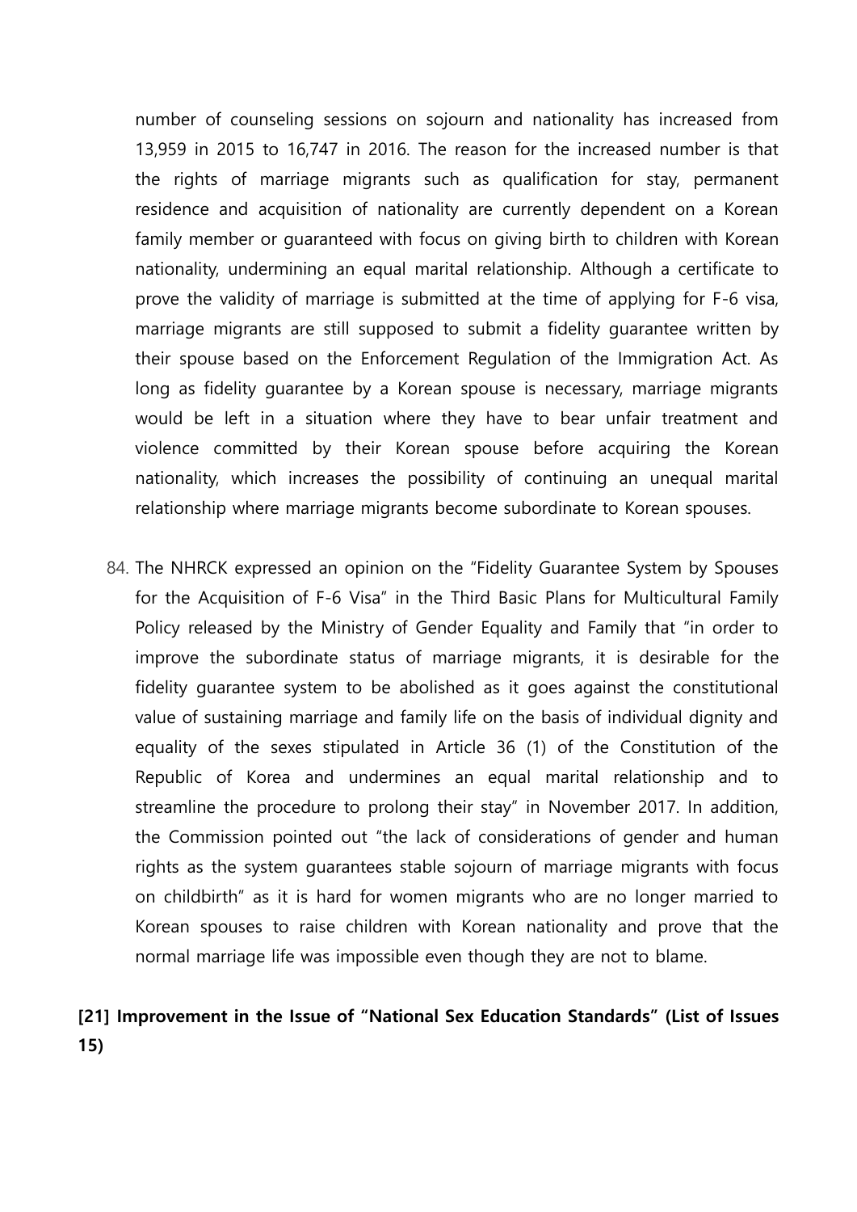number of counseling sessions on sojourn and nationality has increased from 13,959 in 2015 to 16,747 in 2016. The reason for the increased number is that the rights of marriage migrants such as qualification for stay, permanent residence and acquisition of nationality are currently dependent on a Korean family member or guaranteed with focus on giving birth to children with Korean nationality, undermining an equal marital relationship. Although a certificate to prove the validity of marriage is submitted at the time of applying for F-6 visa, marriage migrants are still supposed to submit a fidelity guarantee written by their spouse based on the Enforcement Regulation of the Immigration Act. As long as fidelity guarantee by a Korean spouse is necessary, marriage migrants would be left in a situation where they have to bear unfair treatment and violence committed by their Korean spouse before acquiring the Korean nationality, which increases the possibility of continuing an unequal marital relationship where marriage migrants become subordinate to Korean spouses.

84. The NHRCK expressed an opinion on the "Fidelity Guarantee System by Spouses for the Acquisition of F-6 Visa" in the Third Basic Plans for Multicultural Family Policy released by the Ministry of Gender Equality and Family that "in order to improve the subordinate status of marriage migrants, it is desirable for the fidelity guarantee system to be abolished as it goes against the constitutional value of sustaining marriage and family life on the basis of individual dignity and equality of the sexes stipulated in Article 36 (1) of the Constitution of the Republic of Korea and undermines an equal marital relationship and to streamline the procedure to prolong their stay" in November 2017. In addition, the Commission pointed out "the lack of considerations of gender and human rights as the system guarantees stable sojourn of marriage migrants with focus on childbirth" as it is hard for women migrants who are no longer married to Korean spouses to raise children with Korean nationality and prove that the normal marriage life was impossible even though they are not to blame.

**[21] Improvement in the Issue of "National Sex Education Standards" (List of Issues 15)**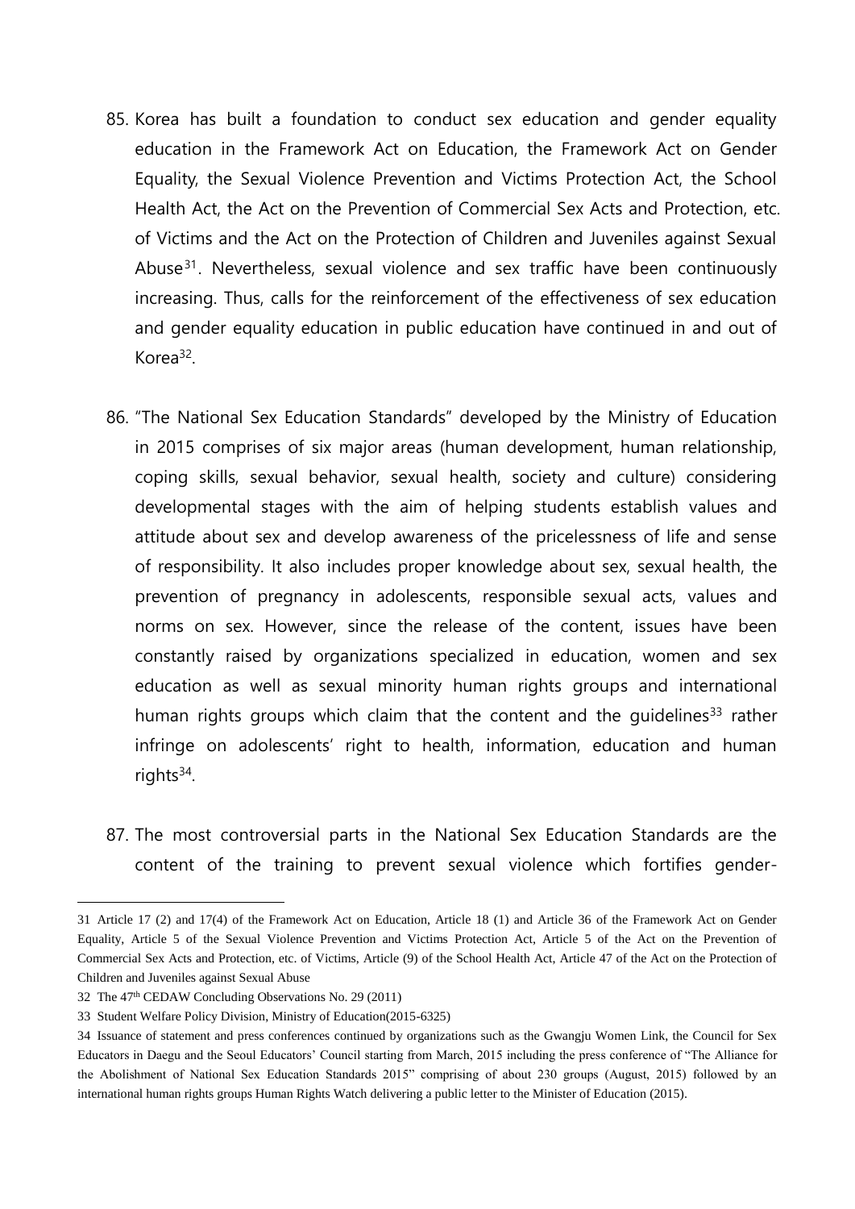85. Korea has built a foundation to conduct sex education and gender equality education in the Framework Act on Education, the Framework Act on Gender Equality, the Sexual Violence Prevention and Victims Protection Act, the School Health Act, the Act on the Prevention of Commercial Sex Acts and Protection, etc. of Victims and the Act on the Protection of Children and Juveniles against Sexual Abuse[31]. Nevertheless, sexual violence and sex traffic have been continuously increasing. Thus, calls for the reinforcement of the effectiveness of sex education and gender equality education in public education have continued in and out of Korea[32].

86. "The National Sex Education Standards" developed by the Ministry of Education in 2015 comprises of six major areas (human development, human relationship, coping skills, sexual behavior, sexual health, society and culture) considering developmental stages with the aim of helping students establish values and attitude about sex and develop awareness of the pricelessness of life and sense of responsibility. It also includes proper knowledge about sex, sexual health, the prevention of pregnancy in adolescents, responsible sexual acts, values and norms on sex. However, since the release of the content, issues have been constantly raised by organizations specialized in education, women and sex education as well as sexual minority human rights groups and international human rights groups which claim that the content and the guidelines[33] rather infringe on adolescents' right to health, information, education and human rights[34].

87. The most controversial parts in the National Sex Education Standards are the content of the training to prevent sexual violence which fortifies gender-

---

31 Article 17 (2) and 17(4) of the Framework Act on Education, Article 18 (1) and Article 36 of the Framework Act on Gender Equality, Article 5 of the Sexual Violence Prevention and Victims Protection Act, Article 5 of the Act on the Prevention of Commercial Sex Acts and Protection, etc. of Victims, Article (9) of the School Health Act, Article 47 of the Act on the Protection of Children and Juveniles against Sexual Abuse

32 The 47th CEDAW Concluding Observations No. 29 (2011)

33 Student Welfare Policy Division, Ministry of Education(2015-6325)

34 Issuance of statement and press conferences continued by organizations such as the Gwangju Women Link, the Council for Sex Educators in Daegu and the Seoul Educators' Council starting from March, 2015 including the press conference of "The Alliance for the Abolishment of National Sex Education Standards 2015" comprising of about 230 groups (August, 2015) followed by an international human rights groups Human Rights Watch delivering a public letter to the Minister of Education (2015).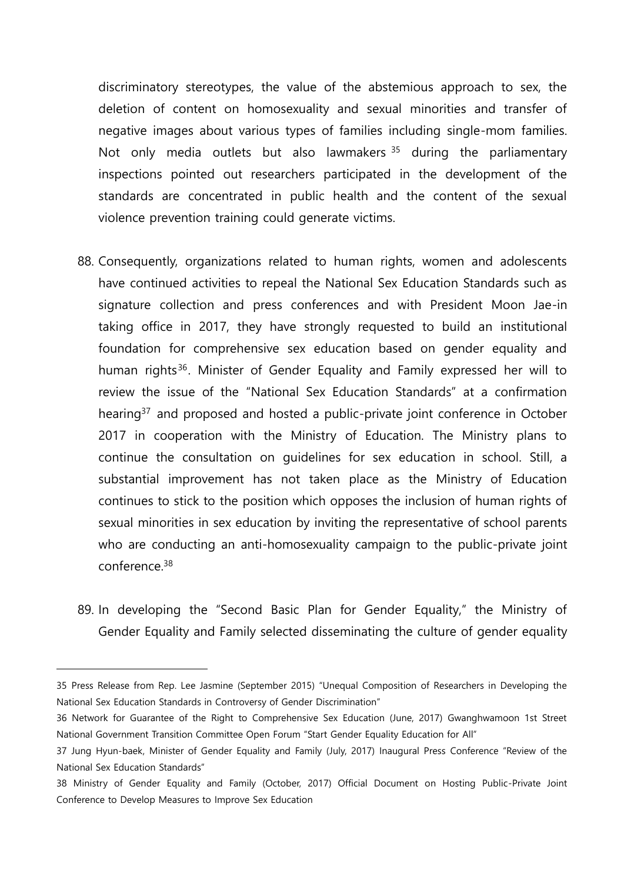discriminatory stereotypes, the value of the abstemious approach to sex, the deletion of content on homosexuality and sexual minorities and transfer of negative images about various types of families including single-mom families. Not only media outlets but also lawmakers [35] during the parliamentary inspections pointed out researchers participated in the development of the standards are concentrated in public health and the content of the sexual violence prevention training could generate victims.

88. Consequently, organizations related to human rights, women and adolescents have continued activities to repeal the National Sex Education Standards such as signature collection and press conferences and with President Moon Jae-in taking office in 2017, they have strongly requested to build an institutional foundation for comprehensive sex education based on gender equality and human rights[36]. Minister of Gender Equality and Family expressed her will to review the issue of the "National Sex Education Standards" at a confirmation hearing[37] and proposed and hosted a public-private joint conference in October 2017 in cooperation with the Ministry of Education. The Ministry plans to continue the consultation on guidelines for sex education in school. Still, a substantial improvement has not taken place as the Ministry of Education continues to stick to the position which opposes the inclusion of human rights of sexual minorities in sex education by inviting the representative of school parents who are conducting an anti-homosexuality campaign to the public-private joint conference.[38]

89. In developing the "Second Basic Plan for Gender Equality," the Ministry of Gender Equality and Family selected disseminating the culture of gender equality

---

35 Press Release from Rep. Lee Jasmine (September 2015) "Unequal Composition of Researchers in Developing the National Sex Education Standards in Controversy of Gender Discrimination"

36 Network for Guarantee of the Right to Comprehensive Sex Education (June, 2017) Gwanghwamoon 1st Street National Government Transition Committee Open Forum "Start Gender Equality Education for All"

37 Jung Hyun-baek, Minister of Gender Equality and Family (July, 2017) Inaugural Press Conference "Review of the National Sex Education Standards"

38 Ministry of Gender Equality and Family (October, 2017) Official Document on Hosting Public-Private Joint Conference to Develop Measures to Improve Sex Education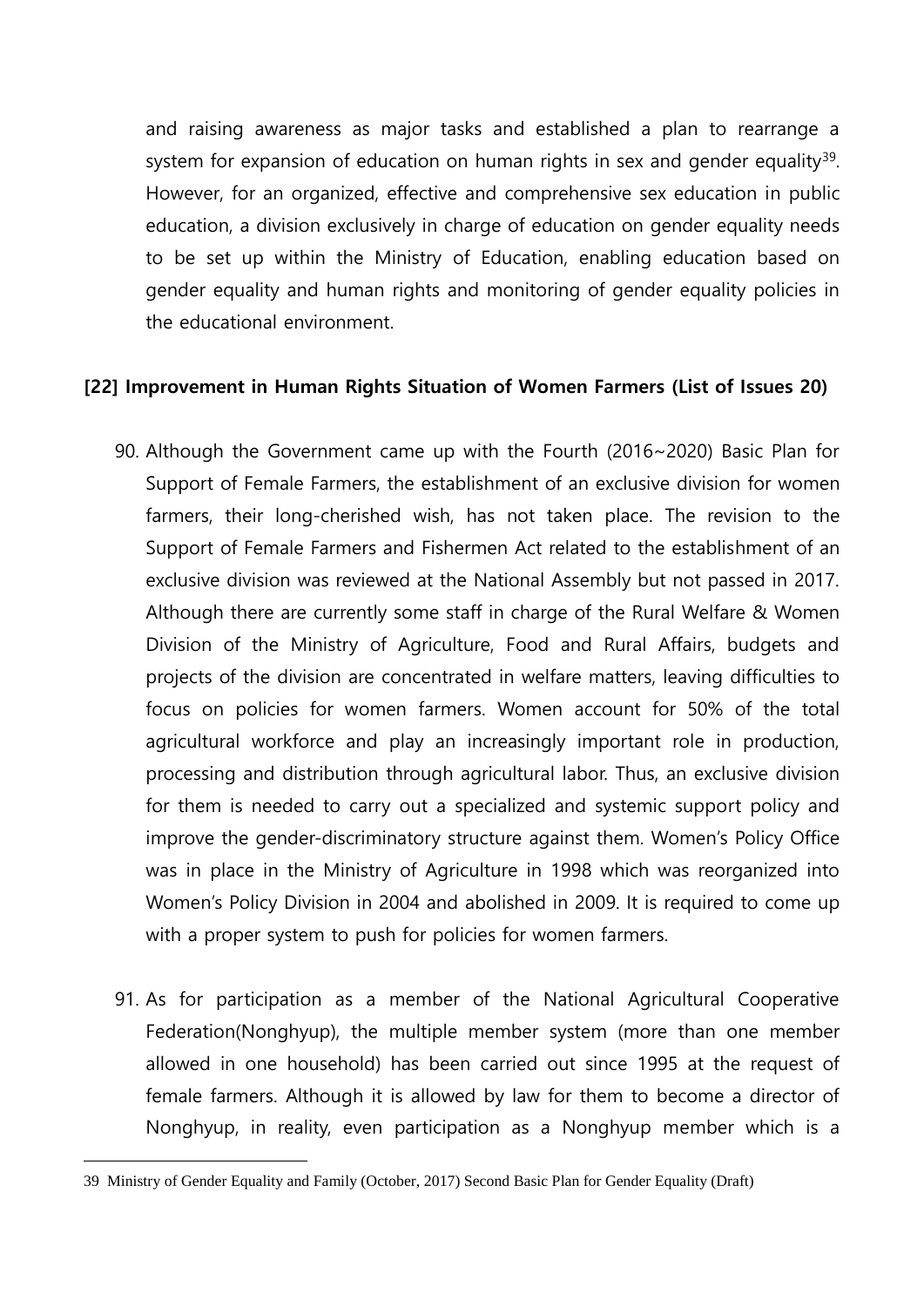and raising awareness as major tasks and established a plan to rearrange a system for expansion of education on human rights in sex and gender equality[39]. However, for an organized, effective and comprehensive sex education in public education, a division exclusively in charge of education on gender equality needs to be set up within the Ministry of Education, enabling education based on gender equality and human rights and monitoring of gender equality policies in the educational environment.

**[22] Improvement in Human Rights Situation of Women Farmers (List of Issues 20)**

90. Although the Government came up with the Fourth (2016~2020) Basic Plan for Support of Female Farmers, the establishment of an exclusive division for women farmers, their long-cherished wish, has not taken place. The revision to the Support of Female Farmers and Fishermen Act related to the establishment of an exclusive division was reviewed at the National Assembly but not passed in 2017. Although there are currently some staff in charge of the Rural Welfare & Women Division of the Ministry of Agriculture, Food and Rural Affairs, budgets and projects of the division are concentrated in welfare matters, leaving difficulties to focus on policies for women farmers. Women account for 50% of the total agricultural workforce and play an increasingly important role in production, processing and distribution through agricultural labor. Thus, an exclusive division for them is needed to carry out a specialized and systemic support policy and improve the gender-discriminatory structure against them. Women's Policy Office was in place in the Ministry of Agriculture in 1998 which was reorganized into Women's Policy Division in 2004 and abolished in 2009. It is required to come up with a proper system to push for policies for women farmers.

91. As for participation as a member of the National Agricultural Cooperative Federation(Nonghyup), the multiple member system (more than one member allowed in one household) has been carried out since 1995 at the request of female farmers. Although it is allowed by law for them to become a director of Nonghyup, in reality, even participation as a Nonghyup member which is a

---

39 Ministry of Gender Equality and Family (October, 2017) Second Basic Plan for Gender Equality (Draft)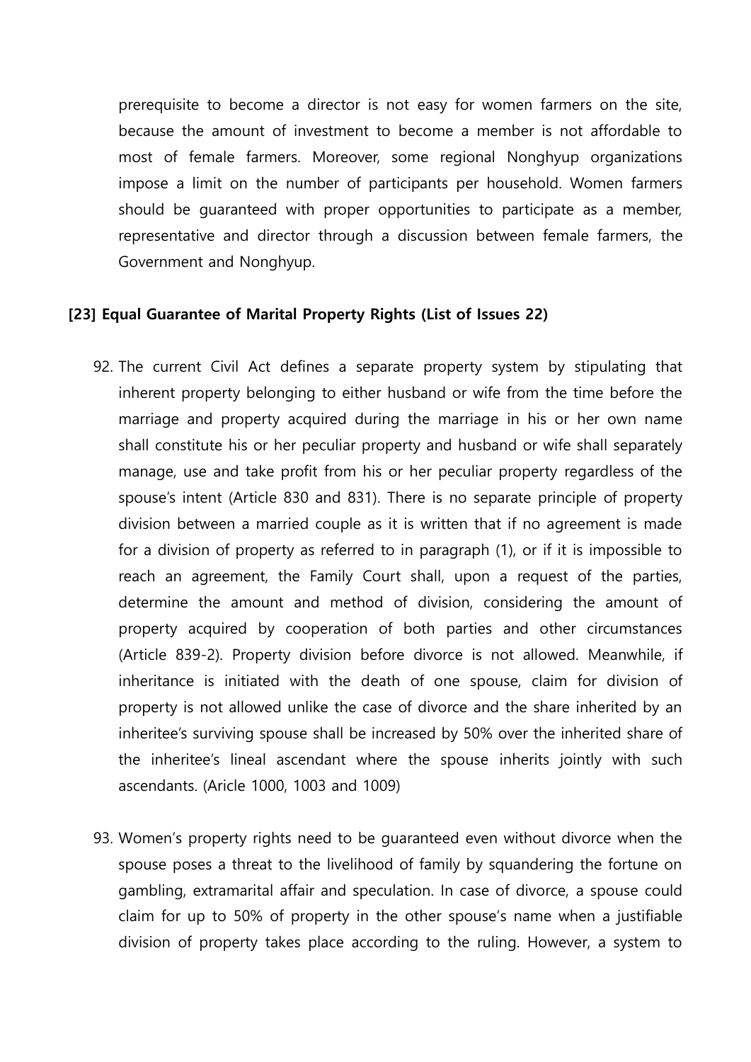prerequisite to become a director is not easy for women farmers on the site, because the amount of investment to become a member is not affordable to most of female farmers. Moreover, some regional Nonghyup organizations impose a limit on the number of participants per household. Women farmers should be guaranteed with proper opportunities to participate as a member, representative and director through a discussion between female farmers, the Government and Nonghyup.

### [23] Equal Guarantee of Marital Property Rights (List of Issues 22)

92. The current Civil Act defines a separate property system by stipulating that inherent property belonging to either husband or wife from the time before the marriage and property acquired during the marriage in his or her own name shall constitute his or her peculiar property and husband or wife shall separately manage, use and take profit from his or her peculiar property regardless of the spouse's intent (Article 830 and 831). There is no separate principle of property division between a married couple as it is written that if no agreement is made for a division of property as referred to in paragraph (1), or if it is impossible to reach an agreement, the Family Court shall, upon a request of the parties, determine the amount and method of division, considering the amount of property acquired by cooperation of both parties and other circumstances (Article 839-2). Property division before divorce is not allowed. Meanwhile, if inheritance is initiated with the death of one spouse, claim for division of property is not allowed unlike the case of divorce and the share inherited by an inheritee's surviving spouse shall be increased by 50% over the inherited share of the inheritee's lineal ascendant where the spouse inherits jointly with such ascendants. (Aricle 1000, 1003 and 1009)

93. Women's property rights need to be guaranteed even without divorce when the spouse poses a threat to the livelihood of family by squandering the fortune on gambling, extramarital affair and speculation. In case of divorce, a spouse could claim for up to 50% of property in the other spouse's name when a justifiable division of property takes place according to the ruling. However, a system to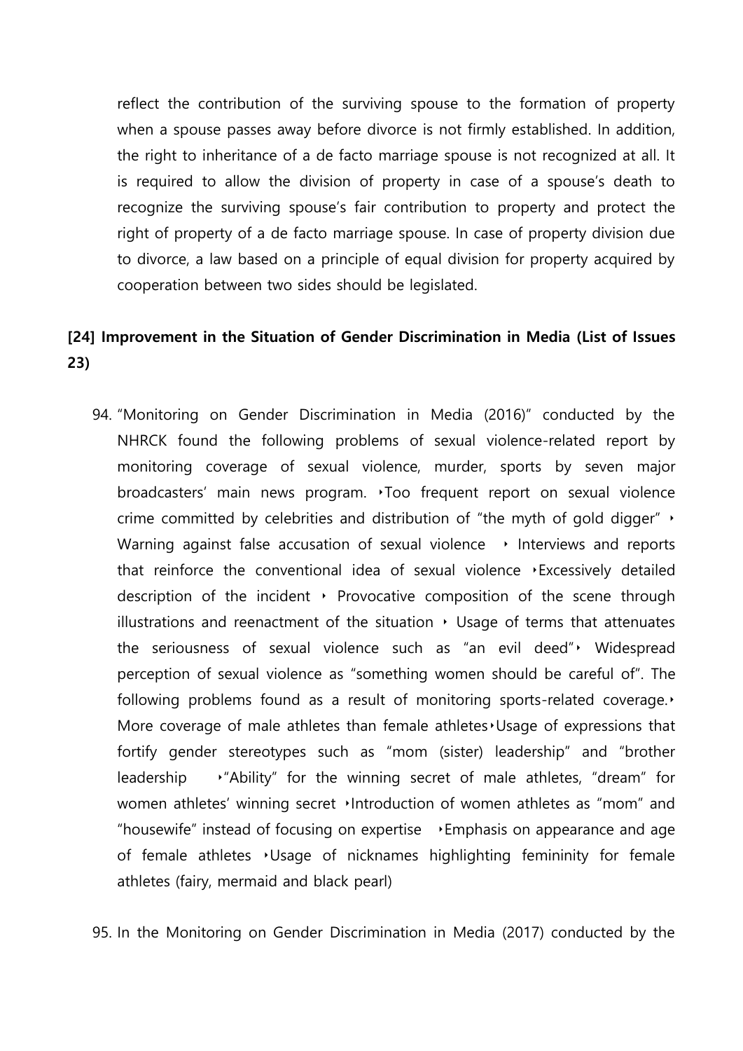reflect the contribution of the surviving spouse to the formation of property when a spouse passes away before divorce is not firmly established. In addition, the right to inheritance of a de facto marriage spouse is not recognized at all. It is required to allow the division of property in case of a spouse's death to recognize the surviving spouse's fair contribution to property and protect the right of property of a de facto marriage spouse. In case of property division due to divorce, a law based on a principle of equal division for property acquired by cooperation between two sides should be legislated.

## [24] Improvement in the Situation of Gender Discrimination in Media (List of Issues 23)

94. "Monitoring on Gender Discrimination in Media (2016)" conducted by the NHRCK found the following problems of sexual violence-related report by monitoring coverage of sexual violence, murder, sports by seven major broadcasters' main news program. ‣Too frequent report on sexual violence crime committed by celebrities and distribution of "the myth of gold digger" ‣ Warning against false accusation of sexual violence ‣ Interviews and reports that reinforce the conventional idea of sexual violence ‣Excessively detailed description of the incident ‣ Provocative composition of the scene through illustrations and reenactment of the situation ‣ Usage of terms that attenuates the seriousness of sexual violence such as "an evil deed"‣ Widespread perception of sexual violence as "something women should be careful of". The following problems found as a result of monitoring sports-related coverage.‣ More coverage of male athletes than female athletes‣Usage of expressions that fortify gender stereotypes such as "mom (sister) leadership" and "brother leadership ‣"Ability" for the winning secret of male athletes, "dream" for women athletes' winning secret ‣Introduction of women athletes as "mom" and "housewife" instead of focusing on expertise ‣Emphasis on appearance and age of female athletes ‣Usage of nicknames highlighting femininity for female athletes (fairy, mermaid and black pearl)

95. In the Monitoring on Gender Discrimination in Media (2017) conducted by the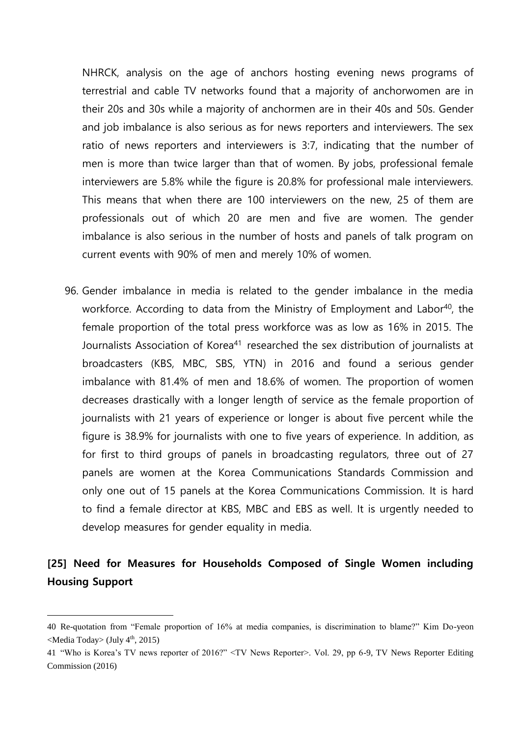NHRCK, analysis on the age of anchors hosting evening news programs of terrestrial and cable TV networks found that a majority of anchorwomen are in their 20s and 30s while a majority of anchormen are in their 40s and 50s. Gender and job imbalance is also serious as for news reporters and interviewers. The sex ratio of news reporters and interviewers is 3:7, indicating that the number of men is more than twice larger than that of women. By jobs, professional female interviewers are 5.8% while the figure is 20.8% for professional male interviewers. This means that when there are 100 interviewers on the new, 25 of them are professionals out of which 20 are men and five are women. The gender imbalance is also serious in the number of hosts and panels of talk program on current events with 90% of men and merely 10% of women.

96. Gender imbalance in media is related to the gender imbalance in the media workforce. According to data from the Ministry of Employment and Labor[40], the female proportion of the total press workforce was as low as 16% in 2015. The Journalists Association of Korea[41] researched the sex distribution of journalists at broadcasters (KBS, MBC, SBS, YTN) in 2016 and found a serious gender imbalance with 81.4% of men and 18.6% of women. The proportion of women decreases drastically with a longer length of service as the female proportion of journalists with 21 years of experience or longer is about five percent while the figure is 38.9% for journalists with one to five years of experience. In addition, as for first to third groups of panels in broadcasting regulators, three out of 27 panels are women at the Korea Communications Standards Commission and only one out of 15 panels at the Korea Communications Commission. It is hard to find a female director at KBS, MBC and EBS as well. It is urgently needed to develop measures for gender equality in media.

## [25] Need for Measures for Households Composed of Single Women including Housing Support

---

40 Re-quotation from "Female proportion of 16% at media companies, is discrimination to blame?" Kim Do-yeon <Media Today> (July 4th, 2015)

41 "Who is Korea's TV news reporter of 2016?" <TV News Reporter>. Vol. 29, pp 6-9, TV News Reporter Editing Commission (2016)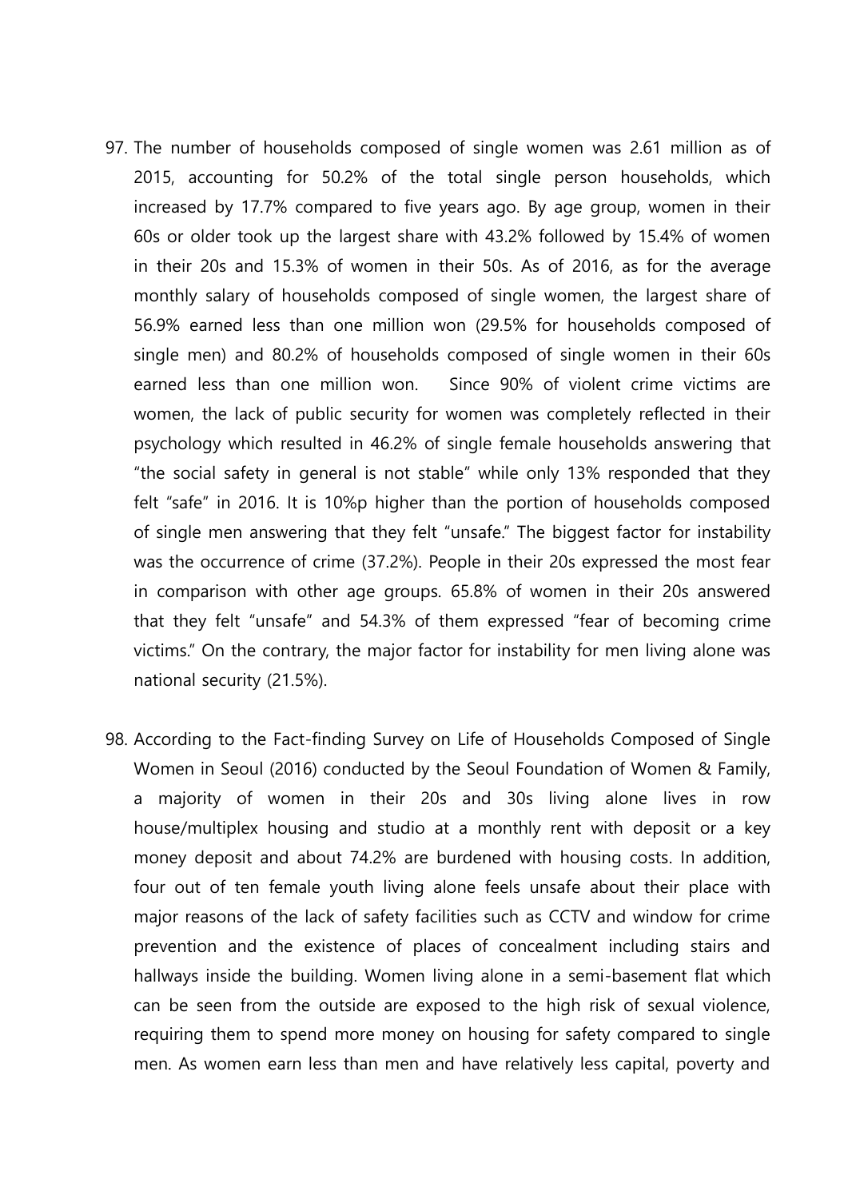97. The number of households composed of single women was 2.61 million as of 2015, accounting for 50.2% of the total single person households, which increased by 17.7% compared to five years ago. By age group, women in their 60s or older took up the largest share with 43.2% followed by 15.4% of women in their 20s and 15.3% of women in their 50s. As of 2016, as for the average monthly salary of households composed of single women, the largest share of 56.9% earned less than one million won (29.5% for households composed of single men) and 80.2% of households composed of single women in their 60s earned less than one million won. Since 90% of violent crime victims are women, the lack of public security for women was completely reflected in their psychology which resulted in 46.2% of single female households answering that "the social safety in general is not stable" while only 13% responded that they felt "safe" in 2016. It is 10%p higher than the portion of households composed of single men answering that they felt "unsafe." The biggest factor for instability was the occurrence of crime (37.2%). People in their 20s expressed the most fear in comparison with other age groups. 65.8% of women in their 20s answered that they felt "unsafe" and 54.3% of them expressed "fear of becoming crime victims." On the contrary, the major factor for instability for men living alone was national security (21.5%).

98. According to the Fact-finding Survey on Life of Households Composed of Single Women in Seoul (2016) conducted by the Seoul Foundation of Women & Family, a majority of women in their 20s and 30s living alone lives in row house/multiplex housing and studio at a monthly rent with deposit or a key money deposit and about 74.2% are burdened with housing costs. In addition, four out of ten female youth living alone feels unsafe about their place with major reasons of the lack of safety facilities such as CCTV and window for crime prevention and the existence of places of concealment including stairs and hallways inside the building. Women living alone in a semi-basement flat which can be seen from the outside are exposed to the high risk of sexual violence, requiring them to spend more money on housing for safety compared to single men. As women earn less than men and have relatively less capital, poverty and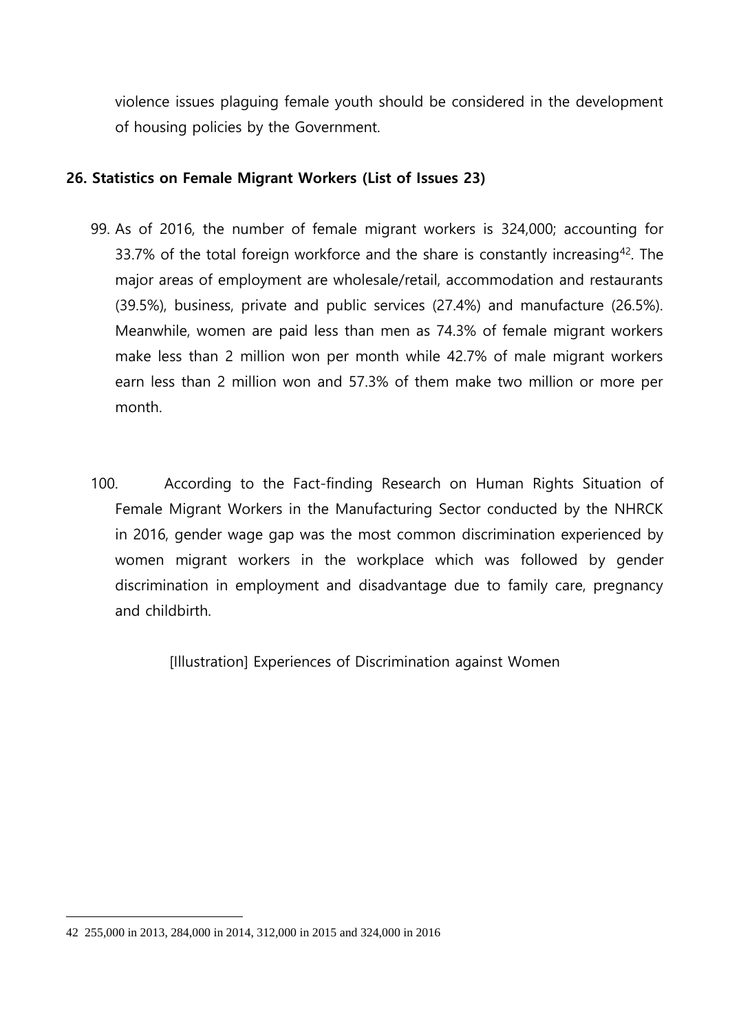violence issues plaguing female youth should be considered in the development of housing policies by the Government.

**26. Statistics on Female Migrant Workers (List of Issues 23)**

99. As of 2016, the number of female migrant workers is 324,000; accounting for 33.7% of the total foreign workforce and the share is constantly increasing[42]. The major areas of employment are wholesale/retail, accommodation and restaurants (39.5%), business, private and public services (27.4%) and manufacture (26.5%). Meanwhile, women are paid less than men as 74.3% of female migrant workers make less than 2 million won per month while 42.7% of male migrant workers earn less than 2 million won and 57.3% of them make two million or more per month.

100. According to the Fact-finding Research on Human Rights Situation of Female Migrant Workers in the Manufacturing Sector conducted by the NHRCK in 2016, gender wage gap was the most common discrimination experienced by women migrant workers in the workplace which was followed by gender discrimination in employment and disadvantage due to family care, pregnancy and childbirth.

[Illustration] Experiences of Discrimination against Women

---

42 255,000 in 2013, 284,000 in 2014, 312,000 in 2015 and 324,000 in 2016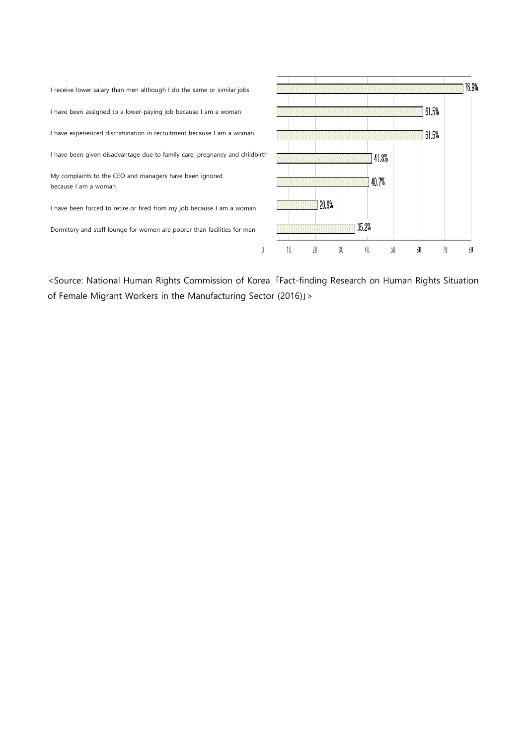I receive lower salary than men although I do the same or similar jobs

I have been assigned to a lower-paying job because I am a woman

I have experienced discrimination in recruitment because I am a woman

I have been given disadvantage due to family care, pregnancy and childbirth

My complaints to the CEO and managers have been ignored because I am a woman

I have been forced to retire or fired from my job because I am a woman

Dormitory and staff lounge for women are poorer than facilities for men

76.9%

61.5%

61.5%

41.8%

40.7%

20.9%

35.2%

0 10 20 30 40 50 60 70 80

<Source: National Human Rights Commission of Korea「Fact-finding Research on Human Rights Situation of Female Migrant Workers in the Manufacturing Sector (2016)」>